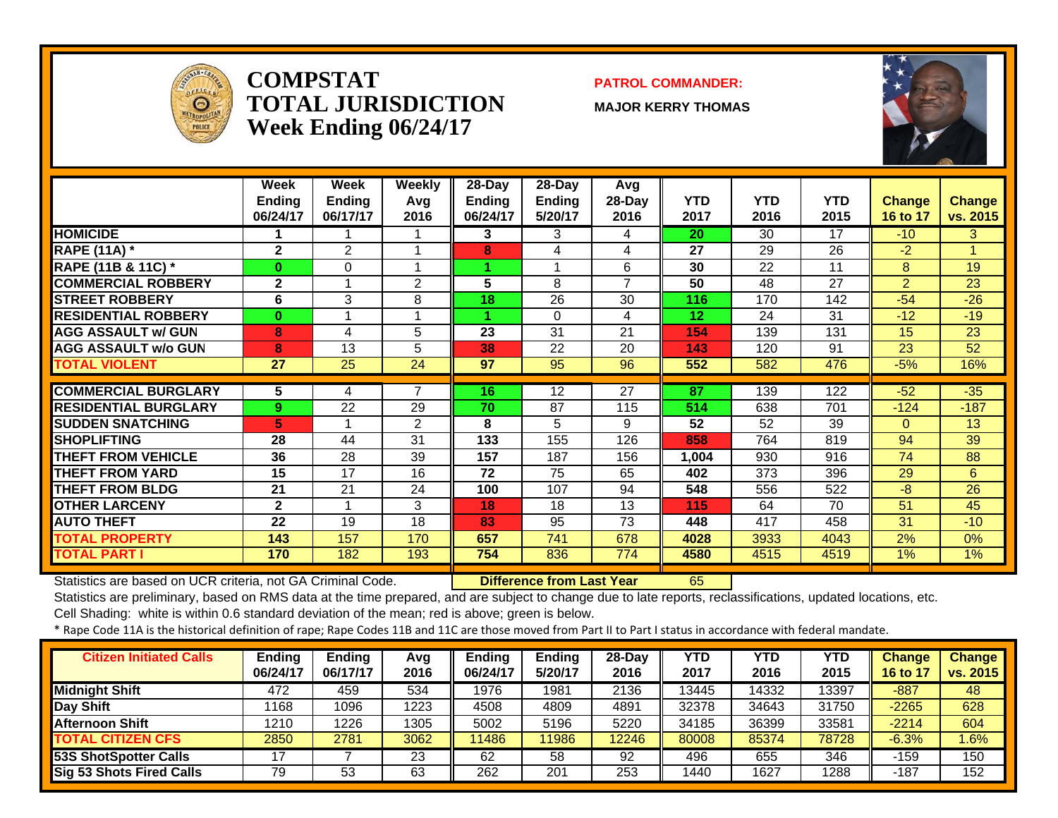# COMPSTAT TOTAL JURISDICTION Week Ending 06/24/17

**PATROL COMMANDER:**

**MAJOR KERRY THOMAS**

| | Week Ending 06/24/17 | Week Ending 06/17/17 | Weekly Avg 2016 | 28-Day Ending 06/24/17 | 28-Day Ending 5/20/17 | Avg 28-Day 2016 | YTD 2017 | YTD 2016 | YTD 2015 | Change 16 to 17 | Change vs. 2015 |
|---|---|---|---|---|---|---|---|---|---|---|---|
| HOMICIDE | 1 | 1 | 1 | 3 | 3 | 4 | 20 | 30 | 17 | -10 | 3 |
| RAPE (11A) * | 2 | 2 | 1 | 8 | 4 | 4 | 27 | 29 | 26 | -2 | 1 |
| RAPE (11B & 11C) * | 0 | 0 | 1 | 1 | 1 | 6 | 30 | 22 | 11 | 8 | 19 |
| COMMERCIAL ROBBERY | 2 | 1 | 2 | 5 | 8 | 7 | 50 | 48 | 27 | 2 | 23 |
| STREET ROBBERY | 6 | 3 | 8 | 18 | 26 | 30 | 116 | 170 | 142 | -54 | -26 |
| RESIDENTIAL ROBBERY | 0 | 1 | 1 | 1 | 0 | 4 | 12 | 24 | 31 | -12 | -19 |
| AGG ASSAULT w/ GUN | 8 | 4 | 5 | 23 | 31 | 21 | 154 | 139 | 131 | 15 | 23 |
| AGG ASSAULT w/o GUN | 8 | 13 | 5 | 38 | 22 | 20 | 143 | 120 | 91 | 23 | 52 |
| TOTAL VIOLENT | 27 | 25 | 24 | 97 | 95 | 96 | 552 | 582 | 476 | -5% | 16% |
| COMMERCIAL BURGLARY | 5 | 4 | 7 | 16 | 12 | 27 | 87 | 139 | 122 | -52 | -35 |
| RESIDENTIAL BURGLARY | 9 | 22 | 29 | 70 | 87 | 115 | 514 | 638 | 701 | -124 | -187 |
| SUDDEN SNATCHING | 5 | 1 | 2 | 8 | 5 | 9 | 52 | 52 | 39 | 0 | 13 |
| SHOPLIFTING | 28 | 44 | 31 | 133 | 155 | 126 | 858 | 764 | 819 | 94 | 39 |
| THEFT FROM VEHICLE | 36 | 28 | 39 | 157 | 187 | 156 | 1,004 | 930 | 916 | 74 | 88 |
| THEFT FROM YARD | 15 | 17 | 16 | 72 | 75 | 65 | 402 | 373 | 396 | 29 | 6 |
| THEFT FROM BLDG | 21 | 21 | 24 | 100 | 107 | 94 | 548 | 556 | 522 | -8 | 26 |
| OTHER LARCENY | 2 | 1 | 3 | 18 | 18 | 13 | 115 | 64 | 70 | 51 | 45 |
| AUTO THEFT | 22 | 19 | 18 | 83 | 95 | 73 | 448 | 417 | 458 | 31 | -10 |
| TOTAL PROPERTY | 143 | 157 | 170 | 657 | 741 | 678 | 4028 | 3933 | 4043 | 2% | 0% |
| TOTAL PART I | 170 | 182 | 193 | 754 | 836 | 774 | 4580 | 4515 | 4519 | 1% | 1% |

Statistics are based on UCR criteria, not GA Criminal Code. **Difference from Last Year** 65

Statistics are preliminary, based on RMS data at the time prepared, and are subject to change due to late reports, reclassifications, updated locations, etc.

Cell Shading: white is within 0.6 standard deviation of the mean; red is above; green is below.

* Rape Code 11A is the historical definition of rape; Rape Codes 11B and 11C are those moved from Part II to Part I status in accordance with federal mandate.

| Citizen Initiated Calls | Ending 06/24/17 | Ending 06/17/17 | Avg 2016 | Ending 06/24/17 | Ending 5/20/17 | 28-Day 2016 | YTD 2017 | YTD 2016 | YTD 2015 | Change 16 to 17 | Change vs. 2015 |
|---|---|---|---|---|---|---|---|---|---|---|---|
| Midnight Shift | 472 | 459 | 534 | 1976 | 1981 | 2136 | 13445 | 14332 | 13397 | -887 | 48 |
| Day Shift | 1168 | 1096 | 1223 | 4508 | 4809 | 4891 | 32378 | 34643 | 31750 | -2265 | 628 |
| Afternoon Shift | 1210 | 1226 | 1305 | 5002 | 5196 | 5220 | 34185 | 36399 | 33581 | -2214 | 604 |
| TOTAL CITIZEN CFS | 2850 | 2781 | 3062 | 11486 | 11986 | 12246 | 80008 | 85374 | 78728 | -6.3% | 1.6% |
| 53S ShotSpotter Calls | 17 | 7 | 23 | 62 | 58 | 92 | 496 | 655 | 346 | -159 | 150 |
| Sig 53 Shots Fired Calls | 79 | 53 | 63 | 262 | 201 | 253 | 1440 | 1627 | 1288 | -187 | 152 |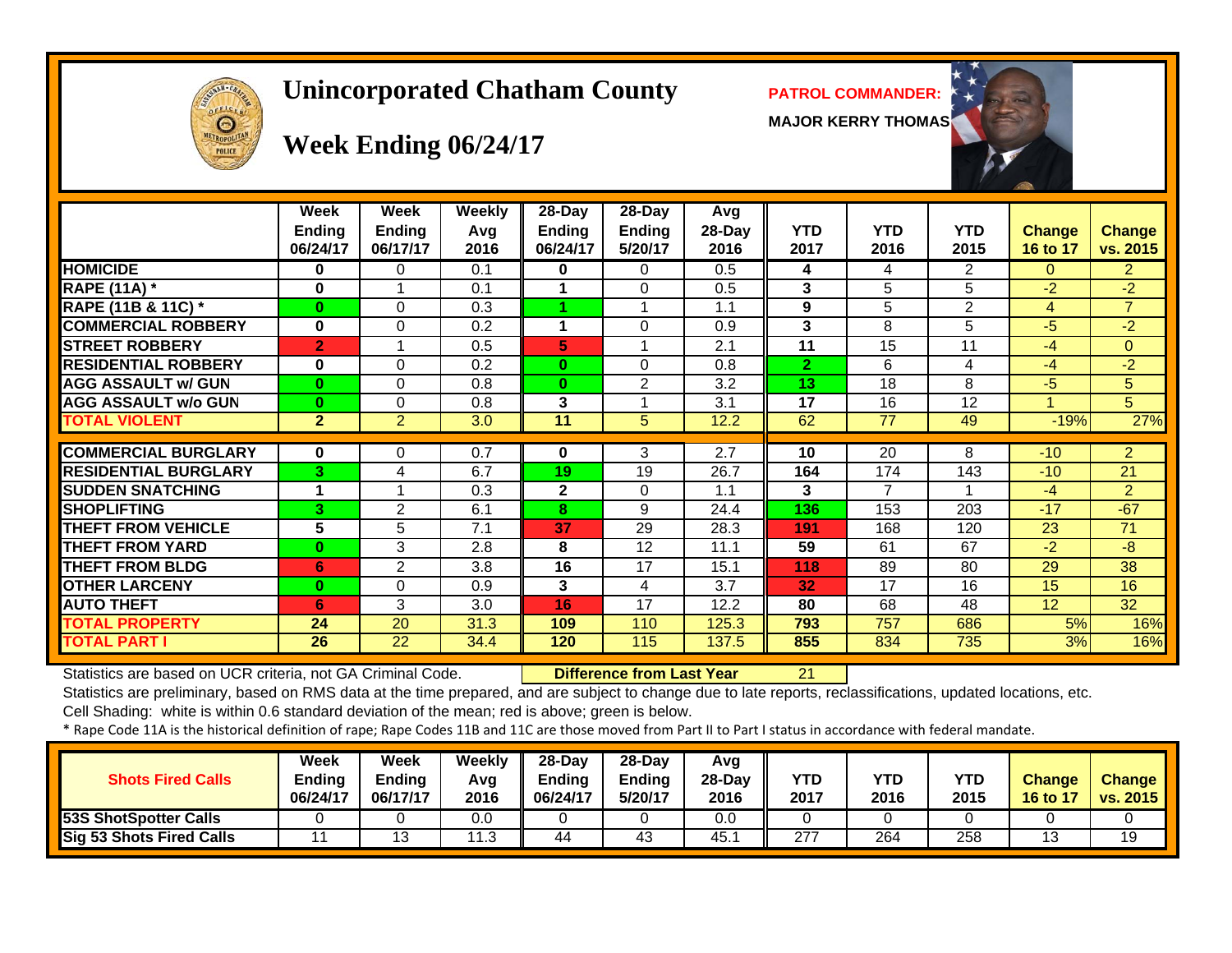# Unincorporated Chatham County

## Week Ending 06/24/17

**PATROL COMMANDER:**

**MAJOR KERRY THOMAS**

| | Week Ending 06/24/17 | Week Ending 06/17/17 | Weekly Avg 2016 | 28-Day Ending 06/24/17 | 28-Day Ending 5/20/17 | Avg 28-Day 2016 | YTD 2017 | YTD 2016 | YTD 2015 | Change 16 to 17 | Change vs. 2015 |
|---|---|---|---|---|---|---|---|---|---|---|---|
| HOMICIDE | 0 | 0 | 0.1 | 0 | 0 | 0.5 | 4 | 4 | 2 | 0 | 2 |
| RAPE (11A) * | 0 | 1 | 0.1 | 1 | 0 | 0.5 | 3 | 5 | 5 | -2 | -2 |
| RAPE (11B & 11C) * | 0 | 0 | 0.3 | 1 | 1 | 1.1 | 9 | 5 | 2 | 4 | 7 |
| COMMERCIAL ROBBERY | 0 | 0 | 0.2 | 1 | 0 | 0.9 | 3 | 8 | 5 | -5 | -2 |
| STREET ROBBERY | 2 | 1 | 0.5 | 5 | 1 | 2.1 | 11 | 15 | 11 | -4 | 0 |
| RESIDENTIAL ROBBERY | 0 | 0 | 0.2 | 0 | 0 | 0.8 | 2 | 6 | 4 | -4 | -2 |
| AGG ASSAULT w/ GUN | 0 | 0 | 0.8 | 0 | 2 | 3.2 | 13 | 18 | 8 | -5 | 5 |
| AGG ASSAULT w/o GUN | 0 | 0 | 0.8 | 3 | 1 | 3.1 | 17 | 16 | 12 | 1 | 5 |
| TOTAL VIOLENT | 2 | 2 | 3.0 | 11 | 5 | 12.2 | 62 | 77 | 49 | -19% | 27% |
| COMMERCIAL BURGLARY | 0 | 0 | 0.7 | 0 | 3 | 2.7 | 10 | 20 | 8 | -10 | 2 |
| RESIDENTIAL BURGLARY | 3 | 4 | 6.7 | 19 | 19 | 26.7 | 164 | 174 | 143 | -10 | 21 |
| SUDDEN SNATCHING | 1 | 1 | 0.3 | 2 | 0 | 1.1 | 3 | 7 | 1 | -4 | 2 |
| SHOPLIFTING | 3 | 2 | 6.1 | 8 | 9 | 24.4 | 136 | 153 | 203 | -17 | -67 |
| THEFT FROM VEHICLE | 5 | 5 | 7.1 | 37 | 29 | 28.3 | 191 | 168 | 120 | 23 | 71 |
| THEFT FROM YARD | 0 | 3 | 2.8 | 8 | 12 | 11.1 | 59 | 61 | 67 | -2 | -8 |
| THEFT FROM BLDG | 6 | 2 | 3.8 | 16 | 17 | 15.1 | 118 | 89 | 80 | 29 | 38 |
| OTHER LARCENY | 0 | 0 | 0.9 | 3 | 4 | 3.7 | 32 | 17 | 16 | 15 | 16 |
| AUTO THEFT | 6 | 3 | 3.0 | 16 | 17 | 12.2 | 80 | 68 | 48 | 12 | 32 |
| TOTAL PROPERTY | 24 | 20 | 31.3 | 109 | 110 | 125.3 | 793 | 757 | 686 | 5% | 16% |
| TOTAL PART I | 26 | 22 | 34.4 | 120 | 115 | 137.5 | 855 | 834 | 735 | 3% | 16% |

Statistics are based on UCR criteria, not GA Criminal Code. **Difference from Last Year** 21

Statistics are preliminary, based on RMS data at the time prepared, and are subject to change due to late reports, reclassifications, updated locations, etc.

Cell Shading: white is within 0.6 standard deviation of the mean; red is above; green is below.

* Rape Code 11A is the historical definition of rape; Rape Codes 11B and 11C are those moved from Part II to Part I status in accordance with federal mandate.

| Shots Fired Calls | Week Ending 06/24/17 | Week Ending 06/17/17 | Weekly Avg 2016 | 28-Day Ending 06/24/17 | 28-Day Ending 5/20/17 | Avg 28-Day 2016 | YTD 2017 | YTD 2016 | YTD 2015 | Change 16 to 17 | Change vs. 2015 |
|---|---|---|---|---|---|---|---|---|---|---|---|
| 53S ShotSpotter Calls | 0 | 0 | 0.0 | 0 | 0 | 0.0 | 0 | 0 | 0 | 0 | 0 |
| Sig 53 Shots Fired Calls | 11 | 13 | 11.3 | 44 | 43 | 45.1 | 277 | 264 | 258 | 13 | 19 |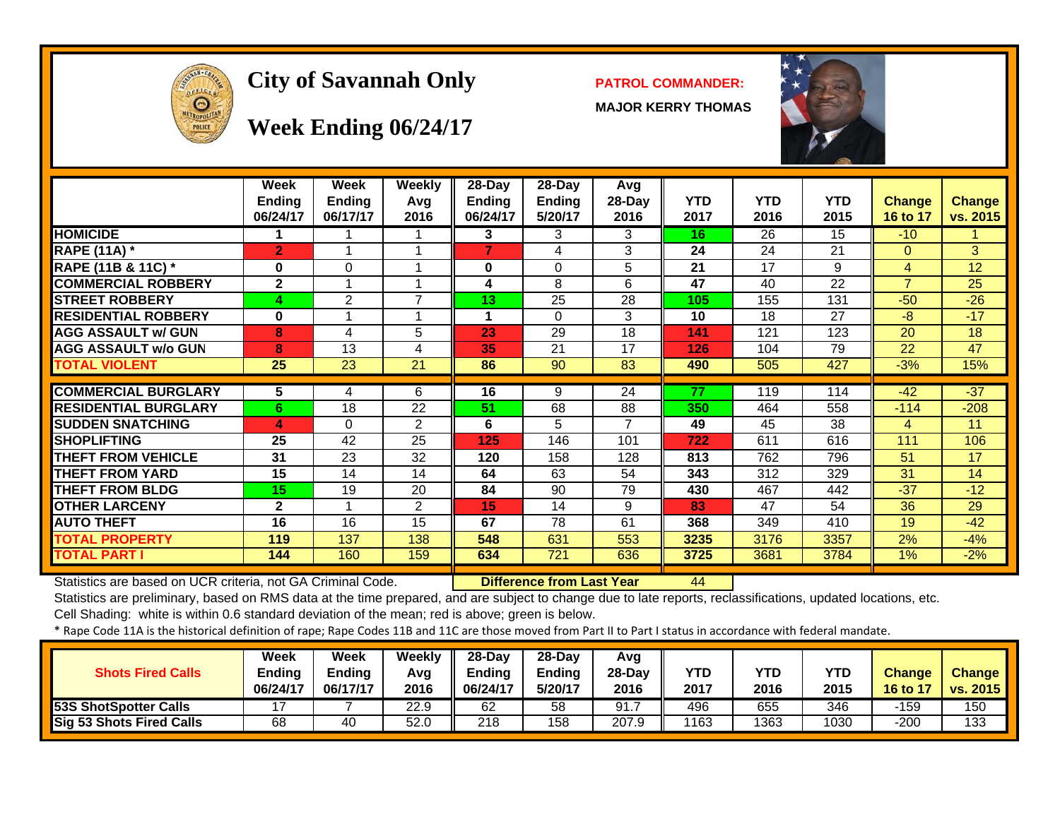# City of Savannah Only

## Week Ending 06/24/17

**PATROL COMMANDER:**

**MAJOR KERRY THOMAS**

| | Week Ending 06/24/17 | Week Ending 06/17/17 | Weekly Avg 2016 | 28-Day Ending 06/24/17 | 28-Day Ending 5/20/17 | Avg 28-Day 2016 | YTD 2017 | YTD 2016 | YTD 2015 | Change 16 to 17 | Change vs. 2015 |
|---|---|---|---|---|---|---|---|---|---|---|---|
| **HOMICIDE** | 1 | 1 | 1 | 3 | 3 | 3 | 16 | 26 | 15 | -10 | 1 |
| **RAPE (11A) *** | 2 | 1 | 1 | 7 | 4 | 3 | 24 | 24 | 21 | 0 | 3 |
| **RAPE (11B & 11C) *** | 0 | 0 | 1 | 0 | 0 | 5 | 21 | 17 | 9 | 4 | 12 |
| **COMMERCIAL ROBBERY** | 2 | 1 | 1 | 4 | 8 | 6 | 47 | 40 | 22 | 7 | 25 |
| **STREET ROBBERY** | 4 | 2 | 7 | 13 | 25 | 28 | 105 | 155 | 131 | -50 | -26 |
| **RESIDENTIAL ROBBERY** | 0 | 1 | 1 | 1 | 0 | 3 | 10 | 18 | 27 | -8 | -17 |
| **AGG ASSAULT w/ GUN** | 8 | 4 | 5 | 23 | 29 | 18 | 141 | 121 | 123 | 20 | 18 |
| **AGG ASSAULT w/o GUN** | 8 | 13 | 4 | 35 | 21 | 17 | 126 | 104 | 79 | 22 | 47 |
| **TOTAL VIOLENT** | 25 | 23 | 21 | 86 | 90 | 83 | 490 | 505 | 427 | -3% | 15% |
| **COMMERCIAL BURGLARY** | 5 | 4 | 6 | 16 | 9 | 24 | 77 | 119 | 114 | -42 | -37 |
| **RESIDENTIAL BURGLARY** | 6 | 18 | 22 | 51 | 68 | 88 | 350 | 464 | 558 | -114 | -208 |
| **SUDDEN SNATCHING** | 4 | 0 | 2 | 6 | 5 | 7 | 49 | 45 | 38 | 4 | 11 |
| **SHOPLIFTING** | 25 | 42 | 25 | 125 | 146 | 101 | 722 | 611 | 616 | 111 | 106 |
| **THEFT FROM VEHICLE** | 31 | 23 | 32 | 120 | 158 | 128 | 813 | 762 | 796 | 51 | 17 |
| **THEFT FROM YARD** | 15 | 14 | 14 | 64 | 63 | 54 | 343 | 312 | 329 | 31 | 14 |
| **THEFT FROM BLDG** | 15 | 19 | 20 | 84 | 90 | 79 | 430 | 467 | 442 | -37 | -12 |
| **OTHER LARCENY** | 2 | 1 | 2 | 15 | 14 | 9 | 83 | 47 | 54 | 36 | 29 |
| **AUTO THEFT** | 16 | 16 | 15 | 67 | 78 | 61 | 368 | 349 | 410 | 19 | -42 |
| **TOTAL PROPERTY** | 119 | 137 | 138 | 548 | 631 | 553 | 3235 | 3176 | 3357 | 2% | -4% |
| **TOTAL PART I** | 144 | 160 | 159 | 634 | 721 | 636 | 3725 | 3681 | 3784 | 1% | -2% |

Statistics are based on UCR criteria, not GA Criminal Code. **Difference from Last Year** 44

Statistics are preliminary, based on RMS data at the time prepared, and are subject to change due to late reports, reclassifications, updated locations, etc.

Cell Shading: white is within 0.6 standard deviation of the mean; red is above; green is below.

* Rape Code 11A is the historical definition of rape; Rape Codes 11B and 11C are those moved from Part II to Part I status in accordance with federal mandate.

| Shots Fired Calls | Week Ending 06/24/17 | Week Ending 06/17/17 | Weekly Avg 2016 | 28-Day Ending 06/24/17 | 28-Day Ending 5/20/17 | Avg 28-Day 2016 | YTD 2017 | YTD 2016 | YTD 2015 | Change 16 to 17 | Change vs. 2015 |
|---|---|---|---|---|---|---|---|---|---|---|---|
| **53S ShotSpotter Calls** | 17 | 7 | 22.9 | 62 | 58 | 91.7 | 496 | 655 | 346 | -159 | 150 |
| **Sig 53 Shots Fired Calls** | 68 | 40 | 52.0 | 218 | 158 | 207.9 | 1163 | 1363 | 1030 | -200 | 133 |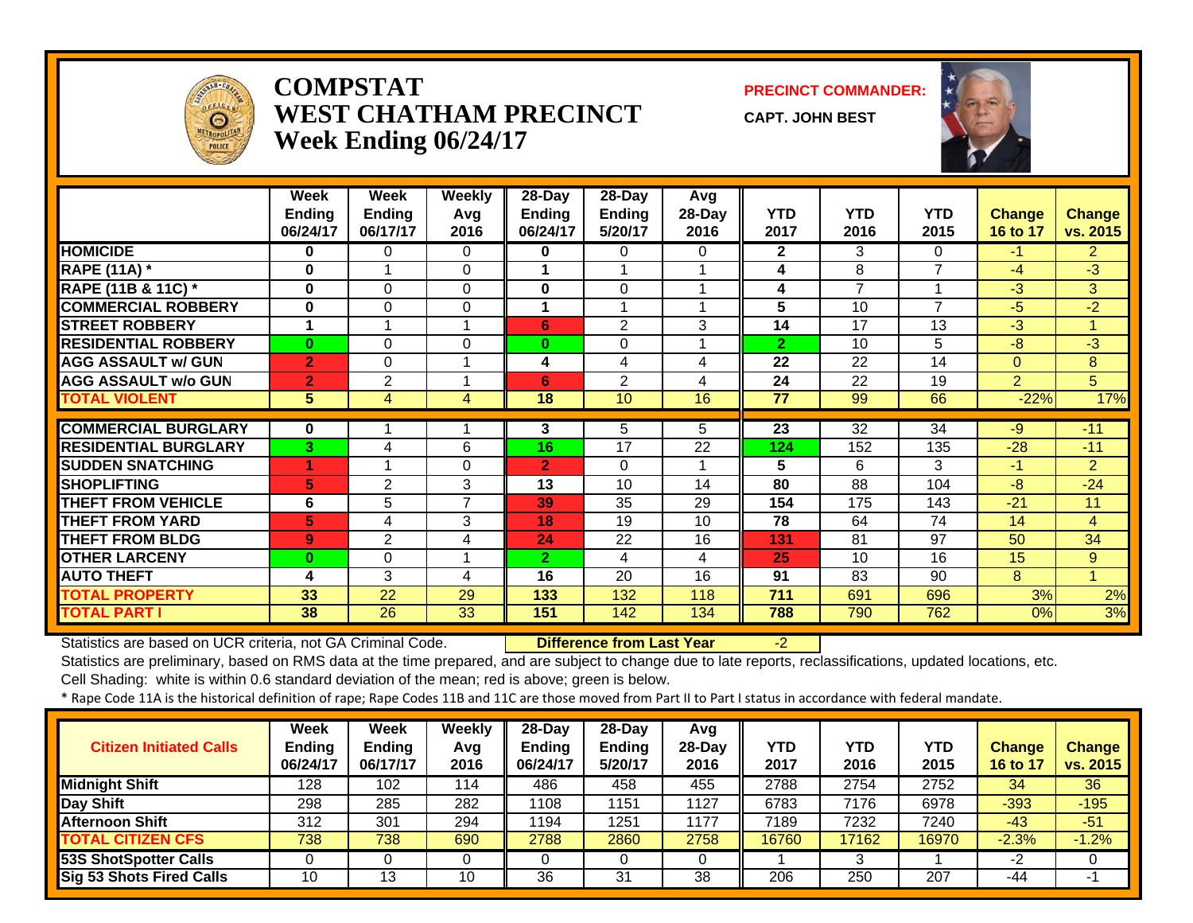# COMPSTAT
# WEST CHATHAM PRECINCT
# Week Ending 06/24/17

**PRECINCT COMMANDER:**

**CAPT. JOHN BEST**

| | Week Ending 06/24/17 | Week Ending 06/17/17 | Weekly Avg 2016 | 28-Day Ending 06/24/17 | 28-Day Ending 5/20/17 | Avg 28-Day 2016 | YTD 2017 | YTD 2016 | YTD 2015 | Change 16 to 17 | Change vs. 2015 |
|---|---|---|---|---|---|---|---|---|---|---|---|
| HOMICIDE | 0 | 0 | 0 | 0 | 0 | 0 | 2 | 3 | 0 | -1 | 2 |
| RAPE (11A) * | 0 | 1 | 0 | 1 | 1 | 1 | 4 | 8 | 7 | -4 | -3 |
| RAPE (11B & 11C) * | 0 | 0 | 0 | 0 | 0 | 1 | 4 | 7 | 1 | -3 | 3 |
| COMMERCIAL ROBBERY | 0 | 0 | 0 | 1 | 1 | 1 | 5 | 10 | 7 | -5 | -2 |
| STREET ROBBERY | 1 | 1 | 1 | 6 | 2 | 3 | 14 | 17 | 13 | -3 | 1 |
| RESIDENTIAL ROBBERY | 0 | 0 | 0 | 0 | 0 | 1 | 2 | 10 | 5 | -8 | -3 |
| AGG ASSAULT w/ GUN | 2 | 0 | 1 | 4 | 4 | 4 | 22 | 22 | 14 | 0 | 8 |
| AGG ASSAULT w/o GUN | 2 | 2 | 1 | 6 | 2 | 4 | 24 | 22 | 19 | 2 | 5 |
| TOTAL VIOLENT | 5 | 4 | 4 | 18 | 10 | 16 | 77 | 99 | 66 | -22% | 17% |
| COMMERCIAL BURGLARY | 0 | 1 | 1 | 3 | 5 | 5 | 23 | 32 | 34 | -9 | -11 |
| RESIDENTIAL BURGLARY | 3 | 4 | 6 | 16 | 17 | 22 | 124 | 152 | 135 | -28 | -11 |
| SUDDEN SNATCHING | 1 | 1 | 0 | 2 | 0 | 1 | 5 | 6 | 3 | -1 | 2 |
| SHOPLIFTING | 5 | 2 | 3 | 13 | 10 | 14 | 80 | 88 | 104 | -8 | -24 |
| THEFT FROM VEHICLE | 6 | 5 | 7 | 39 | 35 | 29 | 154 | 175 | 143 | -21 | 11 |
| THEFT FROM YARD | 5 | 4 | 3 | 18 | 19 | 10 | 78 | 64 | 74 | 14 | 4 |
| THEFT FROM BLDG | 9 | 2 | 4 | 24 | 22 | 16 | 131 | 81 | 97 | 50 | 34 |
| OTHER LARCENY | 0 | 0 | 1 | 2 | 4 | 4 | 25 | 10 | 16 | 15 | 9 |
| AUTO THEFT | 4 | 3 | 4 | 16 | 20 | 16 | 91 | 83 | 90 | 8 | 1 |
| TOTAL PROPERTY | 33 | 22 | 29 | 133 | 132 | 118 | 711 | 691 | 696 | 3% | 2% |
| TOTAL PART I | 38 | 26 | 33 | 151 | 142 | 134 | 788 | 790 | 762 | 0% | 3% |

Statistics are based on UCR criteria, not GA Criminal Code. **Difference from Last Year** -2

Statistics are preliminary, based on RMS data at the time prepared, and are subject to change due to late reports, reclassifications, updated locations, etc.

Cell Shading: white is within 0.6 standard deviation of the mean; red is above; green is below.

* Rape Code 11A is the historical definition of rape; Rape Codes 11B and 11C are those moved from Part II to Part I status in accordance with federal mandate.

| Citizen Initiated Calls | Week Ending 06/24/17 | Week Ending 06/17/17 | Weekly Avg 2016 | 28-Day Ending 06/24/17 | 28-Day Ending 5/20/17 | Avg 28-Day 2016 | YTD 2017 | YTD 2016 | YTD 2015 | Change 16 to 17 | Change vs. 2015 |
|---|---|---|---|---|---|---|---|---|---|---|---|
| Midnight Shift | 128 | 102 | 114 | 486 | 458 | 455 | 2788 | 2754 | 2752 | 34 | 36 |
| Day Shift | 298 | 285 | 282 | 1108 | 1151 | 1127 | 6783 | 7176 | 6978 | -393 | -195 |
| Afternoon Shift | 312 | 301 | 294 | 1194 | 1251 | 1177 | 7189 | 7232 | 7240 | -43 | -51 |
| TOTAL CITIZEN CFS | 738 | 738 | 690 | 2788 | 2860 | 2758 | 16760 | 17162 | 16970 | -2.3% | -1.2% |
| 53S ShotSpotter Calls | 0 | 0 | 0 | 0 | 0 | 0 | 1 | 3 | 1 | -2 | 0 |
| Sig 53 Shots Fired Calls | 10 | 13 | 10 | 36 | 31 | 38 | 206 | 250 | 207 | -44 | -1 |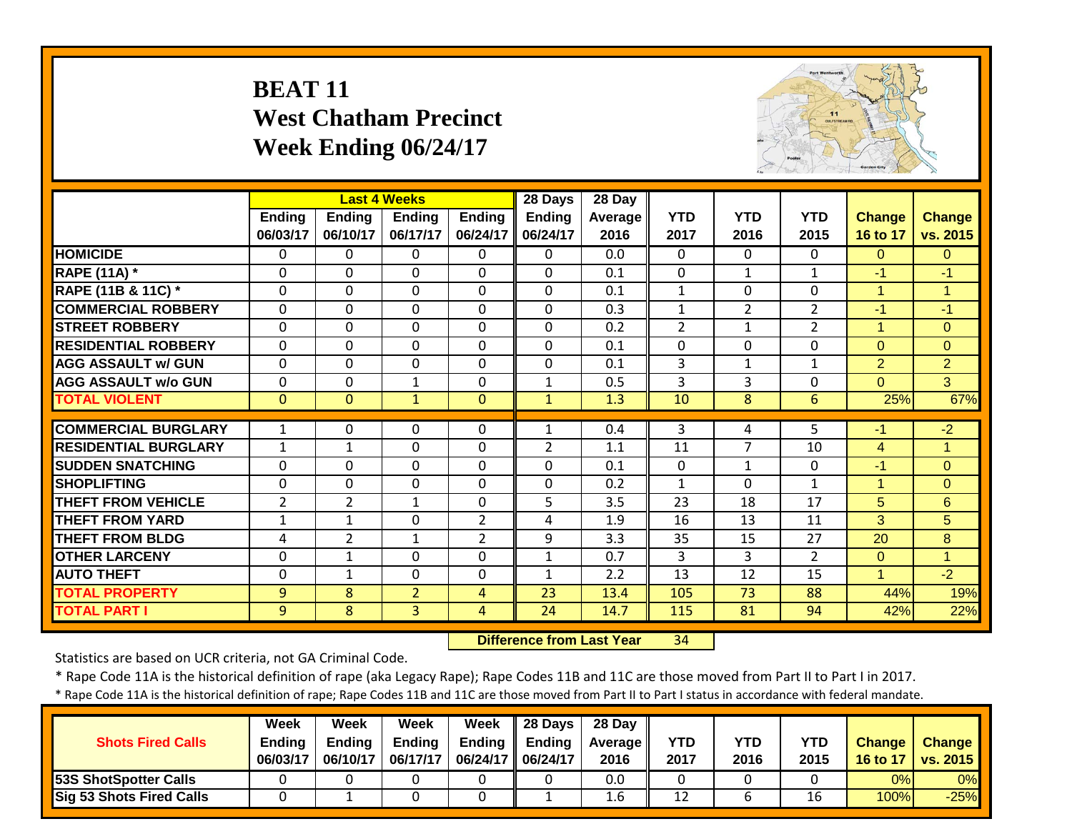# BEAT 11
## West Chatham Precinct
## Week Ending 06/24/17

| | Last 4 Weeks | | | | 28 Days | 28 Day | | | | | |
|---|---|---|---|---|---|---|---|---|---|---|---|
| | Ending 06/03/17 | Ending 06/10/17 | Ending 06/17/17 | Ending 06/24/17 | Ending 06/24/17 | Average 2016 | YTD 2017 | YTD 2016 | YTD 2015 | Change 16 to 17 | Change vs. 2015 |
| **HOMICIDE** | 0 | 0 | 0 | 0 | 0 | 0.0 | 0 | 0 | 0 | 0 | 0 |
| **RAPE (11A) *** | 0 | 0 | 0 | 0 | 0 | 0.1 | 0 | 1 | 1 | -1 | -1 |
| **RAPE (11B & 11C) *** | 0 | 0 | 0 | 0 | 0 | 0.1 | 1 | 0 | 0 | 1 | 1 |
| **COMMERCIAL ROBBERY** | 0 | 0 | 0 | 0 | 0 | 0.3 | 1 | 2 | 2 | -1 | -1 |
| **STREET ROBBERY** | 0 | 0 | 0 | 0 | 0 | 0.2 | 2 | 1 | 2 | 1 | 0 |
| **RESIDENTIAL ROBBERY** | 0 | 0 | 0 | 0 | 0 | 0.1 | 0 | 0 | 0 | 0 | 0 |
| **AGG ASSAULT w/ GUN** | 0 | 0 | 0 | 0 | 0 | 0.1 | 3 | 1 | 1 | 2 | 2 |
| **AGG ASSAULT w/o GUN** | 0 | 0 | 1 | 0 | 1 | 0.5 | 3 | 3 | 0 | 0 | 3 |
| **TOTAL VIOLENT** | 0 | 0 | 1 | 0 | 1 | 1.3 | 10 | 8 | 6 | 25% | 67% |
| **COMMERCIAL BURGLARY** | 1 | 0 | 0 | 0 | 1 | 0.4 | 3 | 4 | 5 | -1 | -2 |
| **RESIDENTIAL BURGLARY** | 1 | 1 | 0 | 0 | 2 | 1.1 | 11 | 7 | 10 | 4 | 1 |
| **SUDDEN SNATCHING** | 0 | 0 | 0 | 0 | 0 | 0.1 | 0 | 1 | 0 | -1 | 0 |
| **SHOPLIFTING** | 0 | 0 | 0 | 0 | 0 | 0.2 | 1 | 0 | 1 | 1 | 0 |
| **THEFT FROM VEHICLE** | 2 | 2 | 1 | 0 | 5 | 3.5 | 23 | 18 | 17 | 5 | 6 |
| **THEFT FROM YARD** | 1 | 1 | 0 | 2 | 4 | 1.9 | 16 | 13 | 11 | 3 | 5 |
| **THEFT FROM BLDG** | 4 | 2 | 1 | 2 | 9 | 3.3 | 35 | 15 | 27 | 20 | 8 |
| **OTHER LARCENY** | 0 | 1 | 0 | 0 | 1 | 0.7 | 3 | 3 | 2 | 0 | 1 |
| **AUTO THEFT** | 0 | 1 | 0 | 0 | 1 | 2.2 | 13 | 12 | 15 | 1 | -2 |
| **TOTAL PROPERTY** | 9 | 8 | 2 | 4 | 23 | 13.4 | 105 | 73 | 88 | 44% | 19% |
| **TOTAL PART I** | 9 | 8 | 3 | 4 | 24 | 14.7 | 115 | 81 | 94 | 42% | 22% |

**Difference from Last Year** 34

Statistics are based on UCR criteria, not GA Criminal Code.

* Rape Code 11A is the historical definition of rape (aka Legacy Rape); Rape Codes 11B and 11C are those moved from Part II to Part I in 2017.

* Rape Code 11A is the historical definition of rape; Rape Codes 11B and 11C are those moved from Part II to Part I status in accordance with federal mandate.

| Shots Fired Calls | Week Ending 06/03/17 | Week Ending 06/10/17 | Week Ending 06/17/17 | Week Ending 06/24/17 | 28 Days Ending 06/24/17 | 28 Day Average 2016 | YTD 2017 | YTD 2016 | YTD 2015 | Change 16 to 17 | Change vs. 2015 |
|---|---|---|---|---|---|---|---|---|---|---|---|
| **53S ShotSpotter Calls** | 0 | 0 | 0 | 0 | 0 | 0.0 | 0 | 0 | 0 | 0% | 0% |
| **Sig 53 Shots Fired Calls** | 0 | 1 | 0 | 0 | 1 | 1.6 | 12 | 6 | 16 | 100% | -25% |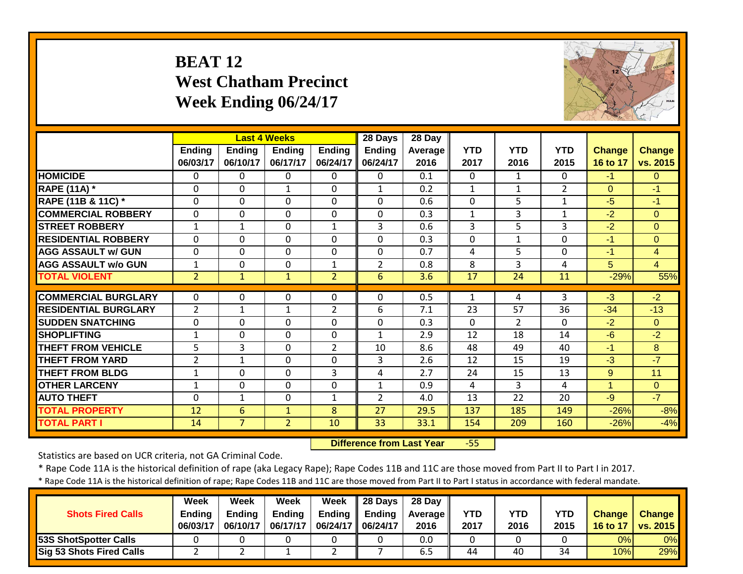# BEAT 12
## West Chatham Precinct
## Week Ending 06/24/17

| | Last 4 Weeks | | | | 28 Days | 28 Day | | | | | |
|---|---|---|---|---|---|---|---|---|---|---|---|
| | Ending 06/03/17 | Ending 06/10/17 | Ending 06/17/17 | Ending 06/24/17 | Ending 06/24/17 | Average 2016 | YTD 2017 | YTD 2016 | YTD 2015 | Change 16 to 17 | Change vs. 2015 |
| HOMICIDE | 0 | 0 | 0 | 0 | 0 | 0.1 | 0 | 1 | 0 | -1 | 0 |
| RAPE (11A) * | 0 | 0 | 1 | 0 | 1 | 0.2 | 1 | 1 | 2 | 0 | -1 |
| RAPE (11B & 11C) * | 0 | 0 | 0 | 0 | 0 | 0.6 | 0 | 5 | 1 | -5 | -1 |
| COMMERCIAL ROBBERY | 0 | 0 | 0 | 0 | 0 | 0.3 | 1 | 3 | 1 | -2 | 0 |
| STREET ROBBERY | 1 | 1 | 0 | 1 | 3 | 0.6 | 3 | 5 | 3 | -2 | 0 |
| RESIDENTIAL ROBBERY | 0 | 0 | 0 | 0 | 0 | 0.3 | 0 | 1 | 0 | -1 | 0 |
| AGG ASSAULT w/ GUN | 0 | 0 | 0 | 0 | 0 | 0.7 | 4 | 5 | 0 | -1 | 4 |
| AGG ASSAULT w/o GUN | 1 | 0 | 0 | 1 | 2 | 0.8 | 8 | 3 | 4 | 5 | 4 |
| TOTAL VIOLENT | 2 | 1 | 1 | 2 | 6 | 3.6 | 17 | 24 | 11 | -29% | 55% |
| COMMERCIAL BURGLARY | 0 | 0 | 0 | 0 | 0 | 0.5 | 1 | 4 | 3 | -3 | -2 |
| RESIDENTIAL BURGLARY | 2 | 1 | 1 | 2 | 6 | 7.1 | 23 | 57 | 36 | -34 | -13 |
| SUDDEN SNATCHING | 0 | 0 | 0 | 0 | 0 | 0.3 | 0 | 2 | 0 | -2 | 0 |
| SHOPLIFTING | 1 | 0 | 0 | 0 | 1 | 2.9 | 12 | 18 | 14 | -6 | -2 |
| THEFT FROM VEHICLE | 5 | 3 | 0 | 2 | 10 | 8.6 | 48 | 49 | 40 | -1 | 8 |
| THEFT FROM YARD | 2 | 1 | 0 | 0 | 3 | 2.6 | 12 | 15 | 19 | -3 | -7 |
| THEFT FROM BLDG | 1 | 0 | 0 | 3 | 4 | 2.7 | 24 | 15 | 13 | 9 | 11 |
| OTHER LARCENY | 1 | 0 | 0 | 0 | 1 | 0.9 | 4 | 3 | 4 | 1 | 0 |
| AUTO THEFT | 0 | 1 | 0 | 1 | 2 | 4.0 | 13 | 22 | 20 | -9 | -7 |
| TOTAL PROPERTY | 12 | 6 | 1 | 8 | 27 | 29.5 | 137 | 185 | 149 | -26% | -8% |
| TOTAL PART I | 14 | 7 | 2 | 10 | 33 | 33.1 | 154 | 209 | 160 | -26% | -4% |

**Difference from Last Year** -55

Statistics are based on UCR criteria, not GA Criminal Code.

* Rape Code 11A is the historical definition of rape (aka Legacy Rape); Rape Codes 11B and 11C are those moved from Part II to Part I in 2017.

* Rape Code 11A is the historical definition of rape; Rape Codes 11B and 11C are those moved from Part II to Part I status in accordance with federal mandate.

| Shots Fired Calls | Week Ending 06/03/17 | Week Ending 06/10/17 | Week Ending 06/17/17 | Week Ending 06/24/17 | 28 Days Ending 06/24/17 | 28 Day Average 2016 | YTD 2017 | YTD 2016 | YTD 2015 | Change 16 to 17 | Change vs. 2015 |
|---|---|---|---|---|---|---|---|---|---|---|---|
| 53S ShotSpotter Calls | 0 | 0 | 0 | 0 | 0 | 0.0 | 0 | 0 | 0 | 0% | 0% |
| Sig 53 Shots Fired Calls | 2 | 2 | 1 | 2 | 7 | 6.5 | 44 | 40 | 34 | 10% | 29% |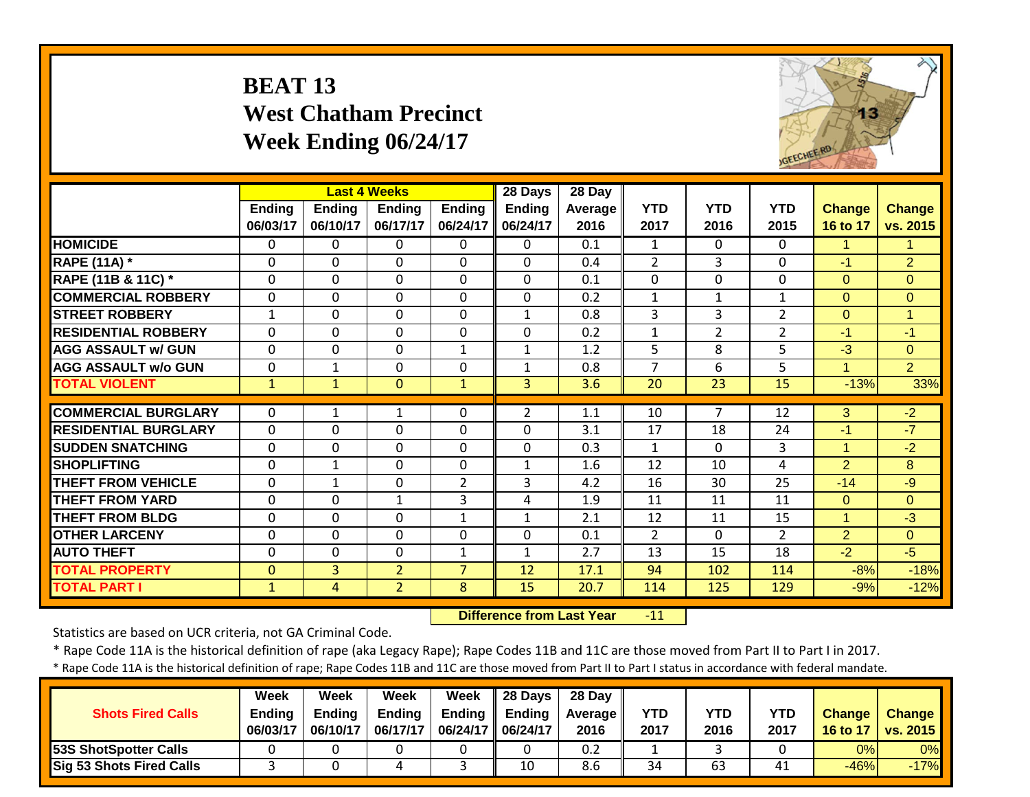# BEAT 13
## West Chatham Precinct
## Week Ending 06/24/17

| | Last 4 Weeks | | | | 28 Days | 28 Day | | | | | |
|---|---|---|---|---|---|---|---|---|---|---|---|
| | Ending 06/03/17 | Ending 06/10/17 | Ending 06/17/17 | Ending 06/24/17 | Ending 06/24/17 | Average 2016 | YTD 2017 | YTD 2016 | YTD 2015 | Change 16 to 17 | Change vs. 2015 |
| HOMICIDE | 0 | 0 | 0 | 0 | 0 | 0.1 | 1 | 0 | 0 | 1 | 1 |
| RAPE (11A) * | 0 | 0 | 0 | 0 | 0 | 0.4 | 2 | 3 | 0 | -1 | 2 |
| RAPE (11B & 11C) * | 0 | 0 | 0 | 0 | 0 | 0.1 | 0 | 0 | 0 | 0 | 0 |
| COMMERCIAL ROBBERY | 0 | 0 | 0 | 0 | 0 | 0.2 | 1 | 1 | 1 | 0 | 0 |
| STREET ROBBERY | 1 | 0 | 0 | 0 | 1 | 0.8 | 3 | 3 | 2 | 0 | 1 |
| RESIDENTIAL ROBBERY | 0 | 0 | 0 | 0 | 0 | 0.2 | 1 | 2 | 2 | -1 | -1 |
| AGG ASSAULT w/ GUN | 0 | 0 | 0 | 1 | 1 | 1.2 | 5 | 8 | 5 | -3 | 0 |
| AGG ASSAULT w/o GUN | 0 | 1 | 0 | 0 | 1 | 0.8 | 7 | 6 | 5 | 1 | 2 |
| TOTAL VIOLENT | 1 | 1 | 0 | 1 | 3 | 3.6 | 20 | 23 | 15 | -13% | 33% |
| COMMERCIAL BURGLARY | 0 | 1 | 1 | 0 | 2 | 1.1 | 10 | 7 | 12 | 3 | -2 |
| RESIDENTIAL BURGLARY | 0 | 0 | 0 | 0 | 0 | 3.1 | 17 | 18 | 24 | -1 | -7 |
| SUDDEN SNATCHING | 0 | 0 | 0 | 0 | 0 | 0.3 | 1 | 0 | 3 | 1 | -2 |
| SHOPLIFTING | 0 | 1 | 0 | 0 | 1 | 1.6 | 12 | 10 | 4 | 2 | 8 |
| THEFT FROM VEHICLE | 0 | 1 | 0 | 2 | 3 | 4.2 | 16 | 30 | 25 | -14 | -9 |
| THEFT FROM YARD | 0 | 0 | 1 | 3 | 4 | 1.9 | 11 | 11 | 11 | 0 | 0 |
| THEFT FROM BLDG | 0 | 0 | 0 | 1 | 1 | 2.1 | 12 | 11 | 15 | 1 | -3 |
| OTHER LARCENY | 0 | 0 | 0 | 0 | 0 | 0.1 | 2 | 0 | 2 | 2 | 0 |
| AUTO THEFT | 0 | 0 | 0 | 1 | 1 | 2.7 | 13 | 15 | 18 | -2 | -5 |
| TOTAL PROPERTY | 0 | 3 | 2 | 7 | 12 | 17.1 | 94 | 102 | 114 | -8% | -18% |
| TOTAL PART I | 1 | 4 | 2 | 8 | 15 | 20.7 | 114 | 125 | 129 | -9% | -12% |

**Difference from Last Year** -11

Statistics are based on UCR criteria, not GA Criminal Code.

* Rape Code 11A is the historical definition of rape (aka Legacy Rape); Rape Codes 11B and 11C are those moved from Part II to Part I in 2017.

* Rape Code 11A is the historical definition of rape; Rape Codes 11B and 11C are those moved from Part II to Part I status in accordance with federal mandate.

| Shots Fired Calls | Week Ending 06/03/17 | Week Ending 06/10/17 | Week Ending 06/17/17 | Week Ending 06/24/17 | 28 Days Ending 06/24/17 | 28 Day Average 2016 | YTD 2017 | YTD 2016 | YTD 2017 | Change 16 to 17 | Change vs. 2015 |
|---|---|---|---|---|---|---|---|---|---|---|---|
| 53S ShotSpotter Calls | 0 | 0 | 0 | 0 | 0 | 0.2 | 1 | 3 | 0 | 0% | 0% |
| Sig 53 Shots Fired Calls | 3 | 0 | 4 | 3 | 10 | 8.6 | 34 | 63 | 41 | -46% | -17% |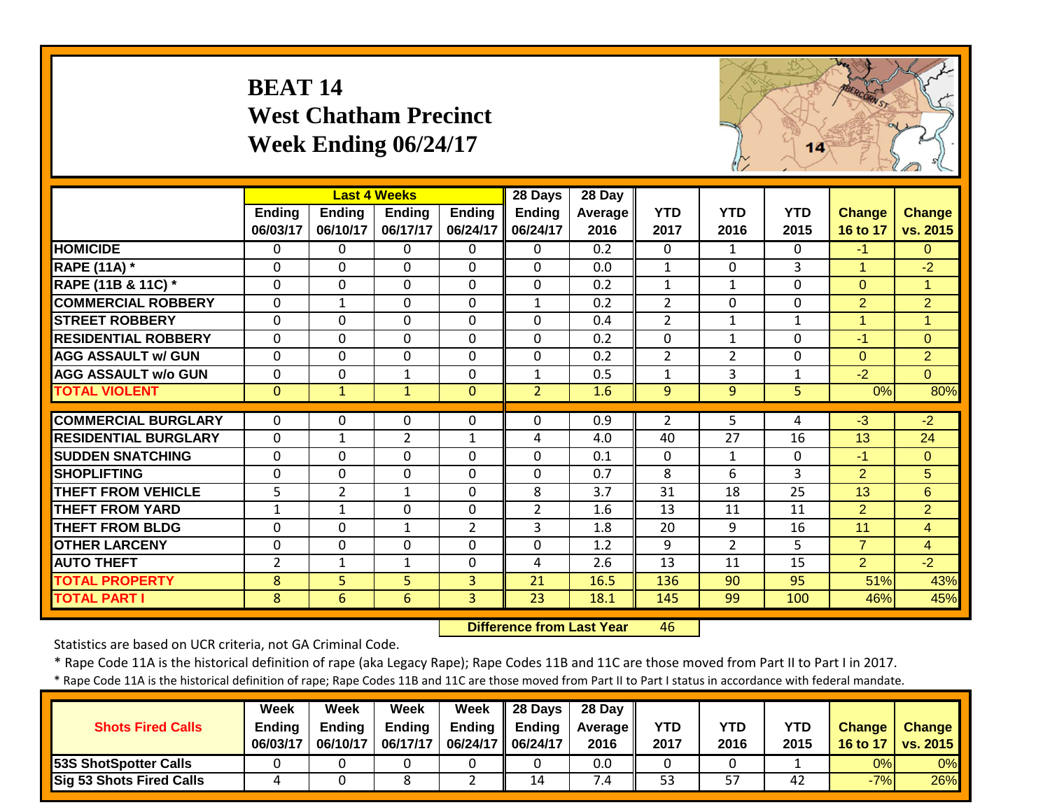# BEAT 14
## West Chatham Precinct
## Week Ending 06/24/17

| | Last 4 Weeks | | | | 28 Days | 28 Day | | | | | |
|---|---|---|---|---|---|---|---|---|---|---|---|
| | Ending 06/03/17 | Ending 06/10/17 | Ending 06/17/17 | Ending 06/24/17 | Ending 06/24/17 | Average 2016 | YTD 2017 | YTD 2016 | YTD 2015 | Change 16 to 17 | Change vs. 2015 |
| HOMICIDE | 0 | 0 | 0 | 0 | 0 | 0.2 | 0 | 1 | 0 | -1 | 0 |
| RAPE (11A) * | 0 | 0 | 0 | 0 | 0 | 0.0 | 1 | 0 | 3 | 1 | -2 |
| RAPE (11B & 11C) * | 0 | 0 | 0 | 0 | 0 | 0.2 | 1 | 1 | 0 | 0 | 1 |
| COMMERCIAL ROBBERY | 0 | 1 | 0 | 0 | 1 | 0.2 | 2 | 0 | 0 | 2 | 2 |
| STREET ROBBERY | 0 | 0 | 0 | 0 | 0 | 0.4 | 2 | 1 | 1 | 1 | 1 |
| RESIDENTIAL ROBBERY | 0 | 0 | 0 | 0 | 0 | 0.2 | 0 | 1 | 0 | -1 | 0 |
| AGG ASSAULT w/ GUN | 0 | 0 | 0 | 0 | 0 | 0.2 | 2 | 2 | 0 | 0 | 2 |
| AGG ASSAULT w/o GUN | 0 | 0 | 1 | 0 | 1 | 0.5 | 1 | 3 | 1 | -2 | 0 |
| TOTAL VIOLENT | 0 | 1 | 1 | 0 | 2 | 1.6 | 9 | 9 | 5 | 0% | 80% |
| COMMERCIAL BURGLARY | 0 | 0 | 0 | 0 | 0 | 0.9 | 2 | 5 | 4 | -3 | -2 |
| RESIDENTIAL BURGLARY | 0 | 1 | 2 | 1 | 4 | 4.0 | 40 | 27 | 16 | 13 | 24 |
| SUDDEN SNATCHING | 0 | 0 | 0 | 0 | 0 | 0.1 | 0 | 1 | 0 | -1 | 0 |
| SHOPLIFTING | 0 | 0 | 0 | 0 | 0 | 0.7 | 8 | 6 | 3 | 2 | 5 |
| THEFT FROM VEHICLE | 5 | 2 | 1 | 0 | 8 | 3.7 | 31 | 18 | 25 | 13 | 6 |
| THEFT FROM YARD | 1 | 1 | 0 | 0 | 2 | 1.6 | 13 | 11 | 11 | 2 | 2 |
| THEFT FROM BLDG | 0 | 0 | 1 | 2 | 3 | 1.8 | 20 | 9 | 16 | 11 | 4 |
| OTHER LARCENY | 0 | 0 | 0 | 0 | 0 | 1.2 | 9 | 2 | 5 | 7 | 4 |
| AUTO THEFT | 2 | 1 | 1 | 0 | 4 | 2.6 | 13 | 11 | 15 | 2 | -2 |
| TOTAL PROPERTY | 8 | 5 | 5 | 3 | 21 | 16.5 | 136 | 90 | 95 | 51% | 43% |
| TOTAL PART I | 8 | 6 | 6 | 3 | 23 | 18.1 | 145 | 99 | 100 | 46% | 45% |

**Difference from Last Year** 46

Statistics are based on UCR criteria, not GA Criminal Code.

\* Rape Code 11A is the historical definition of rape (aka Legacy Rape); Rape Codes 11B and 11C are those moved from Part II to Part I in 2017.

\* Rape Code 11A is the historical definition of rape; Rape Codes 11B and 11C are those moved from Part II to Part I status in accordance with federal mandate.

| Shots Fired Calls | Week Ending 06/03/17 | Week Ending 06/10/17 | Week Ending 06/17/17 | Week Ending 06/24/17 | 28 Days Ending 06/24/17 | 28 Day Average 2016 | YTD 2017 | YTD 2016 | YTD 2015 | Change 16 to 17 | Change vs. 2015 |
|---|---|---|---|---|---|---|---|---|---|---|---|
| 53S ShotSpotter Calls | 0 | 0 | 0 | 0 | 0 | 0.0 | 0 | 0 | 1 | 0% | 0% |
| Sig 53 Shots Fired Calls | 4 | 0 | 8 | 2 | 14 | 7.4 | 53 | 57 | 42 | -7% | 26% |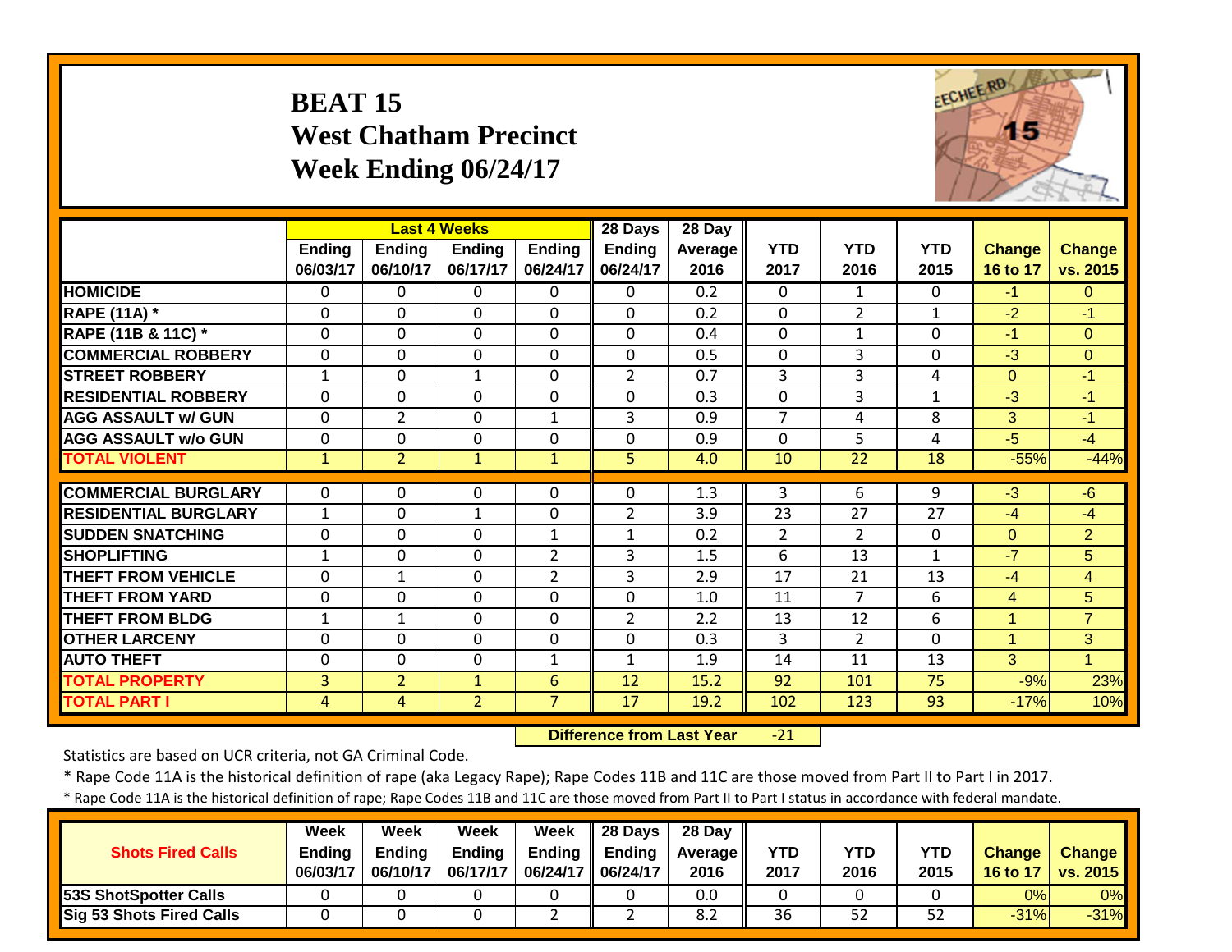# BEAT 15
## West Chatham Precinct
## Week Ending 06/24/17

| | Last 4 Weeks | | | | 28 Days | 28 Day | | | | | |
|---|---|---|---|---|---|---|---|---|---|---|---|
| | Ending 06/03/17 | Ending 06/10/17 | Ending 06/17/17 | Ending 06/24/17 | Ending 06/24/17 | Average 2016 | YTD 2017 | YTD 2016 | YTD 2015 | Change 16 to 17 | Change vs. 2015 |
| HOMICIDE | 0 | 0 | 0 | 0 | 0 | 0.2 | 0 | 1 | 0 | -1 | 0 |
| RAPE (11A) * | 0 | 0 | 0 | 0 | 0 | 0.2 | 0 | 2 | 1 | -2 | -1 |
| RAPE (11B & 11C) * | 0 | 0 | 0 | 0 | 0 | 0.4 | 0 | 1 | 0 | -1 | 0 |
| COMMERCIAL ROBBERY | 0 | 0 | 0 | 0 | 0 | 0.5 | 0 | 3 | 0 | -3 | 0 |
| STREET ROBBERY | 1 | 0 | 1 | 0 | 2 | 0.7 | 3 | 3 | 4 | 0 | -1 |
| RESIDENTIAL ROBBERY | 0 | 0 | 0 | 0 | 0 | 0.3 | 0 | 3 | 1 | -3 | -1 |
| AGG ASSAULT w/ GUN | 0 | 2 | 0 | 1 | 3 | 0.9 | 7 | 4 | 8 | 3 | -1 |
| AGG ASSAULT w/o GUN | 0 | 0 | 0 | 0 | 0 | 0.9 | 0 | 5 | 4 | -5 | -4 |
| TOTAL VIOLENT | 1 | 2 | 1 | 1 | 5 | 4.0 | 10 | 22 | 18 | -55% | -44% |
| COMMERCIAL BURGLARY | 0 | 0 | 0 | 0 | 0 | 1.3 | 3 | 6 | 9 | -3 | -6 |
| RESIDENTIAL BURGLARY | 1 | 0 | 1 | 0 | 2 | 3.9 | 23 | 27 | 27 | -4 | -4 |
| SUDDEN SNATCHING | 0 | 0 | 0 | 1 | 1 | 0.2 | 2 | 2 | 0 | 0 | 2 |
| SHOPLIFTING | 1 | 0 | 0 | 2 | 3 | 1.5 | 6 | 13 | 1 | -7 | 5 |
| THEFT FROM VEHICLE | 0 | 1 | 0 | 2 | 3 | 2.9 | 17 | 21 | 13 | -4 | 4 |
| THEFT FROM YARD | 0 | 0 | 0 | 0 | 0 | 1.0 | 11 | 7 | 6 | 4 | 5 |
| THEFT FROM BLDG | 1 | 1 | 0 | 0 | 2 | 2.2 | 13 | 12 | 6 | 1 | 7 |
| OTHER LARCENY | 0 | 0 | 0 | 0 | 0 | 0.3 | 3 | 2 | 0 | 1 | 3 |
| AUTO THEFT | 0 | 0 | 0 | 1 | 1 | 1.9 | 14 | 11 | 13 | 3 | 1 |
| TOTAL PROPERTY | 3 | 2 | 1 | 6 | 12 | 15.2 | 92 | 101 | 75 | -9% | 23% |
| TOTAL PART I | 4 | 4 | 2 | 7 | 17 | 19.2 | 102 | 123 | 93 | -17% | 10% |

**Difference from Last Year** -21

Statistics are based on UCR criteria, not GA Criminal Code.

\* Rape Code 11A is the historical definition of rape (aka Legacy Rape); Rape Codes 11B and 11C are those moved from Part II to Part I in 2017.

\* Rape Code 11A is the historical definition of rape; Rape Codes 11B and 11C are those moved from Part II to Part I status in accordance with federal mandate.

| Shots Fired Calls | Week Ending 06/03/17 | Week Ending 06/10/17 | Week Ending 06/17/17 | Week Ending 06/24/17 | 28 Days Ending 06/24/17 | 28 Day Average 2016 | YTD 2017 | YTD 2016 | YTD 2015 | Change 16 to 17 | Change vs. 2015 |
|---|---|---|---|---|---|---|---|---|---|---|---|
| 53S ShotSpotter Calls | 0 | 0 | 0 | 0 | 0 | 0.0 | 0 | 0 | 0 | 0% | 0% |
| Sig 53 Shots Fired Calls | 0 | 0 | 0 | 2 | 2 | 8.2 | 36 | 52 | 52 | -31% | -31% |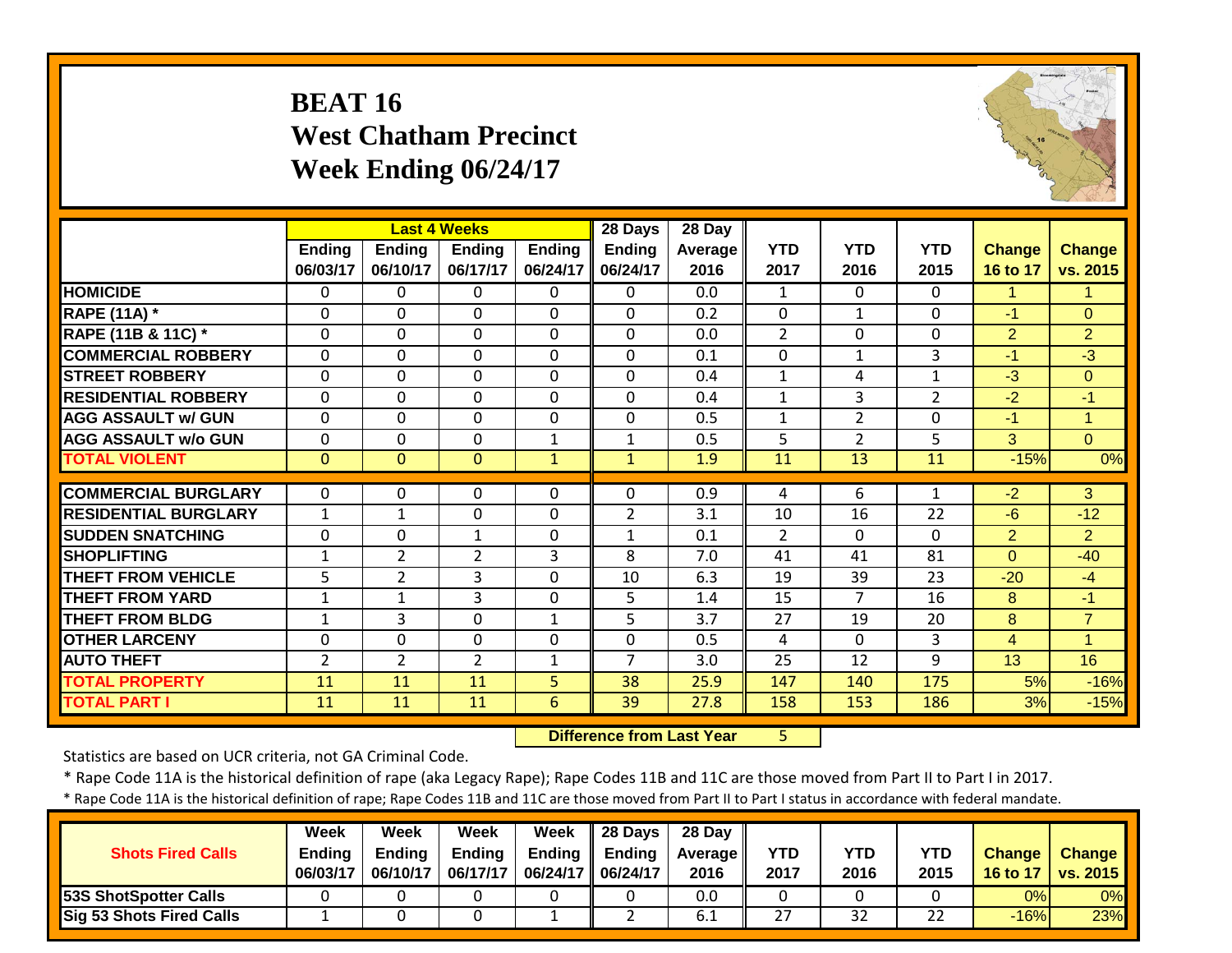# BEAT 16
## West Chatham Precinct
## Week Ending 06/24/17

| | Last 4 Weeks | | | | 28 Days | 28 Day | | | | | |
|---|---|---|---|---|---|---|---|---|---|---|---|
| | Ending 06/03/17 | Ending 06/10/17 | Ending 06/17/17 | Ending 06/24/17 | Ending 06/24/17 | Average 2016 | YTD 2017 | YTD 2016 | YTD 2015 | Change 16 to 17 | Change vs. 2015 |
| **HOMICIDE** | 0 | 0 | 0 | 0 | 0 | 0.0 | 1 | 0 | 0 | 1 | 1 |
| **RAPE (11A) *** | 0 | 0 | 0 | 0 | 0 | 0.2 | 0 | 1 | 0 | -1 | 0 |
| **RAPE (11B & 11C) *** | 0 | 0 | 0 | 0 | 0 | 0.0 | 2 | 0 | 0 | 2 | 2 |
| **COMMERCIAL ROBBERY** | 0 | 0 | 0 | 0 | 0 | 0.1 | 0 | 1 | 3 | -1 | -3 |
| **STREET ROBBERY** | 0 | 0 | 0 | 0 | 0 | 0.4 | 1 | 4 | 1 | -3 | 0 |
| **RESIDENTIAL ROBBERY** | 0 | 0 | 0 | 0 | 0 | 0.4 | 1 | 3 | 2 | -2 | -1 |
| **AGG ASSAULT w/ GUN** | 0 | 0 | 0 | 0 | 0 | 0.5 | 1 | 2 | 0 | -1 | 1 |
| **AGG ASSAULT w/o GUN** | 0 | 0 | 0 | 1 | 1 | 0.5 | 5 | 2 | 5 | 3 | 0 |
| **TOTAL VIOLENT** | 0 | 0 | 0 | 1 | 1 | 1.9 | 11 | 13 | 11 | -15% | 0% |
| **COMMERCIAL BURGLARY** | 0 | 0 | 0 | 0 | 0 | 0.9 | 4 | 6 | 1 | -2 | 3 |
| **RESIDENTIAL BURGLARY** | 1 | 1 | 0 | 0 | 2 | 3.1 | 10 | 16 | 22 | -6 | -12 |
| **SUDDEN SNATCHING** | 0 | 0 | 1 | 0 | 1 | 0.1 | 2 | 0 | 0 | 2 | 2 |
| **SHOPLIFTING** | 1 | 2 | 2 | 3 | 8 | 7.0 | 41 | 41 | 81 | 0 | -40 |
| **THEFT FROM VEHICLE** | 5 | 2 | 3 | 0 | 10 | 6.3 | 19 | 39 | 23 | -20 | -4 |
| **THEFT FROM YARD** | 1 | 1 | 3 | 0 | 5 | 1.4 | 15 | 7 | 16 | 8 | -1 |
| **THEFT FROM BLDG** | 1 | 3 | 0 | 1 | 5 | 3.7 | 27 | 19 | 20 | 8 | 7 |
| **OTHER LARCENY** | 0 | 0 | 0 | 0 | 0 | 0.5 | 4 | 0 | 3 | 4 | 1 |
| **AUTO THEFT** | 2 | 2 | 2 | 1 | 7 | 3.0 | 25 | 12 | 9 | 13 | 16 |
| **TOTAL PROPERTY** | 11 | 11 | 11 | 5 | 38 | 25.9 | 147 | 140 | 175 | 5% | -16% |
| **TOTAL PART I** | 11 | 11 | 11 | 6 | 39 | 27.8 | 158 | 153 | 186 | 3% | -15% |

**Difference from Last Year** 5

Statistics are based on UCR criteria, not GA Criminal Code.

* Rape Code 11A is the historical definition of rape (aka Legacy Rape); Rape Codes 11B and 11C are those moved from Part II to Part I in 2017.

* Rape Code 11A is the historical definition of rape; Rape Codes 11B and 11C are those moved from Part II to Part I status in accordance with federal mandate.

| Shots Fired Calls | Week Ending 06/03/17 | Week Ending 06/10/17 | Week Ending 06/17/17 | Week Ending 06/24/17 | 28 Days Ending 06/24/17 | 28 Day Average 2016 | YTD 2017 | YTD 2016 | YTD 2015 | Change 16 to 17 | Change vs. 2015 |
|---|---|---|---|---|---|---|---|---|---|---|---|
| **53S ShotSpotter Calls** | 0 | 0 | 0 | 0 | 0 | 0.0 | 0 | 0 | 0 | 0% | 0% |
| **Sig 53 Shots Fired Calls** | 1 | 0 | 0 | 1 | 2 | 6.1 | 27 | 32 | 22 | -16% | 23% |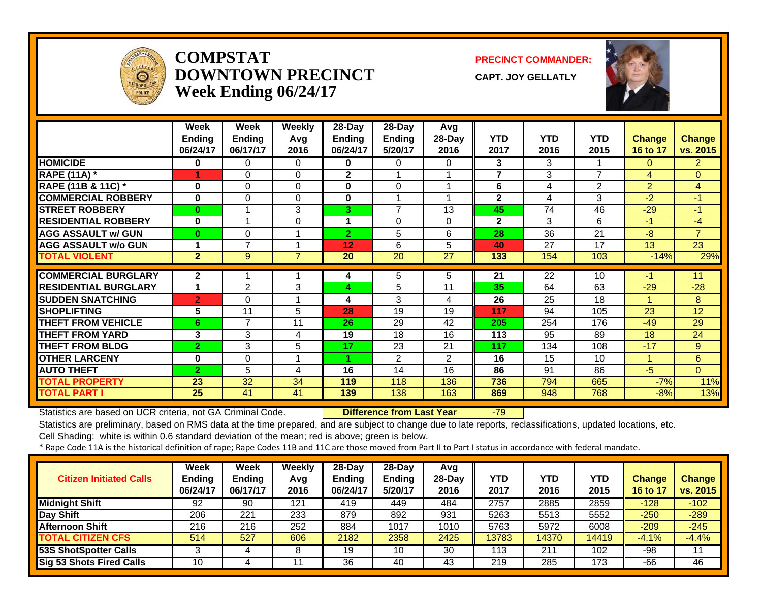# COMPSTAT
# DOWNTOWN PRECINCT
# Week Ending 06/24/17

**PRECINCT COMMANDER:**

**CAPT. JOY GELLATLY**

| | Week Ending 06/24/17 | Week Ending 06/17/17 | Weekly Avg 2016 | 28-Day Ending 06/24/17 | 28-Day Ending 5/20/17 | Avg 28-Day 2016 | YTD 2017 | YTD 2016 | YTD 2015 | Change 16 to 17 | Change vs. 2015 |
|---|---|---|---|---|---|---|---|---|---|---|---|
| HOMICIDE | 0 | 0 | 0 | 0 | 0 | 0 | 3 | 3 | 1 | 0 | 2 |
| RAPE (11A) * | 1 | 0 | 0 | 2 | 1 | 1 | 7 | 3 | 7 | 4 | 0 |
| RAPE (11B & 11C) * | 0 | 0 | 0 | 0 | 0 | 1 | 6 | 4 | 2 | 2 | 4 |
| COMMERCIAL ROBBERY | 0 | 0 | 0 | 0 | 1 | 1 | 2 | 4 | 3 | -2 | -1 |
| STREET ROBBERY | 0 | 1 | 3 | 3 | 7 | 13 | 45 | 74 | 46 | -29 | -1 |
| RESIDENTIAL ROBBERY | 0 | 1 | 0 | 1 | 0 | 0 | 2 | 3 | 6 | -1 | -4 |
| AGG ASSAULT w/ GUN | 0 | 0 | 1 | 2 | 5 | 6 | 28 | 36 | 21 | -8 | 7 |
| AGG ASSAULT w/o GUN | 1 | 7 | 1 | 12 | 6 | 5 | 40 | 27 | 17 | 13 | 23 |
| TOTAL VIOLENT | 2 | 9 | 7 | 20 | 20 | 27 | 133 | 154 | 103 | -14% | 29% |
| COMMERCIAL BURGLARY | 2 | 1 | 1 | 4 | 5 | 5 | 21 | 22 | 10 | -1 | 11 |
| RESIDENTIAL BURGLARY | 1 | 2 | 3 | 4 | 5 | 11 | 35 | 64 | 63 | -29 | -28 |
| SUDDEN SNATCHING | 2 | 0 | 1 | 4 | 3 | 4 | 26 | 25 | 18 | 1 | 8 |
| SHOPLIFTING | 5 | 11 | 5 | 28 | 19 | 19 | 117 | 94 | 105 | 23 | 12 |
| THEFT FROM VEHICLE | 6 | 7 | 11 | 26 | 29 | 42 | 205 | 254 | 176 | -49 | 29 |
| THEFT FROM YARD | 3 | 3 | 4 | 19 | 18 | 16 | 113 | 95 | 89 | 18 | 24 |
| THEFT FROM BLDG | 2 | 3 | 5 | 17 | 23 | 21 | 117 | 134 | 108 | -17 | 9 |
| OTHER LARCENY | 0 | 0 | 1 | 1 | 2 | 2 | 16 | 15 | 10 | 1 | 6 |
| AUTO THEFT | 2 | 5 | 4 | 16 | 14 | 16 | 86 | 91 | 86 | -5 | 0 |
| TOTAL PROPERTY | 23 | 32 | 34 | 119 | 118 | 136 | 736 | 794 | 665 | -7% | 11% |
| TOTAL PART I | 25 | 41 | 41 | 139 | 138 | 163 | 869 | 948 | 768 | -8% | 13% |

Statistics are based on UCR criteria, not GA Criminal Code. **Difference from Last Year** -79

Statistics are preliminary, based on RMS data at the time prepared, and are subject to change due to late reports, reclassifications, updated locations, etc.

Cell Shading: white is within 0.6 standard deviation of the mean; red is above; green is below.

\* Rape Code 11A is the historical definition of rape; Rape Codes 11B and 11C are those moved from Part II to Part I status in accordance with federal mandate.

| Citizen Initiated Calls | Week Ending 06/24/17 | Week Ending 06/17/17 | Weekly Avg 2016 | 28-Day Ending 06/24/17 | 28-Day Ending 5/20/17 | Avg 28-Day 2016 | YTD 2017 | YTD 2016 | YTD 2015 | Change 16 to 17 | Change vs. 2015 |
|---|---|---|---|---|---|---|---|---|---|---|---|
| Midnight Shift | 92 | 90 | 121 | 419 | 449 | 484 | 2757 | 2885 | 2859 | -128 | -102 |
| Day Shift | 206 | 221 | 233 | 879 | 892 | 931 | 5263 | 5513 | 5552 | -250 | -289 |
| Afternoon Shift | 216 | 216 | 252 | 884 | 1017 | 1010 | 5763 | 5972 | 6008 | -209 | -245 |
| TOTAL CITIZEN CFS | 514 | 527 | 606 | 2182 | 2358 | 2425 | 13783 | 14370 | 14419 | -4.1% | -4.4% |
| 53S ShotSpotter Calls | 3 | 4 | 8 | 19 | 10 | 30 | 113 | 211 | 102 | -98 | 11 |
| Sig 53 Shots Fired Calls | 10 | 4 | 11 | 36 | 40 | 43 | 219 | 285 | 173 | -66 | 46 |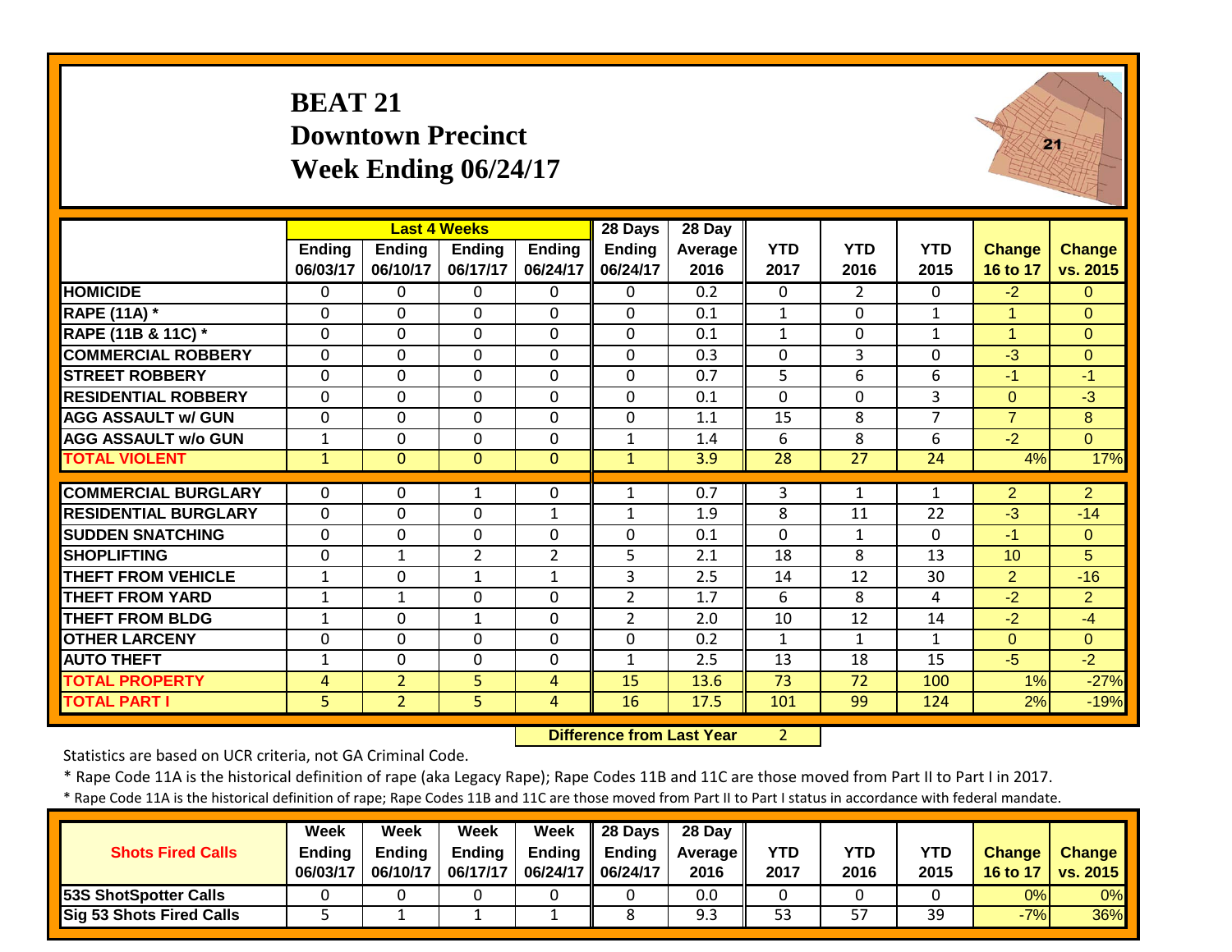# BEAT 21
## Downtown Precinct
## Week Ending 06/24/17

| | Last 4 Weeks | | | | 28 Days | 28 Day | | | | | |
|---|---|---|---|---|---|---|---|---|---|---|---|
| | Ending 06/03/17 | Ending 06/10/17 | Ending 06/17/17 | Ending 06/24/17 | Ending 06/24/17 | Average 2016 | YTD 2017 | YTD 2016 | YTD 2015 | Change 16 to 17 | Change vs. 2015 |
| HOMICIDE | 0 | 0 | 0 | 0 | 0 | 0.2 | 0 | 2 | 0 | -2 | 0 |
| RAPE (11A) * | 0 | 0 | 0 | 0 | 0 | 0.1 | 1 | 0 | 1 | 1 | 0 |
| RAPE (11B & 11C) * | 0 | 0 | 0 | 0 | 0 | 0.1 | 1 | 0 | 1 | 1 | 0 |
| COMMERCIAL ROBBERY | 0 | 0 | 0 | 0 | 0 | 0.3 | 0 | 3 | 0 | -3 | 0 |
| STREET ROBBERY | 0 | 0 | 0 | 0 | 0 | 0.7 | 5 | 6 | 6 | -1 | -1 |
| RESIDENTIAL ROBBERY | 0 | 0 | 0 | 0 | 0 | 0.1 | 0 | 0 | 3 | 0 | -3 |
| AGG ASSAULT w/ GUN | 0 | 0 | 0 | 0 | 0 | 1.1 | 15 | 8 | 7 | 7 | 8 |
| AGG ASSAULT w/o GUN | 1 | 0 | 0 | 0 | 1 | 1.4 | 6 | 8 | 6 | -2 | 0 |
| TOTAL VIOLENT | 1 | 0 | 0 | 0 | 1 | 3.9 | 28 | 27 | 24 | 4% | 17% |
| COMMERCIAL BURGLARY | 0 | 0 | 1 | 0 | 1 | 0.7 | 3 | 1 | 1 | 2 | 2 |
| RESIDENTIAL BURGLARY | 0 | 0 | 0 | 1 | 1 | 1.9 | 8 | 11 | 22 | -3 | -14 |
| SUDDEN SNATCHING | 0 | 0 | 0 | 0 | 0 | 0.1 | 0 | 1 | 0 | -1 | 0 |
| SHOPLIFTING | 0 | 1 | 2 | 2 | 5 | 2.1 | 18 | 8 | 13 | 10 | 5 |
| THEFT FROM VEHICLE | 1 | 0 | 1 | 1 | 3 | 2.5 | 14 | 12 | 30 | 2 | -16 |
| THEFT FROM YARD | 1 | 1 | 0 | 0 | 2 | 1.7 | 6 | 8 | 4 | -2 | 2 |
| THEFT FROM BLDG | 1 | 0 | 1 | 0 | 2 | 2.0 | 10 | 12 | 14 | -2 | -4 |
| OTHER LARCENY | 0 | 0 | 0 | 0 | 0 | 0.2 | 1 | 1 | 1 | 0 | 0 |
| AUTO THEFT | 1 | 0 | 0 | 0 | 1 | 2.5 | 13 | 18 | 15 | -5 | -2 |
| TOTAL PROPERTY | 4 | 2 | 5 | 4 | 15 | 13.6 | 73 | 72 | 100 | 1% | -27% |
| TOTAL PART I | 5 | 2 | 5 | 4 | 16 | 17.5 | 101 | 99 | 124 | 2% | -19% |

**Difference from Last Year** 2

Statistics are based on UCR criteria, not GA Criminal Code.

* Rape Code 11A is the historical definition of rape (aka Legacy Rape); Rape Codes 11B and 11C are those moved from Part II to Part I in 2017.

* Rape Code 11A is the historical definition of rape; Rape Codes 11B and 11C are those moved from Part II to Part I status in accordance with federal mandate.

| Shots Fired Calls | Week Ending 06/03/17 | Week Ending 06/10/17 | Week Ending 06/17/17 | Week Ending 06/24/17 | 28 Days Ending 06/24/17 | 28 Day Average 2016 | YTD 2017 | YTD 2016 | YTD 2015 | Change 16 to 17 | Change vs. 2015 |
|---|---|---|---|---|---|---|---|---|---|---|---|
| 53S ShotSpotter Calls | 0 | 0 | 0 | 0 | 0 | 0.0 | 0 | 0 | 0 | 0% | 0% |
| Sig 53 Shots Fired Calls | 5 | 1 | 1 | 1 | 8 | 9.3 | 53 | 57 | 39 | -7% | 36% |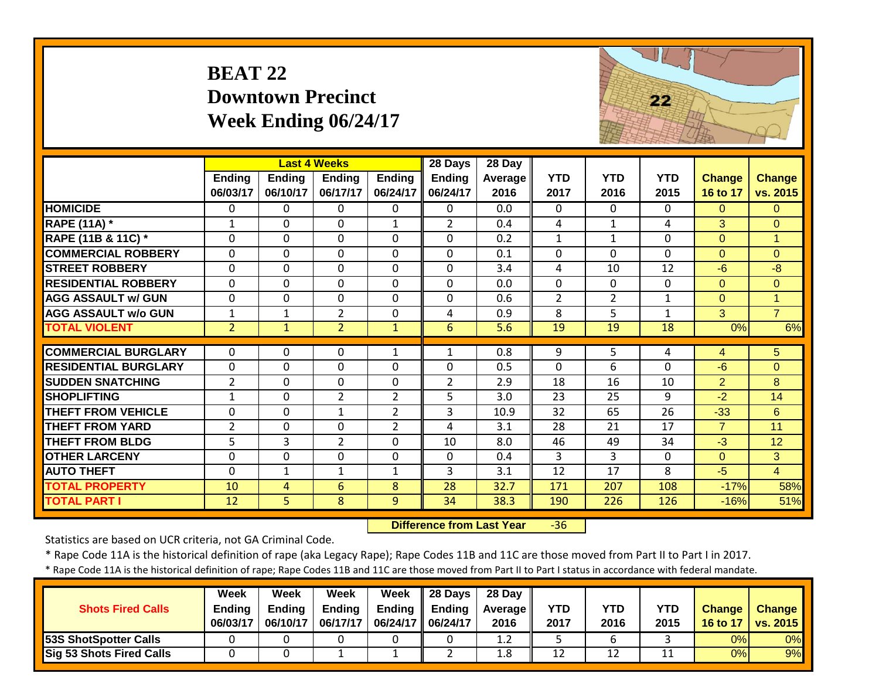# BEAT 22
## Downtown Precinct
## Week Ending 06/24/17

| | Last 4 Weeks | | | | 28 Days | 28 Day | | | | | |
|---|---|---|---|---|---|---|---|---|---|---|---|
| | Ending 06/03/17 | Ending 06/10/17 | Ending 06/17/17 | Ending 06/24/17 | Ending 06/24/17 | Average 2016 | YTD 2017 | YTD 2016 | YTD 2015 | Change 16 to 17 | Change vs. 2015 |
| HOMICIDE | 0 | 0 | 0 | 0 | 0 | 0.0 | 0 | 0 | 0 | 0 | 0 |
| RAPE (11A) * | 1 | 0 | 0 | 1 | 2 | 0.4 | 4 | 1 | 4 | 3 | 0 |
| RAPE (11B & 11C) * | 0 | 0 | 0 | 0 | 0 | 0.2 | 1 | 1 | 0 | 0 | 1 |
| COMMERCIAL ROBBERY | 0 | 0 | 0 | 0 | 0 | 0.1 | 0 | 0 | 0 | 0 | 0 |
| STREET ROBBERY | 0 | 0 | 0 | 0 | 0 | 3.4 | 4 | 10 | 12 | -6 | -8 |
| RESIDENTIAL ROBBERY | 0 | 0 | 0 | 0 | 0 | 0.0 | 0 | 0 | 0 | 0 | 0 |
| AGG ASSAULT w/ GUN | 0 | 0 | 0 | 0 | 0 | 0.6 | 2 | 2 | 1 | 0 | 1 |
| AGG ASSAULT w/o GUN | 1 | 1 | 2 | 0 | 4 | 0.9 | 8 | 5 | 1 | 3 | 7 |
| TOTAL VIOLENT | 2 | 1 | 2 | 1 | 6 | 5.6 | 19 | 19 | 18 | 0% | 6% |
| COMMERCIAL BURGLARY | 0 | 0 | 0 | 1 | 1 | 0.8 | 9 | 5 | 4 | 4 | 5 |
| RESIDENTIAL BURGLARY | 0 | 0 | 0 | 0 | 0 | 0.5 | 0 | 6 | 0 | -6 | 0 |
| SUDDEN SNATCHING | 2 | 0 | 0 | 0 | 2 | 2.9 | 18 | 16 | 10 | 2 | 8 |
| SHOPLIFTING | 1 | 0 | 2 | 2 | 5 | 3.0 | 23 | 25 | 9 | -2 | 14 |
| THEFT FROM VEHICLE | 0 | 0 | 1 | 2 | 3 | 10.9 | 32 | 65 | 26 | -33 | 6 |
| THEFT FROM YARD | 2 | 0 | 0 | 2 | 4 | 3.1 | 28 | 21 | 17 | 7 | 11 |
| THEFT FROM BLDG | 5 | 3 | 2 | 0 | 10 | 8.0 | 46 | 49 | 34 | -3 | 12 |
| OTHER LARCENY | 0 | 0 | 0 | 0 | 0 | 0.4 | 3 | 3 | 0 | 0 | 3 |
| AUTO THEFT | 0 | 1 | 1 | 1 | 3 | 3.1 | 12 | 17 | 8 | -5 | 4 |
| TOTAL PROPERTY | 10 | 4 | 6 | 8 | 28 | 32.7 | 171 | 207 | 108 | -17% | 58% |
| TOTAL PART I | 12 | 5 | 8 | 9 | 34 | 38.3 | 190 | 226 | 126 | -16% | 51% |

**Difference from Last Year** -36

Statistics are based on UCR criteria, not GA Criminal Code.

\* Rape Code 11A is the historical definition of rape (aka Legacy Rape); Rape Codes 11B and 11C are those moved from Part II to Part I in 2017.

\* Rape Code 11A is the historical definition of rape; Rape Codes 11B and 11C are those moved from Part II to Part I status in accordance with federal mandate.

| Shots Fired Calls | Week Ending 06/03/17 | Week Ending 06/10/17 | Week Ending 06/17/17 | Week Ending 06/24/17 | 28 Days Ending 06/24/17 | 28 Day Average 2016 | YTD 2017 | YTD 2016 | YTD 2015 | Change 16 to 17 | Change vs. 2015 |
|---|---|---|---|---|---|---|---|---|---|---|---|
| 53S ShotSpotter Calls | 0 | 0 | 0 | 0 | 0 | 1.2 | 5 | 6 | 3 | 0% | 0% |
| Sig 53 Shots Fired Calls | 0 | 0 | 1 | 1 | 2 | 1.8 | 12 | 12 | 11 | 0% | 9% |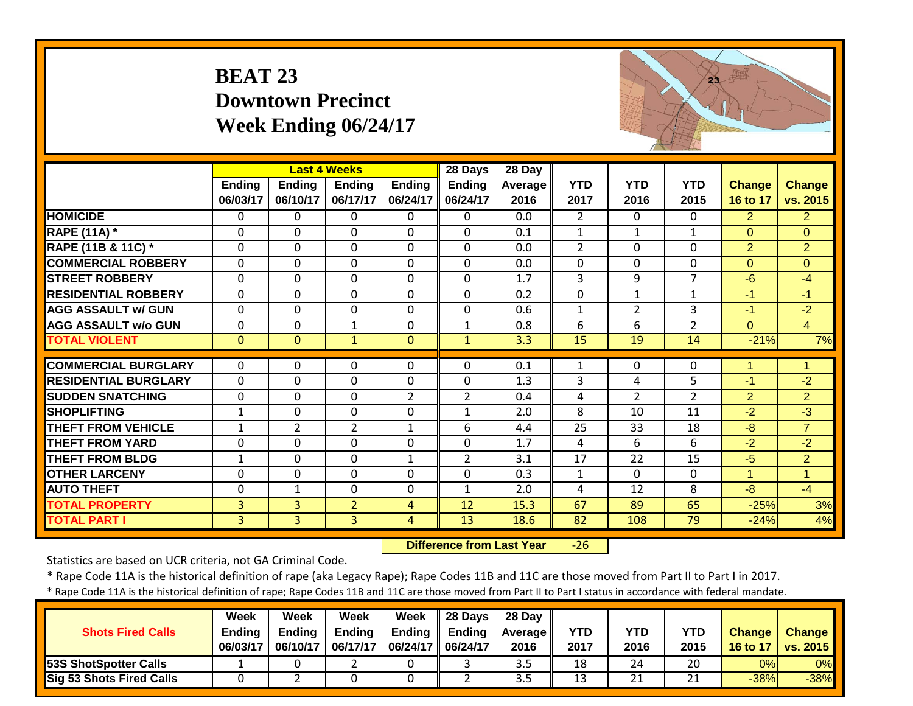# BEAT 23
## Downtown Precinct
## Week Ending 06/24/17

| | Last 4 Weeks | | | | 28 Days | 28 Day | | | | | |
|---|---|---|---|---|---|---|---|---|---|---|---|
| | Ending 06/03/17 | Ending 06/10/17 | Ending 06/17/17 | Ending 06/24/17 | Ending 06/24/17 | Average 2016 | YTD 2017 | YTD 2016 | YTD 2015 | Change 16 to 17 | Change vs. 2015 |
| HOMICIDE | 0 | 0 | 0 | 0 | 0 | 0.0 | 2 | 0 | 0 | 2 | 2 |
| RAPE (11A) * | 0 | 0 | 0 | 0 | 0 | 0.1 | 1 | 1 | 1 | 0 | 0 |
| RAPE (11B & 11C) * | 0 | 0 | 0 | 0 | 0 | 0.0 | 2 | 0 | 0 | 2 | 2 |
| COMMERCIAL ROBBERY | 0 | 0 | 0 | 0 | 0 | 0.0 | 0 | 0 | 0 | 0 | 0 |
| STREET ROBBERY | 0 | 0 | 0 | 0 | 0 | 1.7 | 3 | 9 | 7 | -6 | -4 |
| RESIDENTIAL ROBBERY | 0 | 0 | 0 | 0 | 0 | 0.2 | 0 | 1 | 1 | -1 | -1 |
| AGG ASSAULT w/ GUN | 0 | 0 | 0 | 0 | 0 | 0.6 | 1 | 2 | 3 | -1 | -2 |
| AGG ASSAULT w/o GUN | 0 | 0 | 1 | 0 | 1 | 0.8 | 6 | 6 | 2 | 0 | 4 |
| TOTAL VIOLENT | 0 | 0 | 1 | 0 | 1 | 3.3 | 15 | 19 | 14 | -21% | 7% |
| COMMERCIAL BURGLARY | 0 | 0 | 0 | 0 | 0 | 0.1 | 1 | 0 | 0 | 1 | 1 |
| RESIDENTIAL BURGLARY | 0 | 0 | 0 | 0 | 0 | 1.3 | 3 | 4 | 5 | -1 | -2 |
| SUDDEN SNATCHING | 0 | 0 | 0 | 2 | 2 | 0.4 | 4 | 2 | 2 | 2 | 2 |
| SHOPLIFTING | 1 | 0 | 0 | 0 | 1 | 2.0 | 8 | 10 | 11 | -2 | -3 |
| THEFT FROM VEHICLE | 1 | 2 | 2 | 1 | 6 | 4.4 | 25 | 33 | 18 | -8 | 7 |
| THEFT FROM YARD | 0 | 0 | 0 | 0 | 0 | 1.7 | 4 | 6 | 6 | -2 | -2 |
| THEFT FROM BLDG | 1 | 0 | 0 | 1 | 2 | 3.1 | 17 | 22 | 15 | -5 | 2 |
| OTHER LARCENY | 0 | 0 | 0 | 0 | 0 | 0.3 | 1 | 0 | 0 | 1 | 1 |
| AUTO THEFT | 0 | 1 | 0 | 0 | 1 | 2.0 | 4 | 12 | 8 | -8 | -4 |
| TOTAL PROPERTY | 3 | 3 | 2 | 4 | 12 | 15.3 | 67 | 89 | 65 | -25% | 3% |
| TOTAL PART I | 3 | 3 | 3 | 4 | 13 | 18.6 | 82 | 108 | 79 | -24% | 4% |

**Difference from Last Year** -26

Statistics are based on UCR criteria, not GA Criminal Code.

* Rape Code 11A is the historical definition of rape (aka Legacy Rape); Rape Codes 11B and 11C are those moved from Part II to Part I in 2017.

* Rape Code 11A is the historical definition of rape; Rape Codes 11B and 11C are those moved from Part II to Part I status in accordance with federal mandate.

| Shots Fired Calls | Week Ending 06/03/17 | Week Ending 06/10/17 | Week Ending 06/17/17 | Week Ending 06/24/17 | 28 Days Ending 06/24/17 | 28 Day Average 2016 | YTD 2017 | YTD 2016 | YTD 2015 | Change 16 to 17 | Change vs. 2015 |
|---|---|---|---|---|---|---|---|---|---|---|---|
| 53S ShotSpotter Calls | 1 | 0 | 2 | 0 | 3 | 3.5 | 18 | 24 | 20 | 0% | 0% |
| Sig 53 Shots Fired Calls | 0 | 2 | 0 | 0 | 2 | 3.5 | 13 | 21 | 21 | -38% | -38% |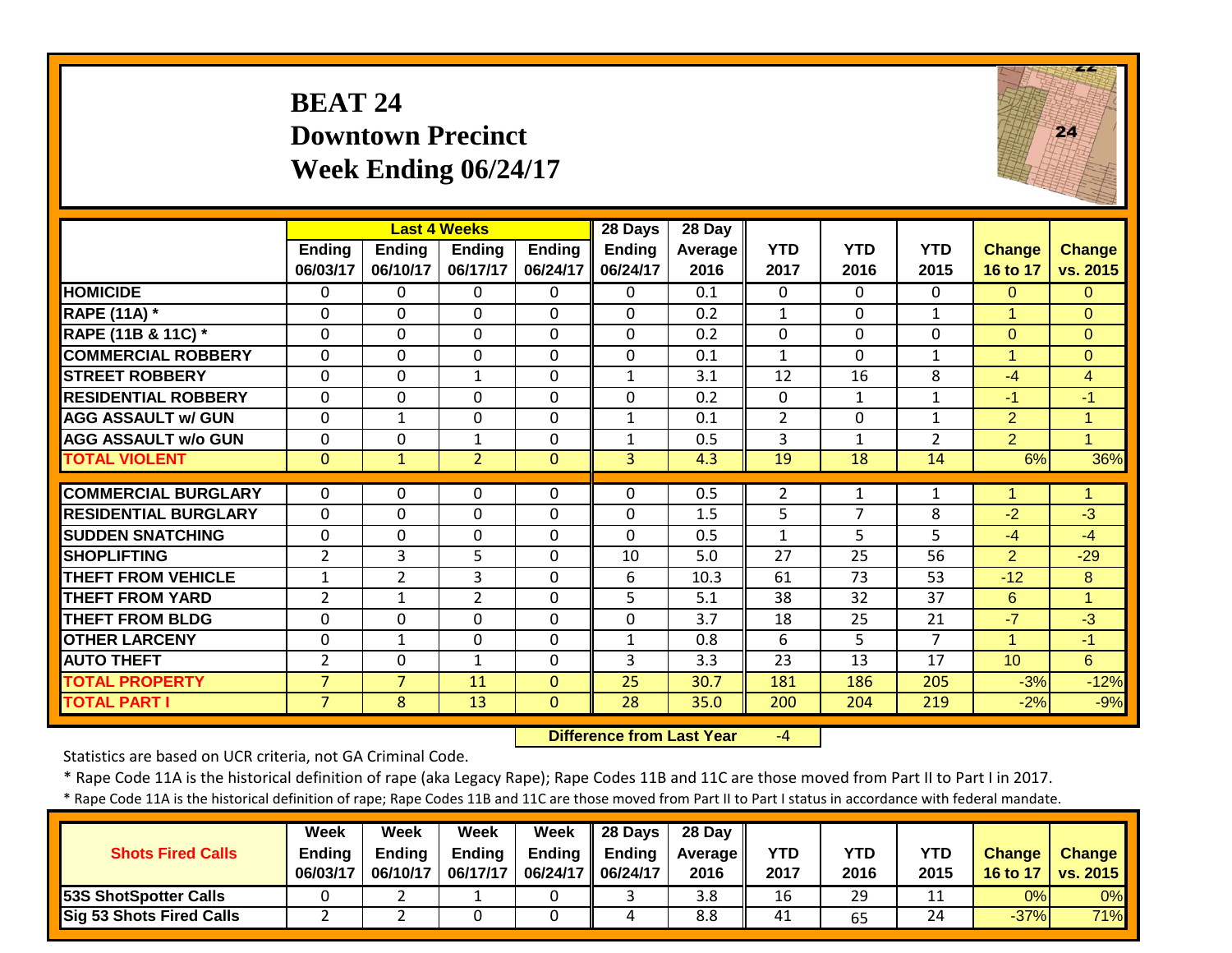# BEAT 24
## Downtown Precinct
## Week Ending 06/24/17

| | Last 4 Weeks | | | | 28 Days | 28 Day | | | | | |
|---|---|---|---|---|---|---|---|---|---|---|---|
| | Ending 06/03/17 | Ending 06/10/17 | Ending 06/17/17 | Ending 06/24/17 | Ending 06/24/17 | Average 2016 | YTD 2017 | YTD 2016 | YTD 2015 | Change 16 to 17 | Change vs. 2015 |
| HOMICIDE | 0 | 0 | 0 | 0 | 0 | 0.1 | 0 | 0 | 0 | 0 | 0 |
| RAPE (11A) * | 0 | 0 | 0 | 0 | 0 | 0.2 | 1 | 0 | 1 | 1 | 0 |
| RAPE (11B & 11C) * | 0 | 0 | 0 | 0 | 0 | 0.2 | 0 | 0 | 0 | 0 | 0 |
| COMMERCIAL ROBBERY | 0 | 0 | 0 | 0 | 0 | 0.1 | 1 | 0 | 1 | 1 | 0 |
| STREET ROBBERY | 0 | 0 | 1 | 0 | 1 | 3.1 | 12 | 16 | 8 | -4 | 4 |
| RESIDENTIAL ROBBERY | 0 | 0 | 0 | 0 | 0 | 0.2 | 0 | 1 | 1 | -1 | -1 |
| AGG ASSAULT w/ GUN | 0 | 1 | 0 | 0 | 1 | 0.1 | 2 | 0 | 1 | 2 | 1 |
| AGG ASSAULT w/o GUN | 0 | 0 | 1 | 0 | 1 | 0.5 | 3 | 1 | 2 | 2 | 1 |
| TOTAL VIOLENT | 0 | 1 | 2 | 0 | 3 | 4.3 | 19 | 18 | 14 | 6% | 36% |
| COMMERCIAL BURGLARY | 0 | 0 | 0 | 0 | 0 | 0.5 | 2 | 1 | 1 | 1 | 1 |
| RESIDENTIAL BURGLARY | 0 | 0 | 0 | 0 | 0 | 1.5 | 5 | 7 | 8 | -2 | -3 |
| SUDDEN SNATCHING | 0 | 0 | 0 | 0 | 0 | 0.5 | 1 | 5 | 5 | -4 | -4 |
| SHOPLIFTING | 2 | 3 | 5 | 0 | 10 | 5.0 | 27 | 25 | 56 | 2 | -29 |
| THEFT FROM VEHICLE | 1 | 2 | 3 | 0 | 6 | 10.3 | 61 | 73 | 53 | -12 | 8 |
| THEFT FROM YARD | 2 | 1 | 2 | 0 | 5 | 5.1 | 38 | 32 | 37 | 6 | 1 |
| THEFT FROM BLDG | 0 | 0 | 0 | 0 | 0 | 3.7 | 18 | 25 | 21 | -7 | -3 |
| OTHER LARCENY | 0 | 1 | 0 | 0 | 1 | 0.8 | 6 | 5 | 7 | 1 | -1 |
| AUTO THEFT | 2 | 0 | 1 | 0 | 3 | 3.3 | 23 | 13 | 17 | 10 | 6 |
| TOTAL PROPERTY | 7 | 7 | 11 | 0 | 25 | 30.7 | 181 | 186 | 205 | -3% | -12% |
| TOTAL PART I | 7 | 8 | 13 | 0 | 28 | 35.0 | 200 | 204 | 219 | -2% | -9% |

**Difference from Last Year** -4

Statistics are based on UCR criteria, not GA Criminal Code.

\* Rape Code 11A is the historical definition of rape (aka Legacy Rape); Rape Codes 11B and 11C are those moved from Part II to Part I in 2017.

\* Rape Code 11A is the historical definition of rape; Rape Codes 11B and 11C are those moved from Part II to Part I status in accordance with federal mandate.

| Shots Fired Calls | Week Ending 06/03/17 | Week Ending 06/10/17 | Week Ending 06/17/17 | Week Ending 06/24/17 | 28 Days Ending 06/24/17 | 28 Day Average 2016 | YTD 2017 | YTD 2016 | YTD 2015 | Change 16 to 17 | Change vs. 2015 |
|---|---|---|---|---|---|---|---|---|---|---|---|
| 53S ShotSpotter Calls | 0 | 2 | 1 | 0 | 3 | 3.8 | 16 | 29 | 11 | 0% | 0% |
| Sig 53 Shots Fired Calls | 2 | 2 | 0 | 0 | 4 | 8.8 | 41 | 65 | 24 | -37% | 71% |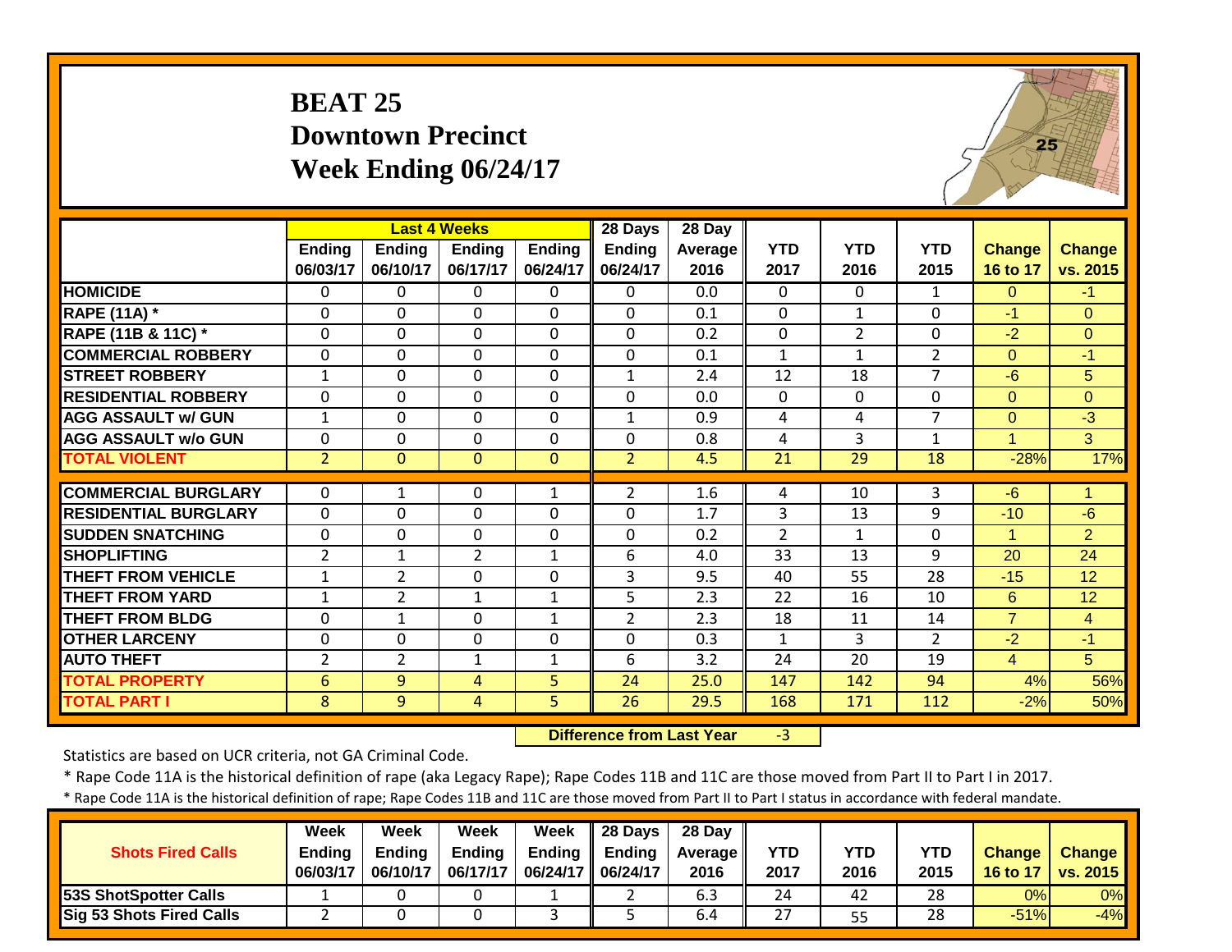# BEAT 25
## Downtown Precinct
## Week Ending 06/24/17

| | Last 4 Weeks | | | | 28 Days | 28 Day | | | | | |
|---|---|---|---|---|---|---|---|---|---|---|---|
| | Ending 06/03/17 | Ending 06/10/17 | Ending 06/17/17 | Ending 06/24/17 | Ending 06/24/17 | Average 2016 | YTD 2017 | YTD 2016 | YTD 2015 | Change 16 to 17 | Change vs. 2015 |
| HOMICIDE | 0 | 0 | 0 | 0 | 0 | 0.0 | 0 | 0 | 1 | 0 | -1 |
| RAPE (11A) * | 0 | 0 | 0 | 0 | 0 | 0.1 | 0 | 1 | 0 | -1 | 0 |
| RAPE (11B & 11C) * | 0 | 0 | 0 | 0 | 0 | 0.2 | 0 | 2 | 0 | -2 | 0 |
| COMMERCIAL ROBBERY | 0 | 0 | 0 | 0 | 0 | 0.1 | 1 | 1 | 2 | 0 | -1 |
| STREET ROBBERY | 1 | 0 | 0 | 0 | 1 | 2.4 | 12 | 18 | 7 | -6 | 5 |
| RESIDENTIAL ROBBERY | 0 | 0 | 0 | 0 | 0 | 0.0 | 0 | 0 | 0 | 0 | 0 |
| AGG ASSAULT w/ GUN | 1 | 0 | 0 | 0 | 1 | 0.9 | 4 | 4 | 7 | 0 | -3 |
| AGG ASSAULT w/o GUN | 0 | 0 | 0 | 0 | 0 | 0.8 | 4 | 3 | 1 | 1 | 3 |
| TOTAL VIOLENT | 2 | 0 | 0 | 0 | 2 | 4.5 | 21 | 29 | 18 | -28% | 17% |
| COMMERCIAL BURGLARY | 0 | 1 | 0 | 1 | 2 | 1.6 | 4 | 10 | 3 | -6 | 1 |
| RESIDENTIAL BURGLARY | 0 | 0 | 0 | 0 | 0 | 1.7 | 3 | 13 | 9 | -10 | -6 |
| SUDDEN SNATCHING | 0 | 0 | 0 | 0 | 0 | 0.2 | 2 | 1 | 0 | 1 | 2 |
| SHOPLIFTING | 2 | 1 | 2 | 1 | 6 | 4.0 | 33 | 13 | 9 | 20 | 24 |
| THEFT FROM VEHICLE | 1 | 2 | 0 | 0 | 3 | 9.5 | 40 | 55 | 28 | -15 | 12 |
| THEFT FROM YARD | 1 | 2 | 1 | 1 | 5 | 2.3 | 22 | 16 | 10 | 6 | 12 |
| THEFT FROM BLDG | 0 | 1 | 0 | 1 | 2 | 2.3 | 18 | 11 | 14 | 7 | 4 |
| OTHER LARCENY | 0 | 0 | 0 | 0 | 0 | 0.3 | 1 | 3 | 2 | -2 | -1 |
| AUTO THEFT | 2 | 2 | 1 | 1 | 6 | 3.2 | 24 | 20 | 19 | 4 | 5 |
| TOTAL PROPERTY | 6 | 9 | 4 | 5 | 24 | 25.0 | 147 | 142 | 94 | 4% | 56% |
| TOTAL PART I | 8 | 9 | 4 | 5 | 26 | 29.5 | 168 | 171 | 112 | -2% | 50% |

**Difference from Last Year** -3

Statistics are based on UCR criteria, not GA Criminal Code.

* Rape Code 11A is the historical definition of rape (aka Legacy Rape); Rape Codes 11B and 11C are those moved from Part II to Part I in 2017.

* Rape Code 11A is the historical definition of rape; Rape Codes 11B and 11C are those moved from Part II to Part I status in accordance with federal mandate.

| Shots Fired Calls | Week Ending 06/03/17 | Week Ending 06/10/17 | Week Ending 06/17/17 | Week Ending 06/24/17 | 28 Days Ending 06/24/17 | 28 Day Average 2016 | YTD 2017 | YTD 2016 | YTD 2015 | Change 16 to 17 | Change vs. 2015 |
|---|---|---|---|---|---|---|---|---|---|---|---|
| 53S ShotSpotter Calls | 1 | 0 | 0 | 1 | 2 | 6.3 | 24 | 42 | 28 | 0% | 0% |
| Sig 53 Shots Fired Calls | 2 | 0 | 0 | 3 | 5 | 6.4 | 27 | 55 | 28 | -51% | -4% |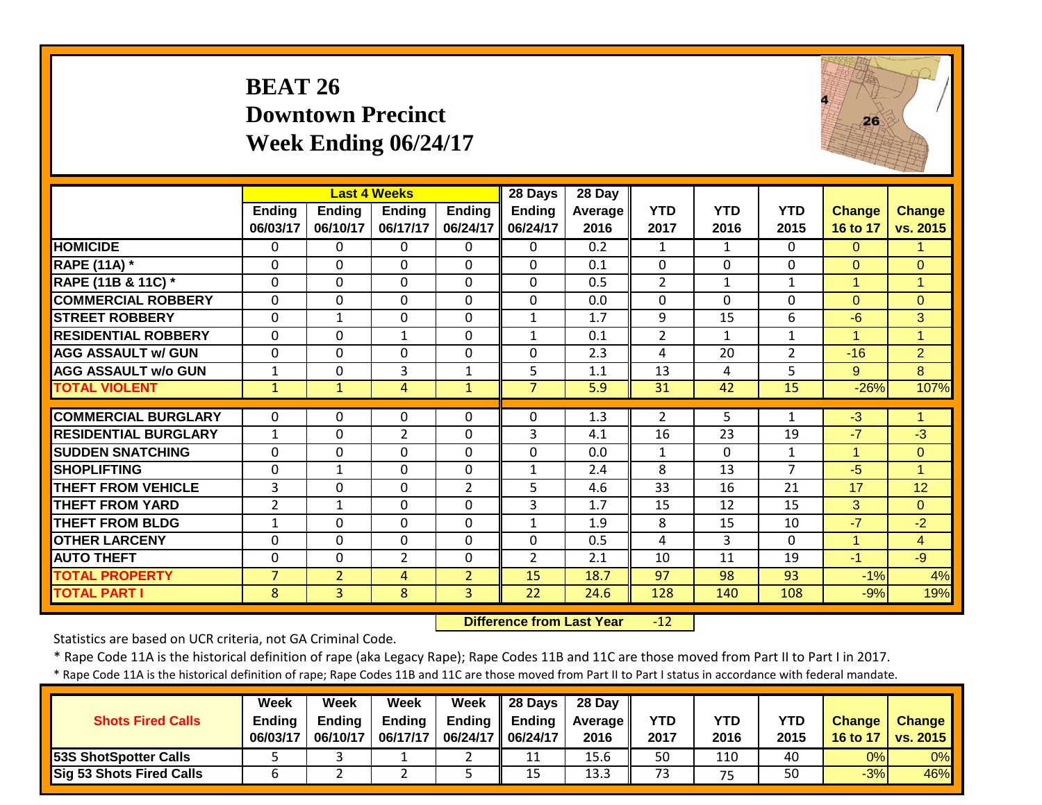# BEAT 26
## Downtown Precinct
## Week Ending 06/24/17

| | Last 4 Weeks | | | | 28 Days | 28 Day | | | | | |
|---|---|---|---|---|---|---|---|---|---|---|---|
| | Ending 06/03/17 | Ending 06/10/17 | Ending 06/17/17 | Ending 06/24/17 | Ending 06/24/17 | Average 2016 | YTD 2017 | YTD 2016 | YTD 2015 | Change 16 to 17 | Change vs. 2015 |
| HOMICIDE | 0 | 0 | 0 | 0 | 0 | 0.2 | 1 | 1 | 0 | 0 | 1 |
| RAPE (11A) * | 0 | 0 | 0 | 0 | 0 | 0.1 | 0 | 0 | 0 | 0 | 0 |
| RAPE (11B & 11C) * | 0 | 0 | 0 | 0 | 0 | 0.5 | 2 | 1 | 1 | 1 | 1 |
| COMMERCIAL ROBBERY | 0 | 0 | 0 | 0 | 0 | 0.0 | 0 | 0 | 0 | 0 | 0 |
| STREET ROBBERY | 0 | 1 | 0 | 0 | 1 | 1.7 | 9 | 15 | 6 | -6 | 3 |
| RESIDENTIAL ROBBERY | 0 | 0 | 1 | 0 | 1 | 0.1 | 2 | 1 | 1 | 1 | 1 |
| AGG ASSAULT w/ GUN | 0 | 0 | 0 | 0 | 0 | 2.3 | 4 | 20 | 2 | -16 | 2 |
| AGG ASSAULT w/o GUN | 1 | 0 | 3 | 1 | 5 | 1.1 | 13 | 4 | 5 | 9 | 8 |
| TOTAL VIOLENT | 1 | 1 | 4 | 1 | 7 | 5.9 | 31 | 42 | 15 | -26% | 107% |
| COMMERCIAL BURGLARY | 0 | 0 | 0 | 0 | 0 | 1.3 | 2 | 5 | 1 | -3 | 1 |
| RESIDENTIAL BURGLARY | 1 | 0 | 2 | 0 | 3 | 4.1 | 16 | 23 | 19 | -7 | -3 |
| SUDDEN SNATCHING | 0 | 0 | 0 | 0 | 0 | 0.0 | 1 | 0 | 1 | 1 | 0 |
| SHOPLIFTING | 0 | 1 | 0 | 0 | 1 | 2.4 | 8 | 13 | 7 | -5 | 1 |
| THEFT FROM VEHICLE | 3 | 0 | 0 | 2 | 5 | 4.6 | 33 | 16 | 21 | 17 | 12 |
| THEFT FROM YARD | 2 | 1 | 0 | 0 | 3 | 1.7 | 15 | 12 | 15 | 3 | 0 |
| THEFT FROM BLDG | 1 | 0 | 0 | 0 | 1 | 1.9 | 8 | 15 | 10 | -7 | -2 |
| OTHER LARCENY | 0 | 0 | 0 | 0 | 0 | 0.5 | 4 | 3 | 0 | 1 | 4 |
| AUTO THEFT | 0 | 0 | 2 | 0 | 2 | 2.1 | 10 | 11 | 19 | -1 | -9 |
| TOTAL PROPERTY | 7 | 2 | 4 | 2 | 15 | 18.7 | 97 | 98 | 93 | -1% | 4% |
| TOTAL PART I | 8 | 3 | 8 | 3 | 22 | 24.6 | 128 | 140 | 108 | -9% | 19% |

**Difference from Last Year** -12

Statistics are based on UCR criteria, not GA Criminal Code.

\* Rape Code 11A is the historical definition of rape (aka Legacy Rape); Rape Codes 11B and 11C are those moved from Part II to Part I in 2017.

\* Rape Code 11A is the historical definition of rape; Rape Codes 11B and 11C are those moved from Part II to Part I status in accordance with federal mandate.

| Shots Fired Calls | Week Ending 06/03/17 | Week Ending 06/10/17 | Week Ending 06/17/17 | Week Ending 06/24/17 | 28 Days Ending 06/24/17 | 28 Day Average 2016 | YTD 2017 | YTD 2016 | YTD 2015 | Change 16 to 17 | Change vs. 2015 |
|---|---|---|---|---|---|---|---|---|---|---|---|
| 53S ShotSpotter Calls | 5 | 3 | 1 | 2 | 11 | 15.6 | 50 | 110 | 40 | 0% | 0% |
| Sig 53 Shots Fired Calls | 6 | 2 | 2 | 5 | 15 | 13.3 | 73 | 75 | 50 | -3% | 46% |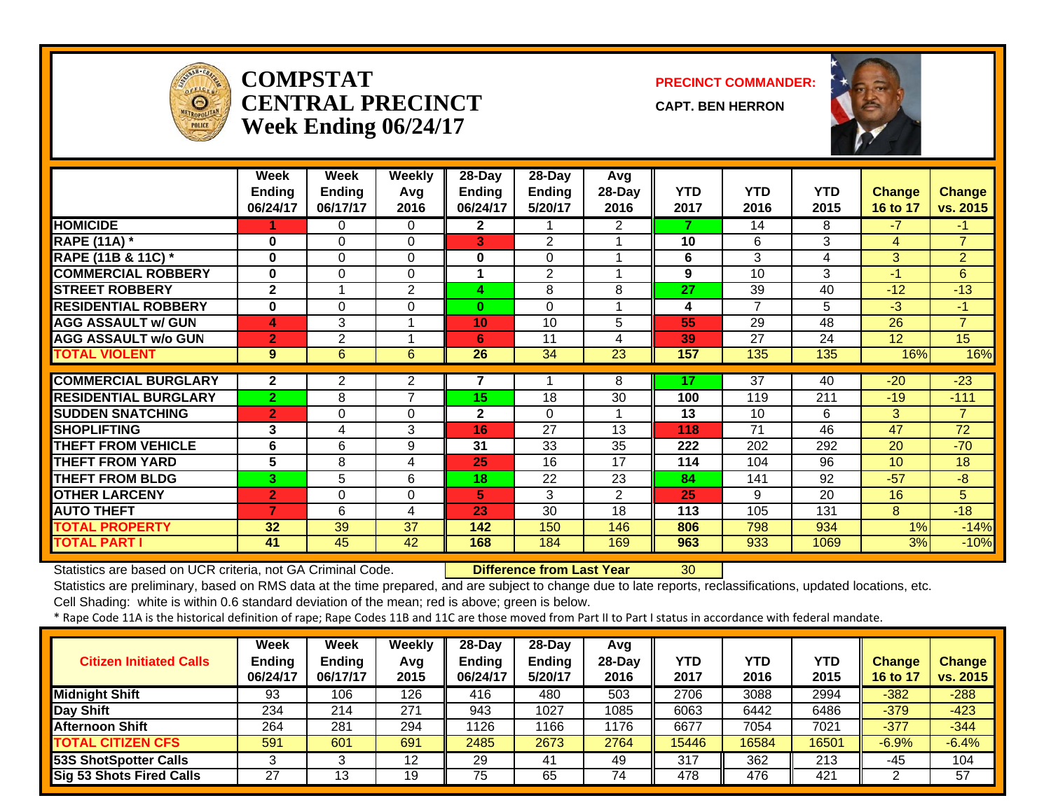# COMPSTAT
# CENTRAL PRECINCT
## Week Ending 06/24/17

**PRECINCT COMMANDER:**

**CAPT. BEN HERRON**

| | Week Ending 06/24/17 | Week Ending 06/17/17 | Weekly Avg 2016 | 28-Day Ending 06/24/17 | 28-Day Ending 5/20/17 | Avg 28-Day 2016 | YTD 2017 | YTD 2016 | YTD 2015 | Change 16 to 17 | Change vs. 2015 |
|---|---|---|---|---|---|---|---|---|---|---|---|
| HOMICIDE | 1 | 0 | 0 | 2 | 1 | 2 | 7 | 14 | 8 | -7 | -1 |
| RAPE (11A) * | 0 | 0 | 0 | 3 | 2 | 1 | 10 | 6 | 3 | 4 | 7 |
| RAPE (11B & 11C) * | 0 | 0 | 0 | 0 | 0 | 1 | 6 | 3 | 4 | 3 | 2 |
| COMMERCIAL ROBBERY | 0 | 0 | 0 | 1 | 2 | 1 | 9 | 10 | 3 | -1 | 6 |
| STREET ROBBERY | 2 | 1 | 2 | 4 | 8 | 8 | 27 | 39 | 40 | -12 | -13 |
| RESIDENTIAL ROBBERY | 0 | 0 | 0 | 0 | 0 | 1 | 4 | 7 | 5 | -3 | -1 |
| AGG ASSAULT w/ GUN | 4 | 3 | 1 | 10 | 10 | 5 | 55 | 29 | 48 | 26 | 7 |
| AGG ASSAULT w/o GUN | 2 | 2 | 1 | 6 | 11 | 4 | 39 | 27 | 24 | 12 | 15 |
| TOTAL VIOLENT | 9 | 6 | 6 | 26 | 34 | 23 | 157 | 135 | 135 | 16% | 16% |
| COMMERCIAL BURGLARY | 2 | 2 | 2 | 7 | 1 | 8 | 17 | 37 | 40 | -20 | -23 |
| RESIDENTIAL BURGLARY | 2 | 8 | 7 | 15 | 18 | 30 | 100 | 119 | 211 | -19 | -111 |
| SUDDEN SNATCHING | 2 | 0 | 0 | 2 | 0 | 1 | 13 | 10 | 6 | 3 | 7 |
| SHOPLIFTING | 3 | 4 | 3 | 16 | 27 | 13 | 118 | 71 | 46 | 47 | 72 |
| THEFT FROM VEHICLE | 6 | 6 | 9 | 31 | 33 | 35 | 222 | 202 | 292 | 20 | -70 |
| THEFT FROM YARD | 5 | 8 | 4 | 25 | 16 | 17 | 114 | 104 | 96 | 10 | 18 |
| THEFT FROM BLDG | 3 | 5 | 6 | 18 | 22 | 23 | 84 | 141 | 92 | -57 | -8 |
| OTHER LARCENY | 2 | 0 | 0 | 5 | 3 | 2 | 25 | 9 | 20 | 16 | 5 |
| AUTO THEFT | 7 | 6 | 4 | 23 | 30 | 18 | 113 | 105 | 131 | 8 | -18 |
| TOTAL PROPERTY | 32 | 39 | 37 | 142 | 150 | 146 | 806 | 798 | 934 | 1% | -14% |
| TOTAL PART I | 41 | 45 | 42 | 168 | 184 | 169 | 963 | 933 | 1069 | 3% | -10% |

Statistics are based on UCR criteria, not GA Criminal Code. **Difference from Last Year** 30

Statistics are preliminary, based on RMS data at the time prepared, and are subject to change due to late reports, reclassifications, updated locations, etc.

Cell Shading: white is within 0.6 standard deviation of the mean; red is above; green is below.

* Rape Code 11A is the historical definition of rape; Rape Codes 11B and 11C are those moved from Part II to Part I status in accordance with federal mandate.

| Citizen Initiated Calls | Week Ending 06/24/17 | Week Ending 06/17/17 | Weekly Avg 2015 | 28-Day Ending 06/24/17 | 28-Day Ending 5/20/17 | Avg 28-Day 2016 | YTD 2017 | YTD 2016 | YTD 2015 | Change 16 to 17 | Change vs. 2015 |
|---|---|---|---|---|---|---|---|---|---|---|---|
| Midnight Shift | 93 | 106 | 126 | 416 | 480 | 503 | 2706 | 3088 | 2994 | -382 | -288 |
| Day Shift | 234 | 214 | 271 | 943 | 1027 | 1085 | 6063 | 6442 | 6486 | -379 | -423 |
| Afternoon Shift | 264 | 281 | 294 | 1126 | 1166 | 1176 | 6677 | 7054 | 7021 | -377 | -344 |
| TOTAL CITIZEN CFS | 591 | 601 | 691 | 2485 | 2673 | 2764 | 15446 | 16584 | 16501 | -6.9% | -6.4% |
| 53S ShotSpotter Calls | 3 | 3 | 12 | 29 | 41 | 49 | 317 | 362 | 213 | -45 | 104 |
| Sig 53 Shots Fired Calls | 27 | 13 | 19 | 75 | 65 | 74 | 478 | 476 | 421 | 2 | 57 |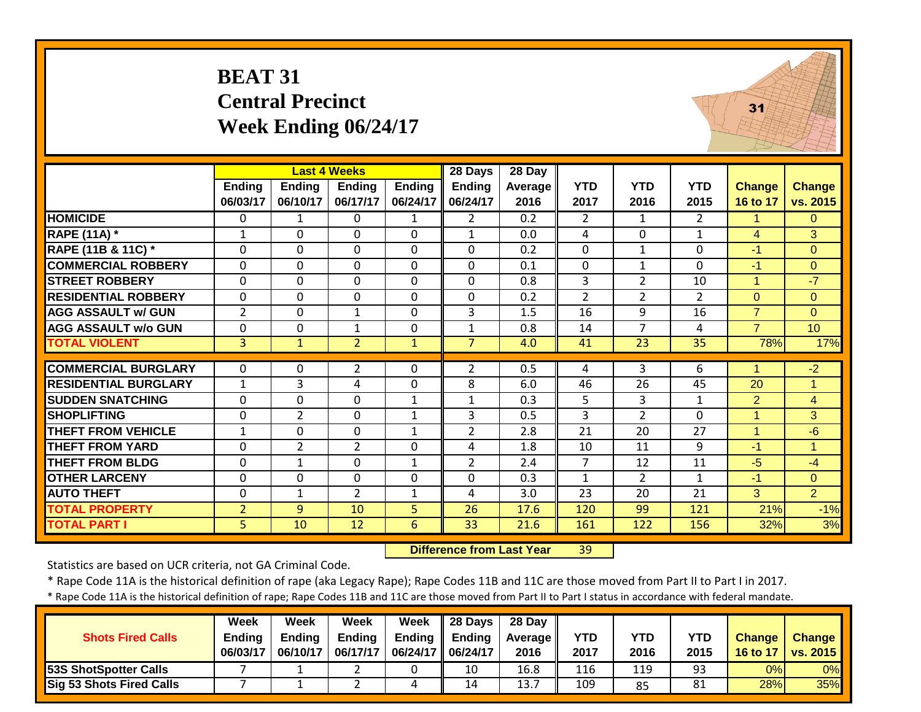# BEAT 31
## Central Precinct
## Week Ending 06/24/17

| | Last 4 Weeks | | | | 28 Days | 28 Day | | | | | |
|---|---|---|---|---|---|---|---|---|---|---|---|
| | Ending 06/03/17 | Ending 06/10/17 | Ending 06/17/17 | Ending 06/24/17 | Ending 06/24/17 | Average 2016 | YTD 2017 | YTD 2016 | YTD 2015 | Change 16 to 17 | Change vs. 2015 |
| HOMICIDE | 0 | 1 | 0 | 1 | 2 | 0.2 | 2 | 1 | 2 | 1 | 0 |
| RAPE (11A) * | 1 | 0 | 0 | 0 | 1 | 0.0 | 4 | 0 | 1 | 4 | 3 |
| RAPE (11B & 11C) * | 0 | 0 | 0 | 0 | 0 | 0.2 | 0 | 1 | 0 | -1 | 0 |
| COMMERCIAL ROBBERY | 0 | 0 | 0 | 0 | 0 | 0.1 | 0 | 1 | 0 | -1 | 0 |
| STREET ROBBERY | 0 | 0 | 0 | 0 | 0 | 0.8 | 3 | 2 | 10 | 1 | -7 |
| RESIDENTIAL ROBBERY | 0 | 0 | 0 | 0 | 0 | 0.2 | 2 | 2 | 2 | 0 | 0 |
| AGG ASSAULT w/ GUN | 2 | 0 | 1 | 0 | 3 | 1.5 | 16 | 9 | 16 | 7 | 0 |
| AGG ASSAULT w/o GUN | 0 | 0 | 1 | 0 | 1 | 0.8 | 14 | 7 | 4 | 7 | 10 |
| TOTAL VIOLENT | 3 | 1 | 2 | 1 | 7 | 4.0 | 41 | 23 | 35 | 78% | 17% |
| COMMERCIAL BURGLARY | 0 | 0 | 2 | 0 | 2 | 0.5 | 4 | 3 | 6 | 1 | -2 |
| RESIDENTIAL BURGLARY | 1 | 3 | 4 | 0 | 8 | 6.0 | 46 | 26 | 45 | 20 | 1 |
| SUDDEN SNATCHING | 0 | 0 | 0 | 1 | 1 | 0.3 | 5 | 3 | 1 | 2 | 4 |
| SHOPLIFTING | 0 | 2 | 0 | 1 | 3 | 0.5 | 3 | 2 | 0 | 1 | 3 |
| THEFT FROM VEHICLE | 1 | 0 | 0 | 1 | 2 | 2.8 | 21 | 20 | 27 | 1 | -6 |
| THEFT FROM YARD | 0 | 2 | 2 | 0 | 4 | 1.8 | 10 | 11 | 9 | -1 | 1 |
| THEFT FROM BLDG | 0 | 1 | 0 | 1 | 2 | 2.4 | 7 | 12 | 11 | -5 | -4 |
| OTHER LARCENY | 0 | 0 | 0 | 0 | 0 | 0.3 | 1 | 2 | 1 | -1 | 0 |
| AUTO THEFT | 0 | 1 | 2 | 1 | 4 | 3.0 | 23 | 20 | 21 | 3 | 2 |
| TOTAL PROPERTY | 2 | 9 | 10 | 5 | 26 | 17.6 | 120 | 99 | 121 | 21% | -1% |
| TOTAL PART I | 5 | 10 | 12 | 6 | 33 | 21.6 | 161 | 122 | 156 | 32% | 3% |

**Difference from Last Year** 39

Statistics are based on UCR criteria, not GA Criminal Code.

\* Rape Code 11A is the historical definition of rape (aka Legacy Rape); Rape Codes 11B and 11C are those moved from Part II to Part I in 2017.

\* Rape Code 11A is the historical definition of rape; Rape Codes 11B and 11C are those moved from Part II to Part I status in accordance with federal mandate.

| Shots Fired Calls | Week Ending 06/03/17 | Week Ending 06/10/17 | Week Ending 06/17/17 | Week Ending 06/24/17 | 28 Days Ending 06/24/17 | 28 Day Average 2016 | YTD 2017 | YTD 2016 | YTD 2015 | Change 16 to 17 | Change vs. 2015 |
|---|---|---|---|---|---|---|---|---|---|---|---|
| 53S ShotSpotter Calls | 7 | 1 | 2 | 0 | 10 | 16.8 | 116 | 119 | 93 | 0% | 0% |
| Sig 53 Shots Fired Calls | 7 | 1 | 2 | 4 | 14 | 13.7 | 109 | 85 | 81 | 28% | 35% |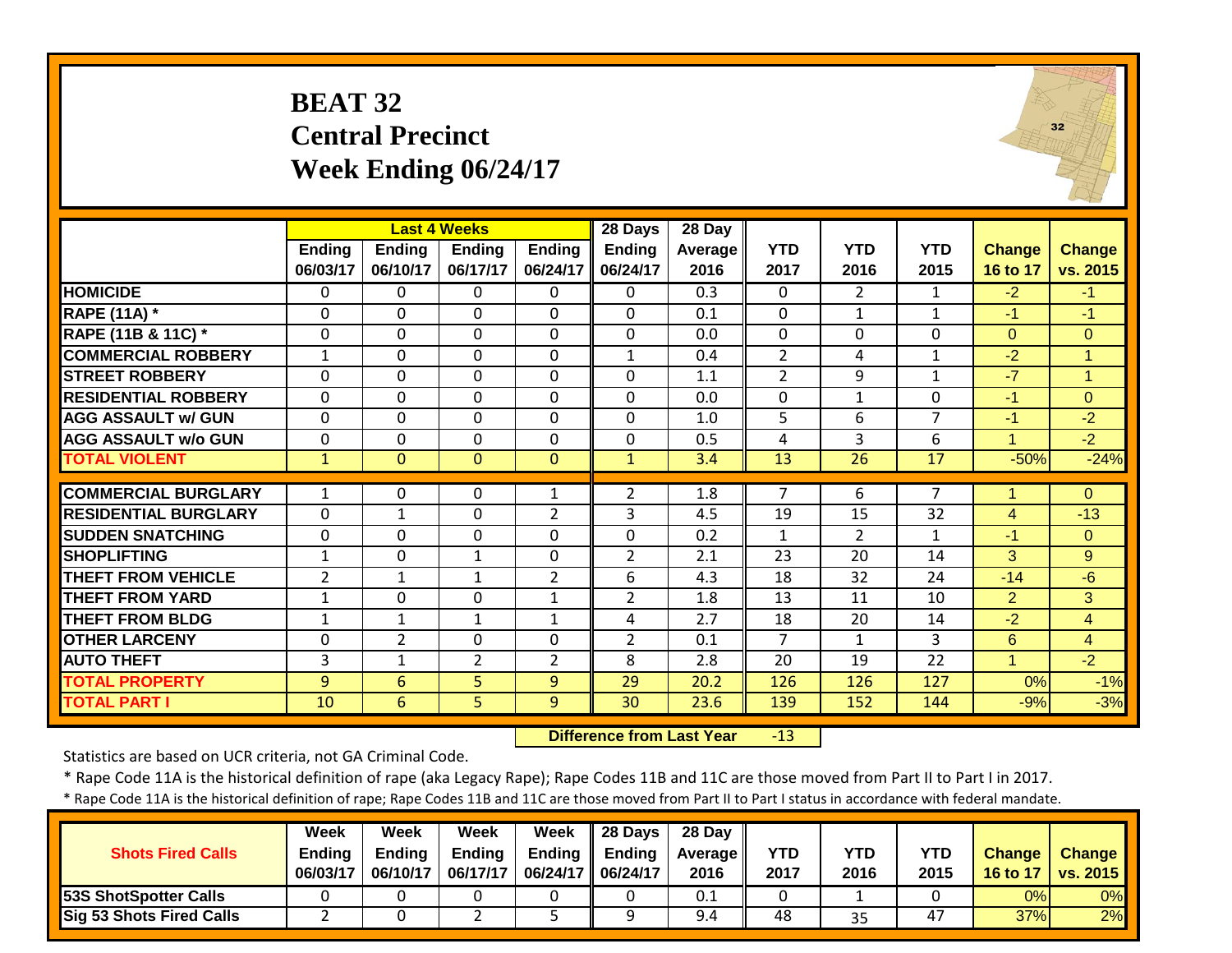# BEAT 32
# Central Precinct
# Week Ending 06/24/17

| | Last 4 Weeks | | | | 28 Days | 28 Day | | | | | |
|---|---|---|---|---|---|---|---|---|---|---|---|
| | Ending 06/03/17 | Ending 06/10/17 | Ending 06/17/17 | Ending 06/24/17 | Ending 06/24/17 | Average 2016 | YTD 2017 | YTD 2016 | YTD 2015 | Change 16 to 17 | Change vs. 2015 |
| HOMICIDE | 0 | 0 | 0 | 0 | 0 | 0.3 | 0 | 2 | 1 | -2 | -1 |
| RAPE (11A) * | 0 | 0 | 0 | 0 | 0 | 0.1 | 0 | 1 | 1 | -1 | -1 |
| RAPE (11B & 11C) * | 0 | 0 | 0 | 0 | 0 | 0.0 | 0 | 0 | 0 | 0 | 0 |
| COMMERCIAL ROBBERY | 1 | 0 | 0 | 0 | 1 | 0.4 | 2 | 4 | 1 | -2 | 1 |
| STREET ROBBERY | 0 | 0 | 0 | 0 | 0 | 1.1 | 2 | 9 | 1 | -7 | 1 |
| RESIDENTIAL ROBBERY | 0 | 0 | 0 | 0 | 0 | 0.0 | 0 | 1 | 0 | -1 | 0 |
| AGG ASSAULT w/ GUN | 0 | 0 | 0 | 0 | 0 | 1.0 | 5 | 6 | 7 | -1 | -2 |
| AGG ASSAULT w/o GUN | 0 | 0 | 0 | 0 | 0 | 0.5 | 4 | 3 | 6 | 1 | -2 |
| TOTAL VIOLENT | 1 | 0 | 0 | 0 | 1 | 3.4 | 13 | 26 | 17 | -50% | -24% |
| COMMERCIAL BURGLARY | 1 | 0 | 0 | 1 | 2 | 1.8 | 7 | 6 | 7 | 1 | 0 |
| RESIDENTIAL BURGLARY | 0 | 1 | 0 | 2 | 3 | 4.5 | 19 | 15 | 32 | 4 | -13 |
| SUDDEN SNATCHING | 0 | 0 | 0 | 0 | 0 | 0.2 | 1 | 2 | 1 | -1 | 0 |
| SHOPLIFTING | 1 | 0 | 1 | 0 | 2 | 2.1 | 23 | 20 | 14 | 3 | 9 |
| THEFT FROM VEHICLE | 2 | 1 | 1 | 2 | 6 | 4.3 | 18 | 32 | 24 | -14 | -6 |
| THEFT FROM YARD | 1 | 0 | 0 | 1 | 2 | 1.8 | 13 | 11 | 10 | 2 | 3 |
| THEFT FROM BLDG | 1 | 1 | 1 | 1 | 4 | 2.7 | 18 | 20 | 14 | -2 | 4 |
| OTHER LARCENY | 0 | 2 | 0 | 0 | 2 | 0.1 | 7 | 1 | 3 | 6 | 4 |
| AUTO THEFT | 3 | 1 | 2 | 2 | 8 | 2.8 | 20 | 19 | 22 | 1 | -2 |
| TOTAL PROPERTY | 9 | 6 | 5 | 9 | 29 | 20.2 | 126 | 126 | 127 | 0% | -1% |
| TOTAL PART I | 10 | 6 | 5 | 9 | 30 | 23.6 | 139 | 152 | 144 | -9% | -3% |

**Difference from Last Year** -13

Statistics are based on UCR criteria, not GA Criminal Code.

* Rape Code 11A is the historical definition of rape (aka Legacy Rape); Rape Codes 11B and 11C are those moved from Part II to Part I in 2017.

* Rape Code 11A is the historical definition of rape; Rape Codes 11B and 11C are those moved from Part II to Part I status in accordance with federal mandate.

| Shots Fired Calls | Week Ending 06/03/17 | Week Ending 06/10/17 | Week Ending 06/17/17 | Week Ending 06/24/17 | 28 Days Ending 06/24/17 | 28 Day Average 2016 | YTD 2017 | YTD 2016 | YTD 2015 | Change 16 to 17 | Change vs. 2015 |
|---|---|---|---|---|---|---|---|---|---|---|---|
| 53S ShotSpotter Calls | 0 | 0 | 0 | 0 | 0 | 0.1 | 0 | 1 | 0 | 0% | 0% |
| Sig 53 Shots Fired Calls | 2 | 0 | 2 | 5 | 9 | 9.4 | 48 | 35 | 47 | 37% | 2% |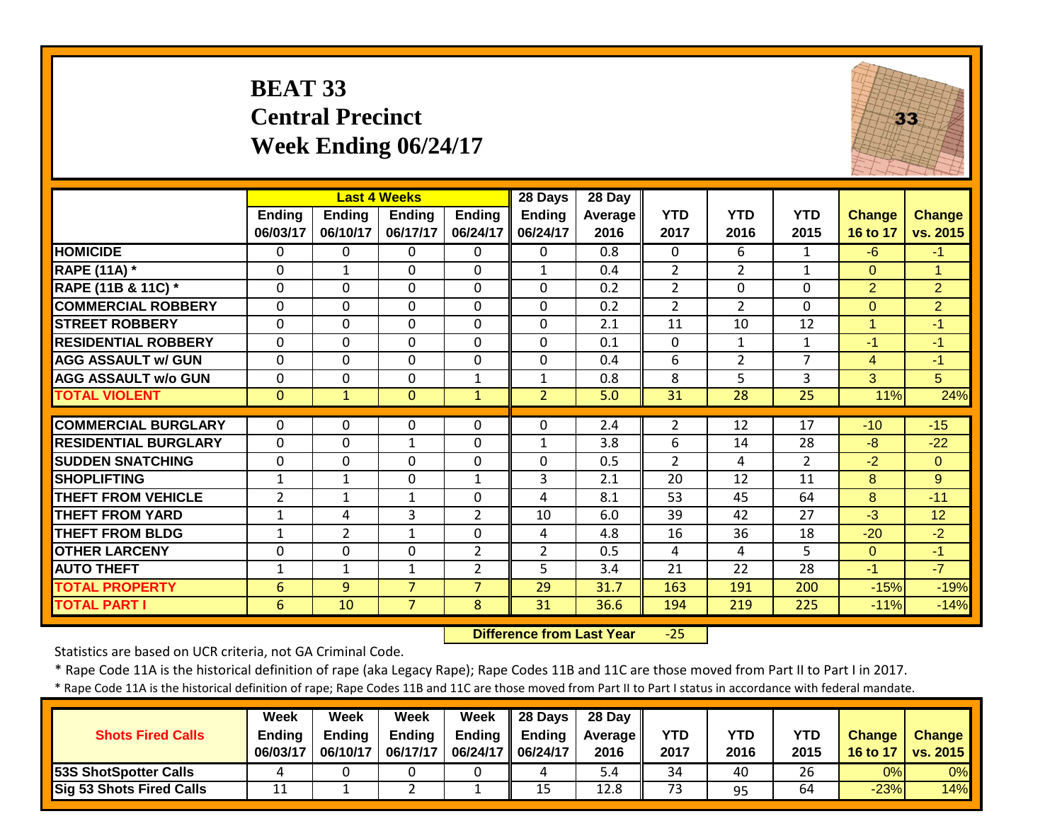# BEAT 33
# Central Precinct
# Week Ending 06/24/17

| | Last 4 Weeks | | | | 28 Days | 28 Day | | | | | |
|---|---|---|---|---|---|---|---|---|---|---|---|
| | Ending 06/03/17 | Ending 06/10/17 | Ending 06/17/17 | Ending 06/24/17 | Ending 06/24/17 | Average 2016 | YTD 2017 | YTD 2016 | YTD 2015 | Change 16 to 17 | Change vs. 2015 |
| HOMICIDE | 0 | 0 | 0 | 0 | 0 | 0.8 | 0 | 6 | 1 | -6 | -1 |
| RAPE (11A) * | 0 | 1 | 0 | 0 | 1 | 0.4 | 2 | 2 | 1 | 0 | 1 |
| RAPE (11B & 11C) * | 0 | 0 | 0 | 0 | 0 | 0.2 | 2 | 0 | 0 | 2 | 2 |
| COMMERCIAL ROBBERY | 0 | 0 | 0 | 0 | 0 | 0.2 | 2 | 2 | 0 | 0 | 2 |
| STREET ROBBERY | 0 | 0 | 0 | 0 | 0 | 2.1 | 11 | 10 | 12 | 1 | -1 |
| RESIDENTIAL ROBBERY | 0 | 0 | 0 | 0 | 0 | 0.1 | 0 | 1 | 1 | -1 | -1 |
| AGG ASSAULT w/ GUN | 0 | 0 | 0 | 0 | 0 | 0.4 | 6 | 2 | 7 | 4 | -1 |
| AGG ASSAULT w/o GUN | 0 | 0 | 0 | 1 | 1 | 0.8 | 8 | 5 | 3 | 3 | 5 |
| TOTAL VIOLENT | 0 | 1 | 0 | 1 | 2 | 5.0 | 31 | 28 | 25 | 11% | 24% |
| COMMERCIAL BURGLARY | 0 | 0 | 0 | 0 | 0 | 2.4 | 2 | 12 | 17 | -10 | -15 |
| RESIDENTIAL BURGLARY | 0 | 0 | 1 | 0 | 1 | 3.8 | 6 | 14 | 28 | -8 | -22 |
| SUDDEN SNATCHING | 0 | 0 | 0 | 0 | 0 | 0.5 | 2 | 4 | 2 | -2 | 0 |
| SHOPLIFTING | 1 | 1 | 0 | 1 | 3 | 2.1 | 20 | 12 | 11 | 8 | 9 |
| THEFT FROM VEHICLE | 2 | 1 | 1 | 0 | 4 | 8.1 | 53 | 45 | 64 | 8 | -11 |
| THEFT FROM YARD | 1 | 4 | 3 | 2 | 10 | 6.0 | 39 | 42 | 27 | -3 | 12 |
| THEFT FROM BLDG | 1 | 2 | 1 | 0 | 4 | 4.8 | 16 | 36 | 18 | -20 | -2 |
| OTHER LARCENY | 0 | 0 | 0 | 2 | 2 | 0.5 | 4 | 4 | 5 | 0 | -1 |
| AUTO THEFT | 1 | 1 | 1 | 2 | 5 | 3.4 | 21 | 22 | 28 | -1 | -7 |
| TOTAL PROPERTY | 6 | 9 | 7 | 7 | 29 | 31.7 | 163 | 191 | 200 | -15% | -19% |
| TOTAL PART I | 6 | 10 | 7 | 8 | 31 | 36.6 | 194 | 219 | 225 | -11% | -14% |

**Difference from Last Year** -25

Statistics are based on UCR criteria, not GA Criminal Code.

* Rape Code 11A is the historical definition of rape (aka Legacy Rape); Rape Codes 11B and 11C are those moved from Part II to Part I in 2017.

* Rape Code 11A is the historical definition of rape; Rape Codes 11B and 11C are those moved from Part II to Part I status in accordance with federal mandate.

| Shots Fired Calls | Week Ending 06/03/17 | Week Ending 06/10/17 | Week Ending 06/17/17 | Week Ending 06/24/17 | 28 Days Ending 06/24/17 | 28 Day Average 2016 | YTD 2017 | YTD 2016 | YTD 2015 | Change 16 to 17 | Change vs. 2015 |
|---|---|---|---|---|---|---|---|---|---|---|---|
| 53S ShotSpotter Calls | 4 | 0 | 0 | 0 | 4 | 5.4 | 34 | 40 | 26 | 0% | 0% |
| Sig 53 Shots Fired Calls | 11 | 1 | 2 | 1 | 15 | 12.8 | 73 | 95 | 64 | -23% | 14% |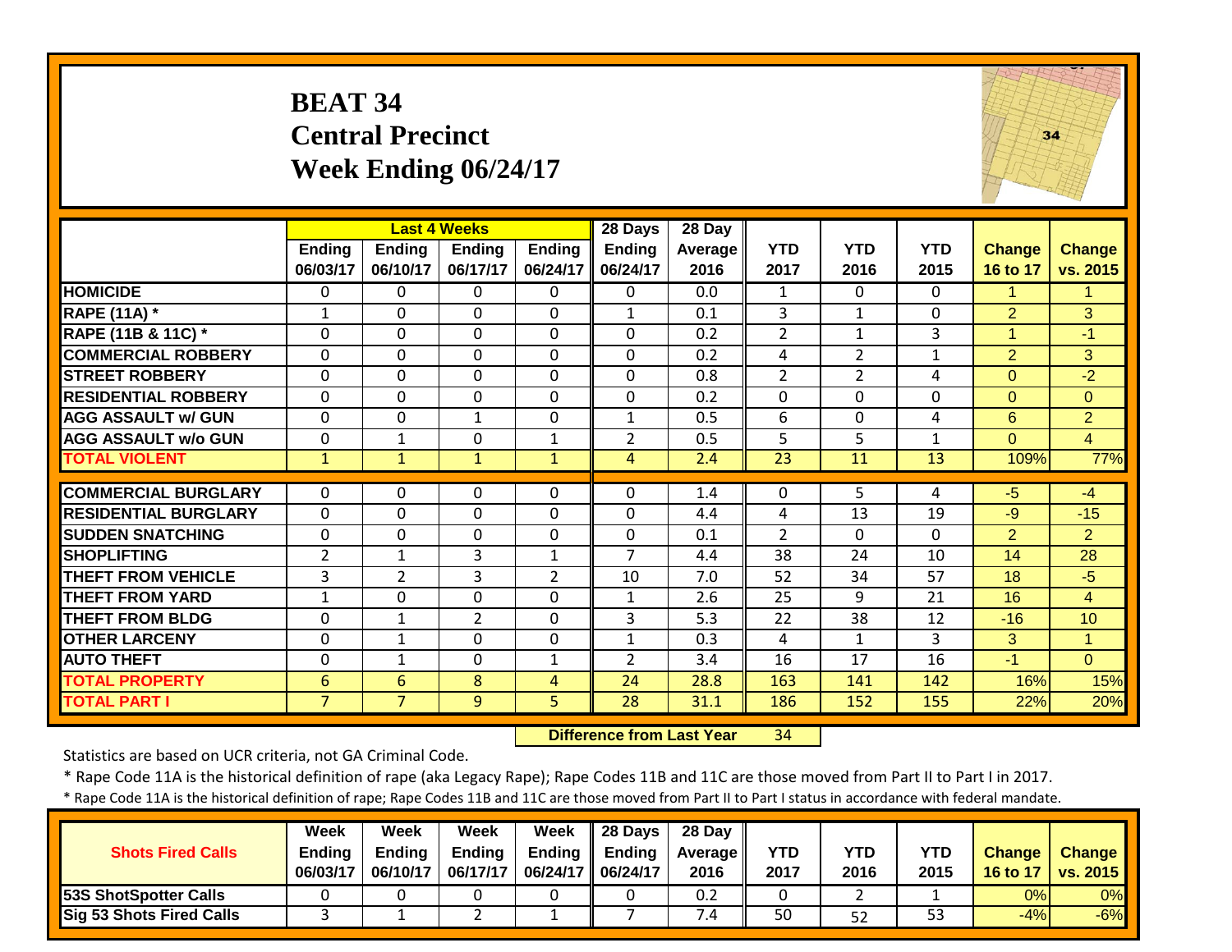# BEAT 34
## Central Precinct
## Week Ending 06/24/17

| | Last 4 Weeks | | | | 28 Days | 28 Day | | | | | |
|---|---|---|---|---|---|---|---|---|---|---|---|
| | Ending 06/03/17 | Ending 06/10/17 | Ending 06/17/17 | Ending 06/24/17 | Ending 06/24/17 | Average 2016 | YTD 2017 | YTD 2016 | YTD 2015 | Change 16 to 17 | Change vs. 2015 |
| HOMICIDE | 0 | 0 | 0 | 0 | 0 | 0.0 | 1 | 0 | 0 | 1 | 1 |
| RAPE (11A) * | 1 | 0 | 0 | 0 | 1 | 0.1 | 3 | 1 | 0 | 2 | 3 |
| RAPE (11B & 11C) * | 0 | 0 | 0 | 0 | 0 | 0.2 | 2 | 1 | 3 | 1 | -1 |
| COMMERCIAL ROBBERY | 0 | 0 | 0 | 0 | 0 | 0.2 | 4 | 2 | 1 | 2 | 3 |
| STREET ROBBERY | 0 | 0 | 0 | 0 | 0 | 0.8 | 2 | 2 | 4 | 0 | -2 |
| RESIDENTIAL ROBBERY | 0 | 0 | 0 | 0 | 0 | 0.2 | 0 | 0 | 0 | 0 | 0 |
| AGG ASSAULT w/ GUN | 0 | 0 | 1 | 0 | 1 | 0.5 | 6 | 0 | 4 | 6 | 2 |
| AGG ASSAULT w/o GUN | 0 | 1 | 0 | 1 | 2 | 0.5 | 5 | 5 | 1 | 0 | 4 |
| TOTAL VIOLENT | 1 | 1 | 1 | 1 | 4 | 2.4 | 23 | 11 | 13 | 109% | 77% |
| COMMERCIAL BURGLARY | 0 | 0 | 0 | 0 | 0 | 1.4 | 0 | 5 | 4 | -5 | -4 |
| RESIDENTIAL BURGLARY | 0 | 0 | 0 | 0 | 0 | 4.4 | 4 | 13 | 19 | -9 | -15 |
| SUDDEN SNATCHING | 0 | 0 | 0 | 0 | 0 | 0.1 | 2 | 0 | 0 | 2 | 2 |
| SHOPLIFTING | 2 | 1 | 3 | 1 | 7 | 4.4 | 38 | 24 | 10 | 14 | 28 |
| THEFT FROM VEHICLE | 3 | 2 | 3 | 2 | 10 | 7.0 | 52 | 34 | 57 | 18 | -5 |
| THEFT FROM YARD | 1 | 0 | 0 | 0 | 1 | 2.6 | 25 | 9 | 21 | 16 | 4 |
| THEFT FROM BLDG | 0 | 1 | 2 | 0 | 3 | 5.3 | 22 | 38 | 12 | -16 | 10 |
| OTHER LARCENY | 0 | 1 | 0 | 0 | 1 | 0.3 | 4 | 1 | 3 | 3 | 1 |
| AUTO THEFT | 0 | 1 | 0 | 1 | 2 | 3.4 | 16 | 17 | 16 | -1 | 0 |
| TOTAL PROPERTY | 6 | 6 | 8 | 4 | 24 | 28.8 | 163 | 141 | 142 | 16% | 15% |
| TOTAL PART I | 7 | 7 | 9 | 5 | 28 | 31.1 | 186 | 152 | 155 | 22% | 20% |

**Difference from Last Year** 34

Statistics are based on UCR criteria, not GA Criminal Code.

* Rape Code 11A is the historical definition of rape (aka Legacy Rape); Rape Codes 11B and 11C are those moved from Part II to Part I in 2017.

* Rape Code 11A is the historical definition of rape; Rape Codes 11B and 11C are those moved from Part II to Part I status in accordance with federal mandate.

| Shots Fired Calls | Week Ending 06/03/17 | Week Ending 06/10/17 | Week Ending 06/17/17 | Week Ending 06/24/17 | 28 Days Ending 06/24/17 | 28 Day Average 2016 | YTD 2017 | YTD 2016 | YTD 2015 | Change 16 to 17 | Change vs. 2015 |
|---|---|---|---|---|---|---|---|---|---|---|---|
| 53S ShotSpotter Calls | 0 | 0 | 0 | 0 | 0 | 0.2 | 0 | 2 | 1 | 0% | 0% |
| Sig 53 Shots Fired Calls | 3 | 1 | 2 | 1 | 7 | 7.4 | 50 | 52 | 53 | -4% | -6% |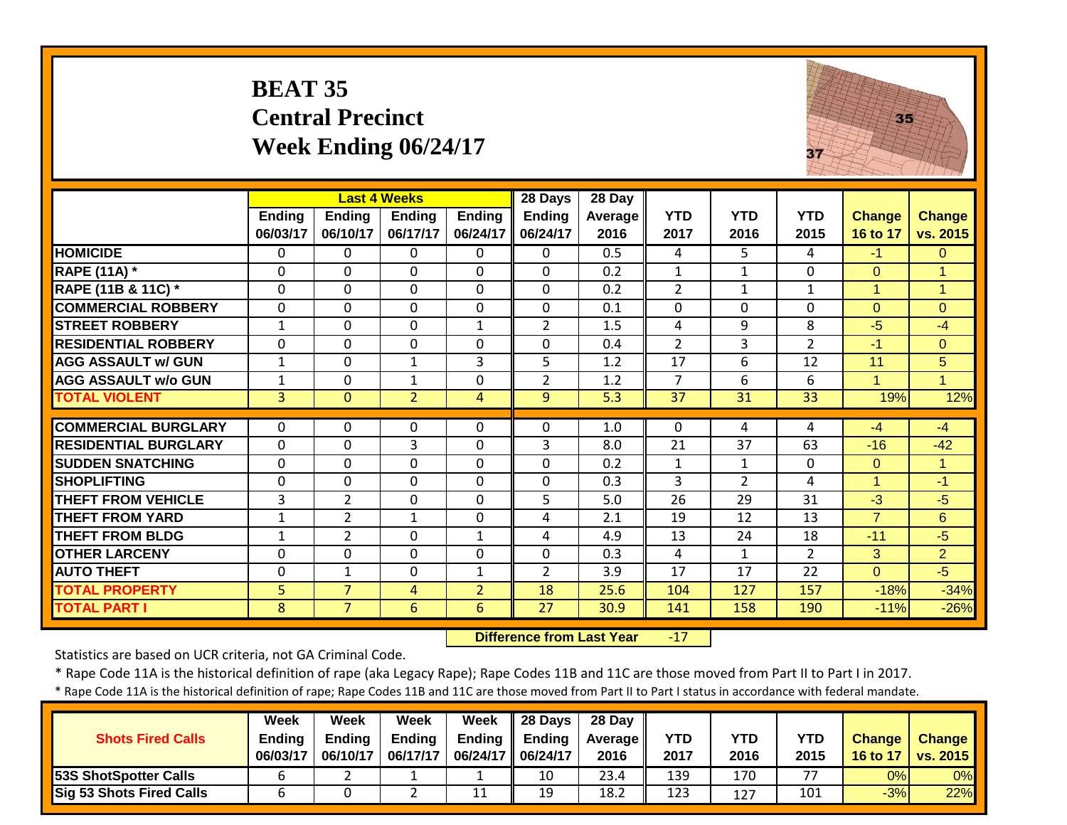# BEAT 35
## Central Precinct
## Week Ending 06/24/17

| | Last 4 Weeks | | | | 28 Days | 28 Day | | | | | |
|---|---|---|---|---|---|---|---|---|---|---|---|
| | Ending 06/03/17 | Ending 06/10/17 | Ending 06/17/17 | Ending 06/24/17 | Ending 06/24/17 | Average 2016 | YTD 2017 | YTD 2016 | YTD 2015 | Change 16 to 17 | Change vs. 2015 |
| HOMICIDE | 0 | 0 | 0 | 0 | 0 | 0.5 | 4 | 5 | 4 | -1 | 0 |
| RAPE (11A) * | 0 | 0 | 0 | 0 | 0 | 0.2 | 1 | 1 | 0 | 0 | 1 |
| RAPE (11B & 11C) * | 0 | 0 | 0 | 0 | 0 | 0.2 | 2 | 1 | 1 | 1 | 1 |
| COMMERCIAL ROBBERY | 0 | 0 | 0 | 0 | 0 | 0.1 | 0 | 0 | 0 | 0 | 0 |
| STREET ROBBERY | 1 | 0 | 0 | 1 | 2 | 1.5 | 4 | 9 | 8 | -5 | -4 |
| RESIDENTIAL ROBBERY | 0 | 0 | 0 | 0 | 0 | 0.4 | 2 | 3 | 2 | -1 | 0 |
| AGG ASSAULT w/ GUN | 1 | 0 | 1 | 3 | 5 | 1.2 | 17 | 6 | 12 | 11 | 5 |
| AGG ASSAULT w/o GUN | 1 | 0 | 1 | 0 | 2 | 1.2 | 7 | 6 | 6 | 1 | 1 |
| TOTAL VIOLENT | 3 | 0 | 2 | 4 | 9 | 5.3 | 37 | 31 | 33 | 19% | 12% |
| COMMERCIAL BURGLARY | 0 | 0 | 0 | 0 | 0 | 1.0 | 0 | 4 | 4 | -4 | -4 |
| RESIDENTIAL BURGLARY | 0 | 0 | 3 | 0 | 3 | 8.0 | 21 | 37 | 63 | -16 | -42 |
| SUDDEN SNATCHING | 0 | 0 | 0 | 0 | 0 | 0.2 | 1 | 1 | 0 | 0 | 1 |
| SHOPLIFTING | 0 | 0 | 0 | 0 | 0 | 0.3 | 3 | 2 | 4 | 1 | -1 |
| THEFT FROM VEHICLE | 3 | 2 | 0 | 0 | 5 | 5.0 | 26 | 29 | 31 | -3 | -5 |
| THEFT FROM YARD | 1 | 2 | 1 | 0 | 4 | 2.1 | 19 | 12 | 13 | 7 | 6 |
| THEFT FROM BLDG | 1 | 2 | 0 | 1 | 4 | 4.9 | 13 | 24 | 18 | -11 | -5 |
| OTHER LARCENY | 0 | 0 | 0 | 0 | 0 | 0.3 | 4 | 1 | 2 | 3 | 2 |
| AUTO THEFT | 0 | 1 | 0 | 1 | 2 | 3.9 | 17 | 17 | 22 | 0 | -5 |
| TOTAL PROPERTY | 5 | 7 | 4 | 2 | 18 | 25.6 | 104 | 127 | 157 | -18% | -34% |
| TOTAL PART I | 8 | 7 | 6 | 6 | 27 | 30.9 | 141 | 158 | 190 | -11% | -26% |

**Difference from Last Year** -17

Statistics are based on UCR criteria, not GA Criminal Code.

\* Rape Code 11A is the historical definition of rape (aka Legacy Rape); Rape Codes 11B and 11C are those moved from Part II to Part I in 2017.

\* Rape Code 11A is the historical definition of rape; Rape Codes 11B and 11C are those moved from Part II to Part I status in accordance with federal mandate.

| Shots Fired Calls | Week Ending 06/03/17 | Week Ending 06/10/17 | Week Ending 06/17/17 | Week Ending 06/24/17 | 28 Days Ending 06/24/17 | 28 Day Average 2016 | YTD 2017 | YTD 2016 | YTD 2015 | Change 16 to 17 | Change vs. 2015 |
|---|---|---|---|---|---|---|---|---|---|---|---|
| 53S ShotSpotter Calls | 6 | 2 | 1 | 1 | 10 | 23.4 | 139 | 170 | 77 | 0% | 0% |
| Sig 53 Shots Fired Calls | 6 | 0 | 2 | 11 | 19 | 18.2 | 123 | 127 | 101 | -3% | 22% |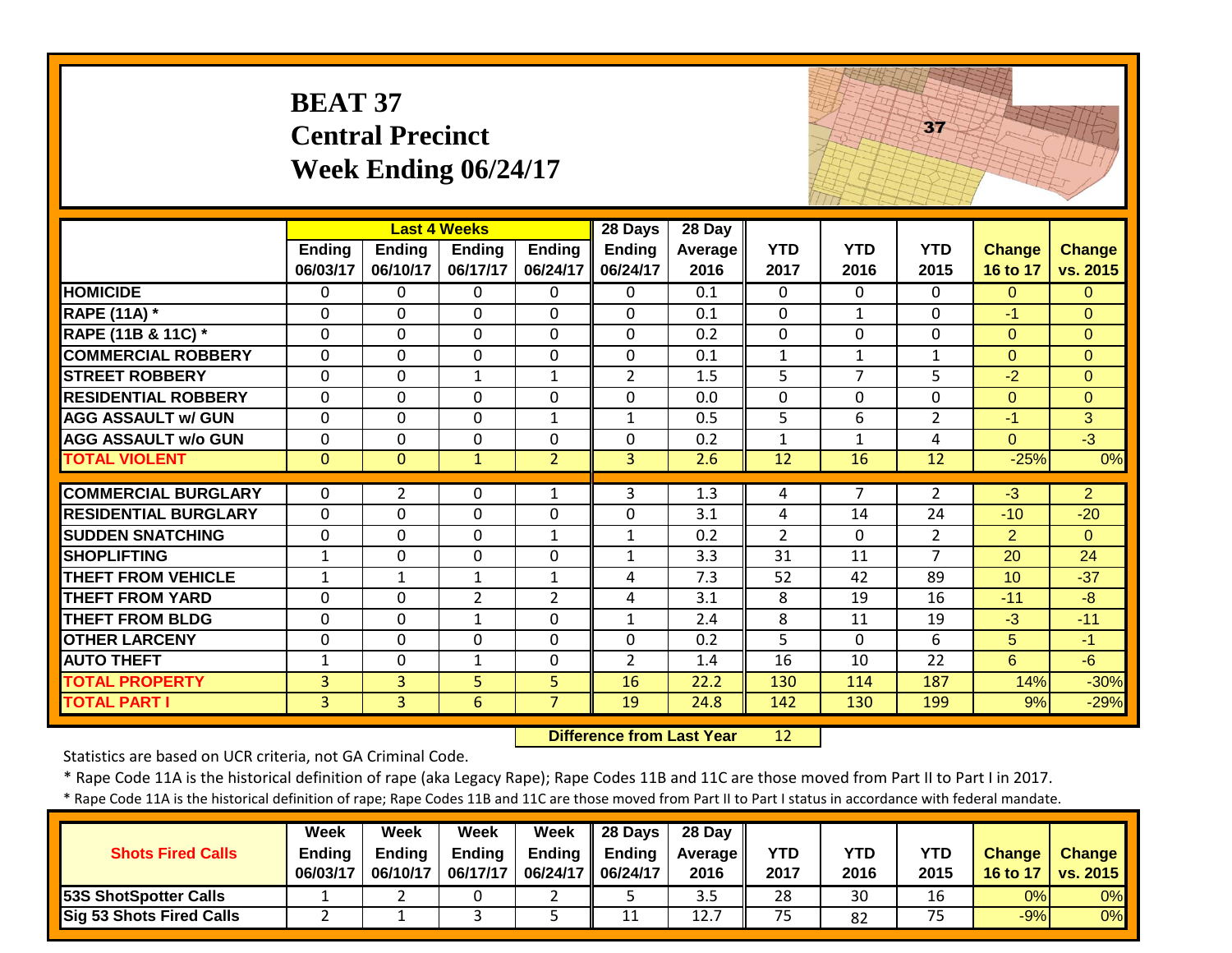# BEAT 37
## Central Precinct
## Week Ending 06/24/17

| | Last 4 Weeks | | | | 28 Days | 28 Day | | | | | |
|---|---|---|---|---|---|---|---|---|---|---|---|
| | Ending 06/03/17 | Ending 06/10/17 | Ending 06/17/17 | Ending 06/24/17 | Ending 06/24/17 | Average 2016 | YTD 2017 | YTD 2016 | YTD 2015 | Change 16 to 17 | Change vs. 2015 |
| HOMICIDE | 0 | 0 | 0 | 0 | 0 | 0.1 | 0 | 0 | 0 | 0 | 0 |
| RAPE (11A) * | 0 | 0 | 0 | 0 | 0 | 0.1 | 0 | 1 | 0 | -1 | 0 |
| RAPE (11B & 11C) * | 0 | 0 | 0 | 0 | 0 | 0.2 | 0 | 0 | 0 | 0 | 0 |
| COMMERCIAL ROBBERY | 0 | 0 | 0 | 0 | 0 | 0.1 | 1 | 1 | 1 | 0 | 0 |
| STREET ROBBERY | 0 | 0 | 1 | 1 | 2 | 1.5 | 5 | 7 | 5 | -2 | 0 |
| RESIDENTIAL ROBBERY | 0 | 0 | 0 | 0 | 0 | 0.0 | 0 | 0 | 0 | 0 | 0 |
| AGG ASSAULT w/ GUN | 0 | 0 | 0 | 1 | 1 | 0.5 | 5 | 6 | 2 | -1 | 3 |
| AGG ASSAULT w/o GUN | 0 | 0 | 0 | 0 | 0 | 0.2 | 1 | 1 | 4 | 0 | -3 |
| TOTAL VIOLENT | 0 | 0 | 1 | 2 | 3 | 2.6 | 12 | 16 | 12 | -25% | 0% |
| COMMERCIAL BURGLARY | 0 | 2 | 0 | 1 | 3 | 1.3 | 4 | 7 | 2 | -3 | 2 |
| RESIDENTIAL BURGLARY | 0 | 0 | 0 | 0 | 0 | 3.1 | 4 | 14 | 24 | -10 | -20 |
| SUDDEN SNATCHING | 0 | 0 | 0 | 1 | 1 | 0.2 | 2 | 0 | 2 | 2 | 0 |
| SHOPLIFTING | 1 | 0 | 0 | 0 | 1 | 3.3 | 31 | 11 | 7 | 20 | 24 |
| THEFT FROM VEHICLE | 1 | 1 | 1 | 1 | 4 | 7.3 | 52 | 42 | 89 | 10 | -37 |
| THEFT FROM YARD | 0 | 0 | 2 | 2 | 4 | 3.1 | 8 | 19 | 16 | -11 | -8 |
| THEFT FROM BLDG | 0 | 0 | 1 | 0 | 1 | 2.4 | 8 | 11 | 19 | -3 | -11 |
| OTHER LARCENY | 0 | 0 | 0 | 0 | 0 | 0.2 | 5 | 0 | 6 | 5 | -1 |
| AUTO THEFT | 1 | 0 | 1 | 0 | 2 | 1.4 | 16 | 10 | 22 | 6 | -6 |
| TOTAL PROPERTY | 3 | 3 | 5 | 5 | 16 | 22.2 | 130 | 114 | 187 | 14% | -30% |
| TOTAL PART I | 3 | 3 | 6 | 7 | 19 | 24.8 | 142 | 130 | 199 | 9% | -29% |

**Difference from Last Year** 12

Statistics are based on UCR criteria, not GA Criminal Code.

* Rape Code 11A is the historical definition of rape (aka Legacy Rape); Rape Codes 11B and 11C are those moved from Part II to Part I in 2017.

* Rape Code 11A is the historical definition of rape; Rape Codes 11B and 11C are those moved from Part II to Part I status in accordance with federal mandate.

| Shots Fired Calls | Week Ending 06/03/17 | Week Ending 06/10/17 | Week Ending 06/17/17 | Week Ending 06/24/17 | 28 Days Ending 06/24/17 | 28 Day Average 2016 | YTD 2017 | YTD 2016 | YTD 2015 | Change 16 to 17 | Change vs. 2015 |
|---|---|---|---|---|---|---|---|---|---|---|---|
| 53S ShotSpotter Calls | 1 | 2 | 0 | 2 | 5 | 3.5 | 28 | 30 | 16 | 0% | 0% |
| Sig 53 Shots Fired Calls | 2 | 1 | 3 | 5 | 11 | 12.7 | 75 | 82 | 75 | -9% | 0% |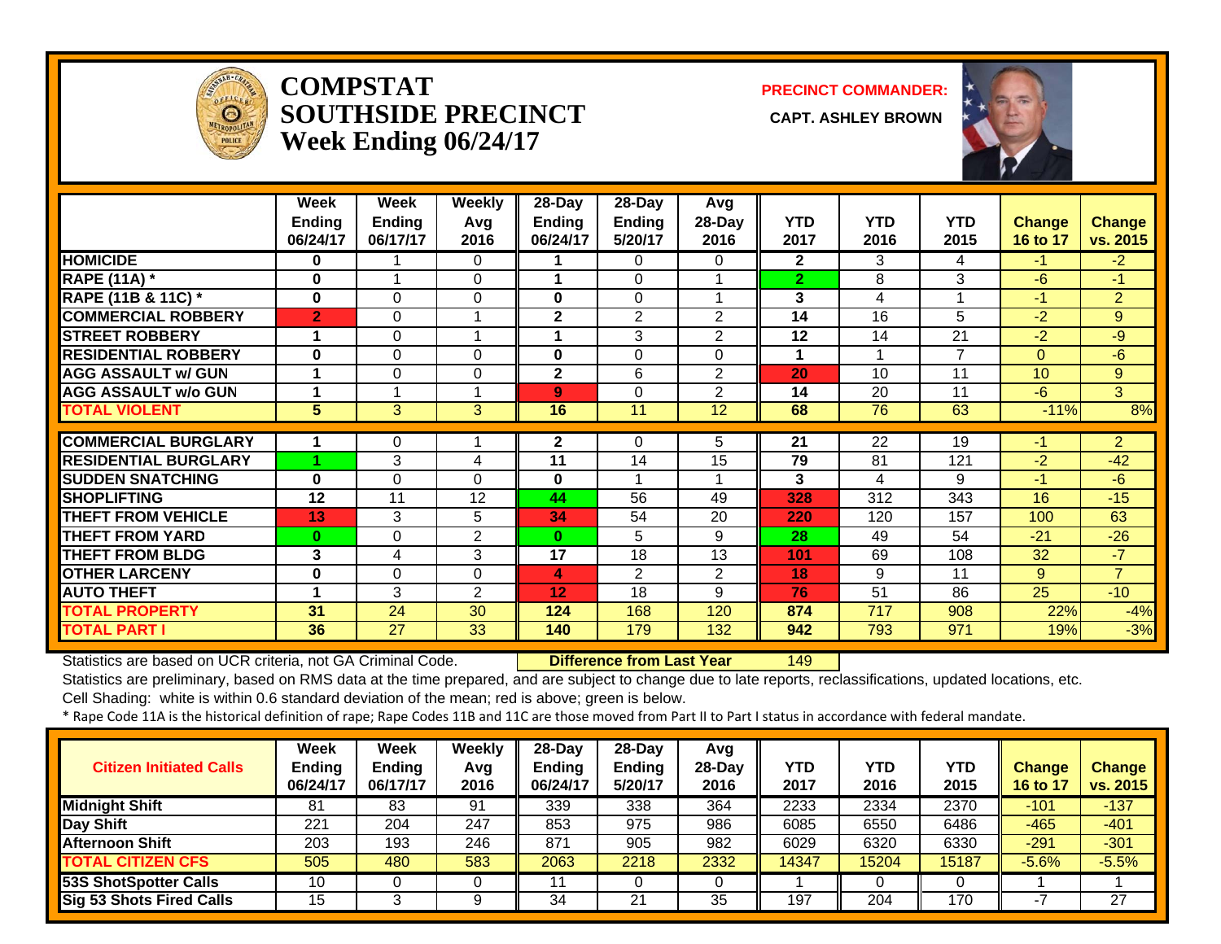# COMPSTAT
# SOUTHSIDE PRECINCT
# Week Ending 06/24/17

**PRECINCT COMMANDER:**
**CAPT. ASHLEY BROWN**

| | Week Ending 06/24/17 | Week Ending 06/17/17 | Weekly Avg 2016 | 28-Day Ending 06/24/17 | 28-Day Ending 5/20/17 | Avg 28-Day 2016 | YTD 2017 | YTD 2016 | YTD 2015 | Change 16 to 17 | Change vs. 2015 |
|---|---|---|---|---|---|---|---|---|---|---|---|
| HOMICIDE | 0 | 1 | 0 | 1 | 0 | 0 | 2 | 3 | 4 | -1 | -2 |
| RAPE (11A) * | 0 | 1 | 0 | 1 | 0 | 1 | 2 | 8 | 3 | -6 | -1 |
| RAPE (11B & 11C) * | 0 | 0 | 0 | 0 | 0 | 1 | 3 | 4 | 1 | -1 | 2 |
| COMMERCIAL ROBBERY | 2 | 0 | 1 | 2 | 2 | 2 | 14 | 16 | 5 | -2 | 9 |
| STREET ROBBERY | 1 | 0 | 1 | 1 | 3 | 2 | 12 | 14 | 21 | -2 | -9 |
| RESIDENTIAL ROBBERY | 0 | 0 | 0 | 0 | 0 | 0 | 1 | 1 | 7 | 0 | -6 |
| AGG ASSAULT w/ GUN | 1 | 0 | 0 | 2 | 6 | 2 | 20 | 10 | 11 | 10 | 9 |
| AGG ASSAULT w/o GUN | 1 | 1 | 1 | 9 | 0 | 2 | 14 | 20 | 11 | -6 | 3 |
| TOTAL VIOLENT | 5 | 3 | 3 | 16 | 11 | 12 | 68 | 76 | 63 | -11% | 8% |
| COMMERCIAL BURGLARY | 1 | 0 | 1 | 2 | 0 | 5 | 21 | 22 | 19 | -1 | 2 |
| RESIDENTIAL BURGLARY | 1 | 3 | 4 | 11 | 14 | 15 | 79 | 81 | 121 | -2 | -42 |
| SUDDEN SNATCHING | 0 | 0 | 0 | 0 | 1 | 1 | 3 | 4 | 9 | -1 | -6 |
| SHOPLIFTING | 12 | 11 | 12 | 44 | 56 | 49 | 328 | 312 | 343 | 16 | -15 |
| THEFT FROM VEHICLE | 13 | 3 | 5 | 34 | 54 | 20 | 220 | 120 | 157 | 100 | 63 |
| THEFT FROM YARD | 0 | 0 | 2 | 0 | 5 | 9 | 28 | 49 | 54 | -21 | -26 |
| THEFT FROM BLDG | 3 | 4 | 3 | 17 | 18 | 13 | 101 | 69 | 108 | 32 | -7 |
| OTHER LARCENY | 0 | 0 | 0 | 4 | 2 | 2 | 18 | 9 | 11 | 9 | 7 |
| AUTO THEFT | 1 | 3 | 2 | 12 | 18 | 9 | 76 | 51 | 86 | 25 | -10 |
| TOTAL PROPERTY | 31 | 24 | 30 | 124 | 168 | 120 | 874 | 717 | 908 | 22% | -4% |
| TOTAL PART I | 36 | 27 | 33 | 140 | 179 | 132 | 942 | 793 | 971 | 19% | -3% |

Statistics are based on UCR criteria, not GA Criminal Code. **Difference from Last Year** 149

Statistics are preliminary, based on RMS data at the time prepared, and are subject to change due to late reports, reclassifications, updated locations, etc.

Cell Shading: white is within 0.6 standard deviation of the mean; red is above; green is below.

* Rape Code 11A is the historical definition of rape; Rape Codes 11B and 11C are those moved from Part II to Part I status in accordance with federal mandate.

| Citizen Initiated Calls | Week Ending 06/24/17 | Week Ending 06/17/17 | Weekly Avg 2016 | 28-Day Ending 06/24/17 | 28-Day Ending 5/20/17 | Avg 28-Day 2016 | YTD 2017 | YTD 2016 | YTD 2015 | Change 16 to 17 | Change vs. 2015 |
|---|---|---|---|---|---|---|---|---|---|---|---|
| Midnight Shift | 81 | 83 | 91 | 339 | 338 | 364 | 2233 | 2334 | 2370 | -101 | -137 |
| Day Shift | 221 | 204 | 247 | 853 | 975 | 986 | 6085 | 6550 | 6486 | -465 | -401 |
| Afternoon Shift | 203 | 193 | 246 | 871 | 905 | 982 | 6029 | 6320 | 6330 | -291 | -301 |
| TOTAL CITIZEN CFS | 505 | 480 | 583 | 2063 | 2218 | 2332 | 14347 | 15204 | 15187 | -5.6% | -5.5% |
| 53S ShotSpotter Calls | 10 | 0 | 0 | 11 | 0 | 0 | 1 | 0 | 0 | 1 | 1 |
| Sig 53 Shots Fired Calls | 15 | 3 | 9 | 34 | 21 | 35 | 197 | 204 | 170 | -7 | 27 |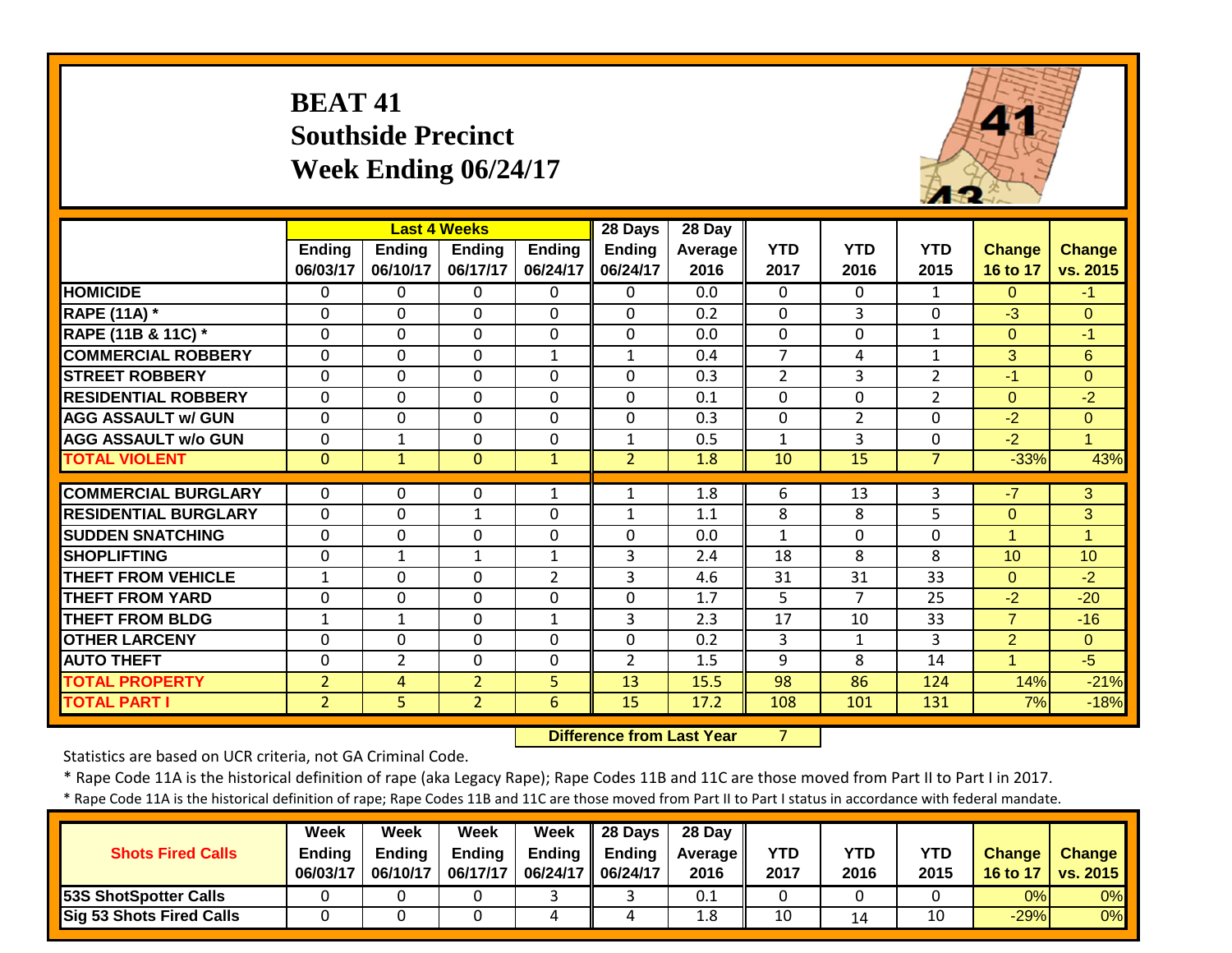# BEAT 41
# Southside Precinct
# Week Ending 06/24/17

| | Last 4 Weeks | | | | 28 Days | 28 Day | | | | | |
|---|---|---|---|---|---|---|---|---|---|---|---|
| | Ending 06/03/17 | Ending 06/10/17 | Ending 06/17/17 | Ending 06/24/17 | Ending 06/24/17 | Average 2016 | YTD 2017 | YTD 2016 | YTD 2015 | Change 16 to 17 | Change vs. 2015 |
| HOMICIDE | 0 | 0 | 0 | 0 | 0 | 0.0 | 0 | 0 | 1 | 0 | -1 |
| RAPE (11A) * | 0 | 0 | 0 | 0 | 0 | 0.2 | 0 | 3 | 0 | -3 | 0 |
| RAPE (11B & 11C) * | 0 | 0 | 0 | 0 | 0 | 0.0 | 0 | 0 | 1 | 0 | -1 |
| COMMERCIAL ROBBERY | 0 | 0 | 0 | 1 | 1 | 0.4 | 7 | 4 | 1 | 3 | 6 |
| STREET ROBBERY | 0 | 0 | 0 | 0 | 0 | 0.3 | 2 | 3 | 2 | -1 | 0 |
| RESIDENTIAL ROBBERY | 0 | 0 | 0 | 0 | 0 | 0.1 | 0 | 0 | 2 | 0 | -2 |
| AGG ASSAULT w/ GUN | 0 | 0 | 0 | 0 | 0 | 0.3 | 0 | 2 | 0 | -2 | 0 |
| AGG ASSAULT w/o GUN | 0 | 1 | 0 | 0 | 1 | 0.5 | 1 | 3 | 0 | -2 | 1 |
| TOTAL VIOLENT | 0 | 1 | 0 | 1 | 2 | 1.8 | 10 | 15 | 7 | -33% | 43% |
| COMMERCIAL BURGLARY | 0 | 0 | 0 | 1 | 1 | 1.8 | 6 | 13 | 3 | -7 | 3 |
| RESIDENTIAL BURGLARY | 0 | 0 | 1 | 0 | 1 | 1.1 | 8 | 8 | 5 | 0 | 3 |
| SUDDEN SNATCHING | 0 | 0 | 0 | 0 | 0 | 0.0 | 1 | 0 | 0 | 1 | 1 |
| SHOPLIFTING | 0 | 1 | 1 | 1 | 3 | 2.4 | 18 | 8 | 8 | 10 | 10 |
| THEFT FROM VEHICLE | 1 | 0 | 0 | 2 | 3 | 4.6 | 31 | 31 | 33 | 0 | -2 |
| THEFT FROM YARD | 0 | 0 | 0 | 0 | 0 | 1.7 | 5 | 7 | 25 | -2 | -20 |
| THEFT FROM BLDG | 1 | 1 | 0 | 1 | 3 | 2.3 | 17 | 10 | 33 | 7 | -16 |
| OTHER LARCENY | 0 | 0 | 0 | 0 | 0 | 0.2 | 3 | 1 | 3 | 2 | 0 |
| AUTO THEFT | 0 | 2 | 0 | 0 | 2 | 1.5 | 9 | 8 | 14 | 1 | -5 |
| TOTAL PROPERTY | 2 | 4 | 2 | 5 | 13 | 15.5 | 98 | 86 | 124 | 14% | -21% |
| TOTAL PART I | 2 | 5 | 2 | 6 | 15 | 17.2 | 108 | 101 | 131 | 7% | -18% |

**Difference from Last Year** 7

Statistics are based on UCR criteria, not GA Criminal Code.

* Rape Code 11A is the historical definition of rape (aka Legacy Rape); Rape Codes 11B and 11C are those moved from Part II to Part I in 2017.

* Rape Code 11A is the historical definition of rape; Rape Codes 11B and 11C are those moved from Part II to Part I status in accordance with federal mandate.

| Shots Fired Calls | Week Ending 06/03/17 | Week Ending 06/10/17 | Week Ending 06/17/17 | Week Ending 06/24/17 | 28 Days Ending 06/24/17 | 28 Day Average 2016 | YTD 2017 | YTD 2016 | YTD 2015 | Change 16 to 17 | Change vs. 2015 |
|---|---|---|---|---|---|---|---|---|---|---|---|
| 53S ShotSpotter Calls | 0 | 0 | 0 | 3 | 3 | 0.1 | 0 | 0 | 0 | 0% | 0% |
| Sig 53 Shots Fired Calls | 0 | 0 | 0 | 4 | 4 | 1.8 | 10 | 14 | 10 | -29% | 0% |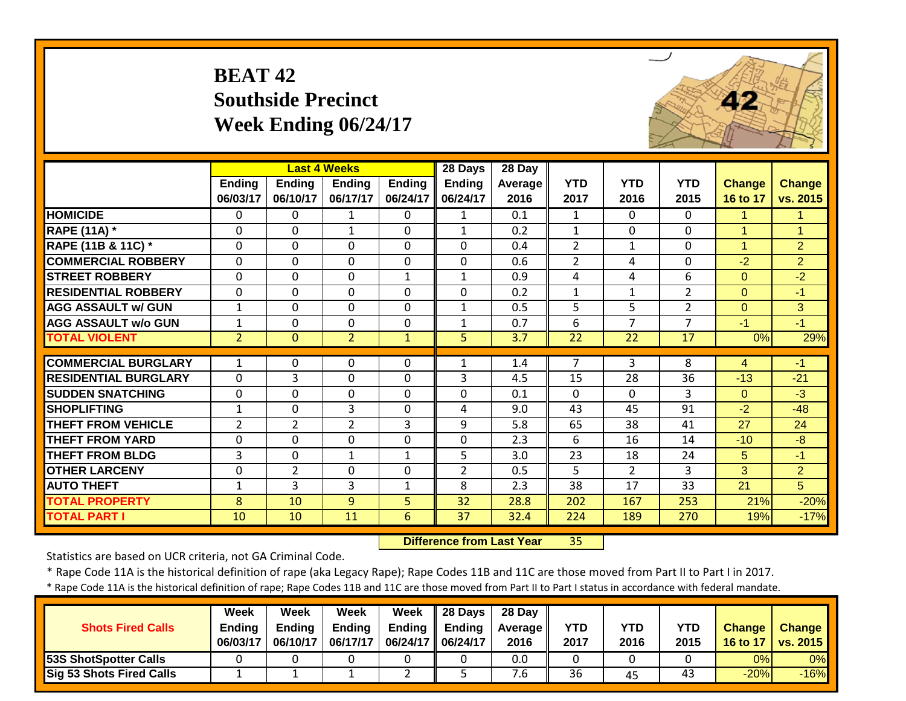# BEAT 42
## Southside Precinct
## Week Ending 06/24/17

| | Last 4 Weeks | | | | 28 Days | 28 Day | | | | | |
|---|---|---|---|---|---|---|---|---|---|---|---|
| | Ending 06/03/17 | Ending 06/10/17 | Ending 06/17/17 | Ending 06/24/17 | Ending 06/24/17 | Average 2016 | YTD 2017 | YTD 2016 | YTD 2015 | Change 16 to 17 | Change vs. 2015 |
| HOMICIDE | 0 | 0 | 1 | 0 | 1 | 0.1 | 1 | 0 | 0 | 1 | 1 |
| RAPE (11A) * | 0 | 0 | 1 | 0 | 1 | 0.2 | 1 | 0 | 0 | 1 | 1 |
| RAPE (11B & 11C) * | 0 | 0 | 0 | 0 | 0 | 0.4 | 2 | 1 | 0 | 1 | 2 |
| COMMERCIAL ROBBERY | 0 | 0 | 0 | 0 | 0 | 0.6 | 2 | 4 | 0 | -2 | 2 |
| STREET ROBBERY | 0 | 0 | 0 | 1 | 1 | 0.9 | 4 | 4 | 6 | 0 | -2 |
| RESIDENTIAL ROBBERY | 0 | 0 | 0 | 0 | 0 | 0.2 | 1 | 1 | 2 | 0 | -1 |
| AGG ASSAULT w/ GUN | 1 | 0 | 0 | 0 | 1 | 0.5 | 5 | 5 | 2 | 0 | 3 |
| AGG ASSAULT w/o GUN | 1 | 0 | 0 | 0 | 1 | 0.7 | 6 | 7 | 7 | -1 | -1 |
| TOTAL VIOLENT | 2 | 0 | 2 | 1 | 5 | 3.7 | 22 | 22 | 17 | 0% | 29% |
| COMMERCIAL BURGLARY | 1 | 0 | 0 | 0 | 1 | 1.4 | 7 | 3 | 8 | 4 | -1 |
| RESIDENTIAL BURGLARY | 0 | 3 | 0 | 0 | 3 | 4.5 | 15 | 28 | 36 | -13 | -21 |
| SUDDEN SNATCHING | 0 | 0 | 0 | 0 | 0 | 0.1 | 0 | 0 | 3 | 0 | -3 |
| SHOPLIFTING | 1 | 0 | 3 | 0 | 4 | 9.0 | 43 | 45 | 91 | -2 | -48 |
| THEFT FROM VEHICLE | 2 | 2 | 2 | 3 | 9 | 5.8 | 65 | 38 | 41 | 27 | 24 |
| THEFT FROM YARD | 0 | 0 | 0 | 0 | 0 | 2.3 | 6 | 16 | 14 | -10 | -8 |
| THEFT FROM BLDG | 3 | 0 | 1 | 1 | 5 | 3.0 | 23 | 18 | 24 | 5 | -1 |
| OTHER LARCENY | 0 | 2 | 0 | 0 | 2 | 0.5 | 5 | 2 | 3 | 3 | 2 |
| AUTO THEFT | 1 | 3 | 3 | 1 | 8 | 2.3 | 38 | 17 | 33 | 21 | 5 |
| TOTAL PROPERTY | 8 | 10 | 9 | 5 | 32 | 28.8 | 202 | 167 | 253 | 21% | -20% |
| TOTAL PART I | 10 | 10 | 11 | 6 | 37 | 32.4 | 224 | 189 | 270 | 19% | -17% |

**Difference from Last Year** 35

Statistics are based on UCR criteria, not GA Criminal Code.

* Rape Code 11A is the historical definition of rape (aka Legacy Rape); Rape Codes 11B and 11C are those moved from Part II to Part I in 2017.

* Rape Code 11A is the historical definition of rape; Rape Codes 11B and 11C are those moved from Part II to Part I status in accordance with federal mandate.

| Shots Fired Calls | Week Ending 06/03/17 | Week Ending 06/10/17 | Week Ending 06/17/17 | Week Ending 06/24/17 | 28 Days Ending 06/24/17 | 28 Day Average 2016 | YTD 2017 | YTD 2016 | YTD 2015 | Change 16 to 17 | Change vs. 2015 |
|---|---|---|---|---|---|---|---|---|---|---|---|
| 53S ShotSpotter Calls | 0 | 0 | 0 | 0 | 0 | 0.0 | 0 | 0 | 0 | 0% | 0% |
| Sig 53 Shots Fired Calls | 1 | 1 | 1 | 2 | 5 | 7.6 | 36 | 45 | 43 | -20% | -16% |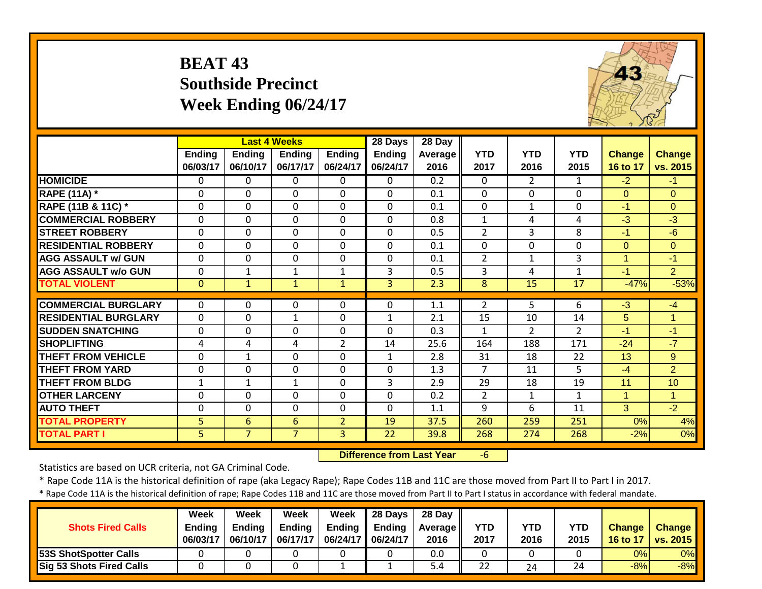# BEAT 43
## Southside Precinct
## Week Ending 06/24/17

| | Last 4 Weeks | | | | 28 Days | 28 Day | | | | | |
|---|---|---|---|---|---|---|---|---|---|---|---|
| | Ending 06/03/17 | Ending 06/10/17 | Ending 06/17/17 | Ending 06/24/17 | Ending 06/24/17 | Average 2016 | YTD 2017 | YTD 2016 | YTD 2015 | Change 16 to 17 | Change vs. 2015 |
| HOMICIDE | 0 | 0 | 0 | 0 | 0 | 0.2 | 0 | 2 | 1 | -2 | -1 |
| RAPE (11A) * | 0 | 0 | 0 | 0 | 0 | 0.1 | 0 | 0 | 0 | 0 | 0 |
| RAPE (11B & 11C) * | 0 | 0 | 0 | 0 | 0 | 0.1 | 0 | 1 | 0 | -1 | 0 |
| COMMERCIAL ROBBERY | 0 | 0 | 0 | 0 | 0 | 0.8 | 1 | 4 | 4 | -3 | -3 |
| STREET ROBBERY | 0 | 0 | 0 | 0 | 0 | 0.5 | 2 | 3 | 8 | -1 | -6 |
| RESIDENTIAL ROBBERY | 0 | 0 | 0 | 0 | 0 | 0.1 | 0 | 0 | 0 | 0 | 0 |
| AGG ASSAULT w/ GUN | 0 | 0 | 0 | 0 | 0 | 0.1 | 2 | 1 | 3 | 1 | -1 |
| AGG ASSAULT w/o GUN | 0 | 1 | 1 | 1 | 3 | 0.5 | 3 | 4 | 1 | -1 | 2 |
| TOTAL VIOLENT | 0 | 1 | 1 | 1 | 3 | 2.3 | 8 | 15 | 17 | -47% | -53% |
| COMMERCIAL BURGLARY | 0 | 0 | 0 | 0 | 0 | 1.1 | 2 | 5 | 6 | -3 | -4 |
| RESIDENTIAL BURGLARY | 0 | 0 | 1 | 0 | 1 | 2.1 | 15 | 10 | 14 | 5 | 1 |
| SUDDEN SNATCHING | 0 | 0 | 0 | 0 | 0 | 0.3 | 1 | 2 | 2 | -1 | -1 |
| SHOPLIFTING | 4 | 4 | 4 | 2 | 14 | 25.6 | 164 | 188 | 171 | -24 | -7 |
| THEFT FROM VEHICLE | 0 | 1 | 0 | 0 | 1 | 2.8 | 31 | 18 | 22 | 13 | 9 |
| THEFT FROM YARD | 0 | 0 | 0 | 0 | 0 | 1.3 | 7 | 11 | 5 | -4 | 2 |
| THEFT FROM BLDG | 1 | 1 | 1 | 0 | 3 | 2.9 | 29 | 18 | 19 | 11 | 10 |
| OTHER LARCENY | 0 | 0 | 0 | 0 | 0 | 0.2 | 2 | 1 | 1 | 1 | 1 |
| AUTO THEFT | 0 | 0 | 0 | 0 | 0 | 1.1 | 9 | 6 | 11 | 3 | -2 |
| TOTAL PROPERTY | 5 | 6 | 6 | 2 | 19 | 37.5 | 260 | 259 | 251 | 0% | 4% |
| TOTAL PART I | 5 | 7 | 7 | 3 | 22 | 39.8 | 268 | 274 | 268 | -2% | 0% |

**Difference from Last Year** -6

Statistics are based on UCR criteria, not GA Criminal Code.

* Rape Code 11A is the historical definition of rape (aka Legacy Rape); Rape Codes 11B and 11C are those moved from Part II to Part I in 2017.

* Rape Code 11A is the historical definition of rape; Rape Codes 11B and 11C are those moved from Part II to Part I status in accordance with federal mandate.

| Shots Fired Calls | Week Ending 06/03/17 | Week Ending 06/10/17 | Week Ending 06/17/17 | Week Ending 06/24/17 | 28 Days Ending 06/24/17 | 28 Day Average 2016 | YTD 2017 | YTD 2016 | YTD 2015 | Change 16 to 17 | Change vs. 2015 |
|---|---|---|---|---|---|---|---|---|---|---|---|
| 53S ShotSpotter Calls | 0 | 0 | 0 | 0 | 0 | 0.0 | 0 | 0 | 0 | 0% | 0% |
| Sig 53 Shots Fired Calls | 0 | 0 | 0 | 1 | 1 | 5.4 | 22 | 24 | 24 | -8% | -8% |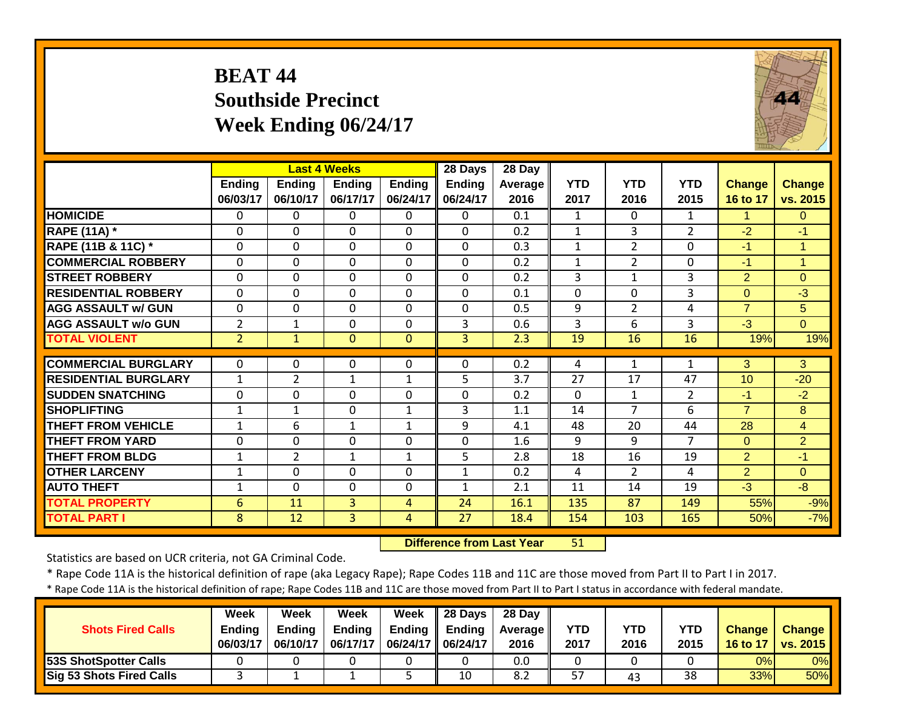# BEAT 44
## Southside Precinct
## Week Ending 06/24/17

| | Last 4 Weeks | | | | 28 Days | 28 Day | | | | | |
|---|---|---|---|---|---|---|---|---|---|---|---|
| | Ending 06/03/17 | Ending 06/10/17 | Ending 06/17/17 | Ending 06/24/17 | Ending 06/24/17 | Average 2016 | YTD 2017 | YTD 2016 | YTD 2015 | Change 16 to 17 | Change vs. 2015 |
| HOMICIDE | 0 | 0 | 0 | 0 | 0 | 0.1 | 1 | 0 | 1 | 1 | 0 |
| RAPE (11A) * | 0 | 0 | 0 | 0 | 0 | 0.2 | 1 | 3 | 2 | -2 | -1 |
| RAPE (11B & 11C) * | 0 | 0 | 0 | 0 | 0 | 0.3 | 1 | 2 | 0 | -1 | 1 |
| COMMERCIAL ROBBERY | 0 | 0 | 0 | 0 | 0 | 0.2 | 1 | 2 | 0 | -1 | 1 |
| STREET ROBBERY | 0 | 0 | 0 | 0 | 0 | 0.2 | 3 | 1 | 3 | 2 | 0 |
| RESIDENTIAL ROBBERY | 0 | 0 | 0 | 0 | 0 | 0.1 | 0 | 0 | 3 | 0 | -3 |
| AGG ASSAULT w/ GUN | 0 | 0 | 0 | 0 | 0 | 0.5 | 9 | 2 | 4 | 7 | 5 |
| AGG ASSAULT w/o GUN | 2 | 1 | 0 | 0 | 3 | 0.6 | 3 | 6 | 3 | -3 | 0 |
| TOTAL VIOLENT | 2 | 1 | 0 | 0 | 3 | 2.3 | 19 | 16 | 16 | 19% | 19% |
| COMMERCIAL BURGLARY | 0 | 0 | 0 | 0 | 0 | 0.2 | 4 | 1 | 1 | 3 | 3 |
| RESIDENTIAL BURGLARY | 1 | 2 | 1 | 1 | 5 | 3.7 | 27 | 17 | 47 | 10 | -20 |
| SUDDEN SNATCHING | 0 | 0 | 0 | 0 | 0 | 0.2 | 0 | 1 | 2 | -1 | -2 |
| SHOPLIFTING | 1 | 1 | 0 | 1 | 3 | 1.1 | 14 | 7 | 6 | 7 | 8 |
| THEFT FROM VEHICLE | 1 | 6 | 1 | 1 | 9 | 4.1 | 48 | 20 | 44 | 28 | 4 |
| THEFT FROM YARD | 0 | 0 | 0 | 0 | 0 | 1.6 | 9 | 9 | 7 | 0 | 2 |
| THEFT FROM BLDG | 1 | 2 | 1 | 1 | 5 | 2.8 | 18 | 16 | 19 | 2 | -1 |
| OTHER LARCENY | 1 | 0 | 0 | 0 | 1 | 0.2 | 4 | 2 | 4 | 2 | 0 |
| AUTO THEFT | 1 | 0 | 0 | 0 | 1 | 2.1 | 11 | 14 | 19 | -3 | -8 |
| TOTAL PROPERTY | 6 | 11 | 3 | 4 | 24 | 16.1 | 135 | 87 | 149 | 55% | -9% |
| TOTAL PART I | 8 | 12 | 3 | 4 | 27 | 18.4 | 154 | 103 | 165 | 50% | -7% |

**Difference from Last Year** 51

Statistics are based on UCR criteria, not GA Criminal Code.

* Rape Code 11A is the historical definition of rape (aka Legacy Rape); Rape Codes 11B and 11C are those moved from Part II to Part I in 2017.

* Rape Code 11A is the historical definition of rape; Rape Codes 11B and 11C are those moved from Part II to Part I status in accordance with federal mandate.

| Shots Fired Calls | Week Ending 06/03/17 | Week Ending 06/10/17 | Week Ending 06/17/17 | Week Ending 06/24/17 | 28 Days Ending 06/24/17 | 28 Day Average 2016 | YTD 2017 | YTD 2016 | YTD 2015 | Change 16 to 17 | Change vs. 2015 |
|---|---|---|---|---|---|---|---|---|---|---|---|
| 53S ShotSpotter Calls | 0 | 0 | 0 | 0 | 0 | 0.0 | 0 | 0 | 0 | 0% | 0% |
| Sig 53 Shots Fired Calls | 3 | 1 | 1 | 5 | 10 | 8.2 | 57 | 43 | 38 | 33% | 50% |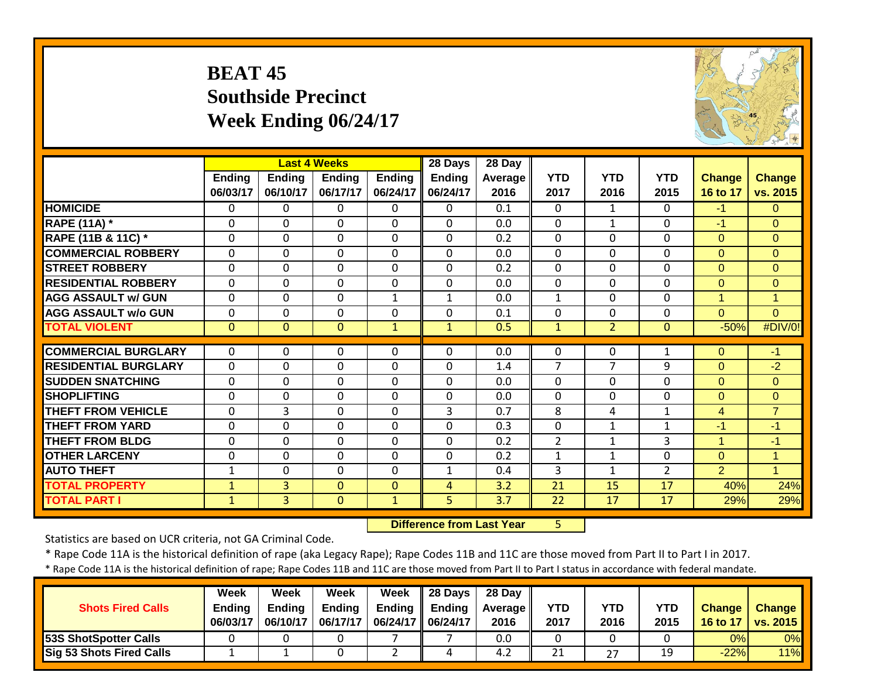# BEAT 45
## Southside Precinct
## Week Ending 06/24/17

| | Last 4 Weeks | | | | 28 Days | 28 Day | | | | | |
|---|---|---|---|---|---|---|---|---|---|---|---|
| | Ending 06/03/17 | Ending 06/10/17 | Ending 06/17/17 | Ending 06/24/17 | Ending 06/24/17 | Average 2016 | YTD 2017 | YTD 2016 | YTD 2015 | Change 16 to 17 | Change vs. 2015 |
| HOMICIDE | 0 | 0 | 0 | 0 | 0 | 0.1 | 0 | 1 | 0 | -1 | 0 |
| RAPE (11A) * | 0 | 0 | 0 | 0 | 0 | 0.0 | 0 | 1 | 0 | -1 | 0 |
| RAPE (11B & 11C) * | 0 | 0 | 0 | 0 | 0 | 0.2 | 0 | 0 | 0 | 0 | 0 |
| COMMERCIAL ROBBERY | 0 | 0 | 0 | 0 | 0 | 0.0 | 0 | 0 | 0 | 0 | 0 |
| STREET ROBBERY | 0 | 0 | 0 | 0 | 0 | 0.2 | 0 | 0 | 0 | 0 | 0 |
| RESIDENTIAL ROBBERY | 0 | 0 | 0 | 0 | 0 | 0.0 | 0 | 0 | 0 | 0 | 0 |
| AGG ASSAULT w/ GUN | 0 | 0 | 0 | 1 | 1 | 0.0 | 1 | 0 | 0 | 1 | 1 |
| AGG ASSAULT w/o GUN | 0 | 0 | 0 | 0 | 0 | 0.1 | 0 | 0 | 0 | 0 | 0 |
| TOTAL VIOLENT | 0 | 0 | 0 | 1 | 1 | 0.5 | 1 | 2 | 0 | -50% | #DIV/0! |
| COMMERCIAL BURGLARY | 0 | 0 | 0 | 0 | 0 | 0.0 | 0 | 0 | 1 | 0 | -1 |
| RESIDENTIAL BURGLARY | 0 | 0 | 0 | 0 | 0 | 1.4 | 7 | 7 | 9 | 0 | -2 |
| SUDDEN SNATCHING | 0 | 0 | 0 | 0 | 0 | 0.0 | 0 | 0 | 0 | 0 | 0 |
| SHOPLIFTING | 0 | 0 | 0 | 0 | 0 | 0.0 | 0 | 0 | 0 | 0 | 0 |
| THEFT FROM VEHICLE | 0 | 3 | 0 | 0 | 3 | 0.7 | 8 | 4 | 1 | 4 | 7 |
| THEFT FROM YARD | 0 | 0 | 0 | 0 | 0 | 0.3 | 0 | 1 | 1 | -1 | -1 |
| THEFT FROM BLDG | 0 | 0 | 0 | 0 | 0 | 0.2 | 2 | 1 | 3 | 1 | -1 |
| OTHER LARCENY | 0 | 0 | 0 | 0 | 0 | 0.2 | 1 | 1 | 0 | 0 | 1 |
| AUTO THEFT | 1 | 0 | 0 | 0 | 1 | 0.4 | 3 | 1 | 2 | 2 | 1 |
| TOTAL PROPERTY | 1 | 3 | 0 | 0 | 4 | 3.2 | 21 | 15 | 17 | 40% | 24% |
| TOTAL PART I | 1 | 3 | 0 | 1 | 5 | 3.7 | 22 | 17 | 17 | 29% | 29% |

**Difference from Last Year** 5

Statistics are based on UCR criteria, not GA Criminal Code.

* Rape Code 11A is the historical definition of rape (aka Legacy Rape); Rape Codes 11B and 11C are those moved from Part II to Part I in 2017.

* Rape Code 11A is the historical definition of rape; Rape Codes 11B and 11C are those moved from Part II to Part I status in accordance with federal mandate.

| Shots Fired Calls | Week Ending 06/03/17 | Week Ending 06/10/17 | Week Ending 06/17/17 | Week Ending 06/24/17 | 28 Days Ending 06/24/17 | 28 Day Average 2016 | YTD 2017 | YTD 2016 | YTD 2015 | Change 16 to 17 | Change vs. 2015 |
|---|---|---|---|---|---|---|---|---|---|---|---|
| 53S ShotSpotter Calls | 0 | 0 | 0 | 7 | 7 | 0.0 | 0 | 0 | 0 | 0% | 0% |
| Sig 53 Shots Fired Calls | 1 | 1 | 0 | 2 | 4 | 4.2 | 21 | 27 | 19 | -22% | 11% |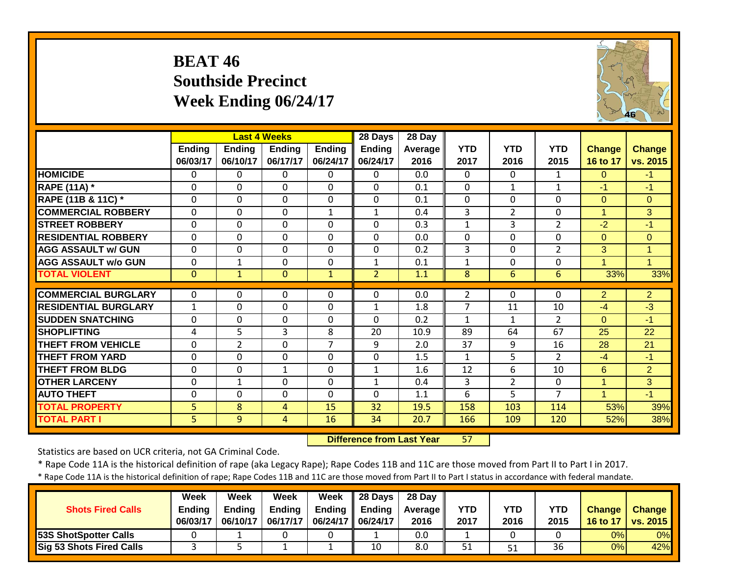# BEAT 46
## Southside Precinct
## Week Ending 06/24/17

| | Last 4 Weeks | | | | 28 Days | 28 Day | | | | | |
|---|---|---|---|---|---|---|---|---|---|---|---|
| | Ending 06/03/17 | Ending 06/10/17 | Ending 06/17/17 | Ending 06/24/17 | Ending 06/24/17 | Average 2016 | YTD 2017 | YTD 2016 | YTD 2015 | Change 16 to 17 | Change vs. 2015 |
| **HOMICIDE** | 0 | 0 | 0 | 0 | 0 | 0.0 | 0 | 0 | 1 | 0 | -1 |
| **RAPE (11A) *** | 0 | 0 | 0 | 0 | 0 | 0.1 | 0 | 1 | 1 | -1 | -1 |
| **RAPE (11B & 11C) *** | 0 | 0 | 0 | 0 | 0 | 0.1 | 0 | 0 | 0 | 0 | 0 |
| **COMMERCIAL ROBBERY** | 0 | 0 | 0 | 1 | 1 | 0.4 | 3 | 2 | 0 | 1 | 3 |
| **STREET ROBBERY** | 0 | 0 | 0 | 0 | 0 | 0.3 | 1 | 3 | 2 | -2 | -1 |
| **RESIDENTIAL ROBBERY** | 0 | 0 | 0 | 0 | 0 | 0.0 | 0 | 0 | 0 | 0 | 0 |
| **AGG ASSAULT w/ GUN** | 0 | 0 | 0 | 0 | 0 | 0.2 | 3 | 0 | 2 | 3 | 1 |
| **AGG ASSAULT w/o GUN** | 0 | 1 | 0 | 0 | 1 | 0.1 | 1 | 0 | 0 | 1 | 1 |
| **TOTAL VIOLENT** | 0 | 1 | 0 | 1 | 2 | 1.1 | 8 | 6 | 6 | 33% | 33% |
| **COMMERCIAL BURGLARY** | 0 | 0 | 0 | 0 | 0 | 0.0 | 2 | 0 | 0 | 2 | 2 |
| **RESIDENTIAL BURGLARY** | 1 | 0 | 0 | 0 | 1 | 1.8 | 7 | 11 | 10 | -4 | -3 |
| **SUDDEN SNATCHING** | 0 | 0 | 0 | 0 | 0 | 0.2 | 1 | 1 | 2 | 0 | -1 |
| **SHOPLIFTING** | 4 | 5 | 3 | 8 | 20 | 10.9 | 89 | 64 | 67 | 25 | 22 |
| **THEFT FROM VEHICLE** | 0 | 2 | 0 | 7 | 9 | 2.0 | 37 | 9 | 16 | 28 | 21 |
| **THEFT FROM YARD** | 0 | 0 | 0 | 0 | 0 | 1.5 | 1 | 5 | 2 | -4 | -1 |
| **THEFT FROM BLDG** | 0 | 0 | 1 | 0 | 1 | 1.6 | 12 | 6 | 10 | 6 | 2 |
| **OTHER LARCENY** | 0 | 1 | 0 | 0 | 1 | 0.4 | 3 | 2 | 0 | 1 | 3 |
| **AUTO THEFT** | 0 | 0 | 0 | 0 | 0 | 1.1 | 6 | 5 | 7 | 1 | -1 |
| **TOTAL PROPERTY** | 5 | 8 | 4 | 15 | 32 | 19.5 | 158 | 103 | 114 | 53% | 39% |
| **TOTAL PART I** | 5 | 9 | 4 | 16 | 34 | 20.7 | 166 | 109 | 120 | 52% | 38% |

**Difference from Last Year** 57

Statistics are based on UCR criteria, not GA Criminal Code.

* Rape Code 11A is the historical definition of rape (aka Legacy Rape); Rape Codes 11B and 11C are those moved from Part II to Part I in 2017.

* Rape Code 11A is the historical definition of rape; Rape Codes 11B and 11C are those moved from Part II to Part I status in accordance with federal mandate.

| Shots Fired Calls | Week Ending 06/03/17 | Week Ending 06/10/17 | Week Ending 06/17/17 | Week Ending 06/24/17 | 28 Days Ending 06/24/17 | 28 Day Average 2016 | YTD 2017 | YTD 2016 | YTD 2015 | Change 16 to 17 | Change vs. 2015 |
|---|---|---|---|---|---|---|---|---|---|---|---|
| **53S ShotSpotter Calls** | 0 | 1 | 0 | 0 | 1 | 0.0 | 1 | 0 | 0 | 0% | 0% |
| **Sig 53 Shots Fired Calls** | 3 | 5 | 1 | 1 | 10 | 8.0 | 51 | 51 | 36 | 0% | 42% |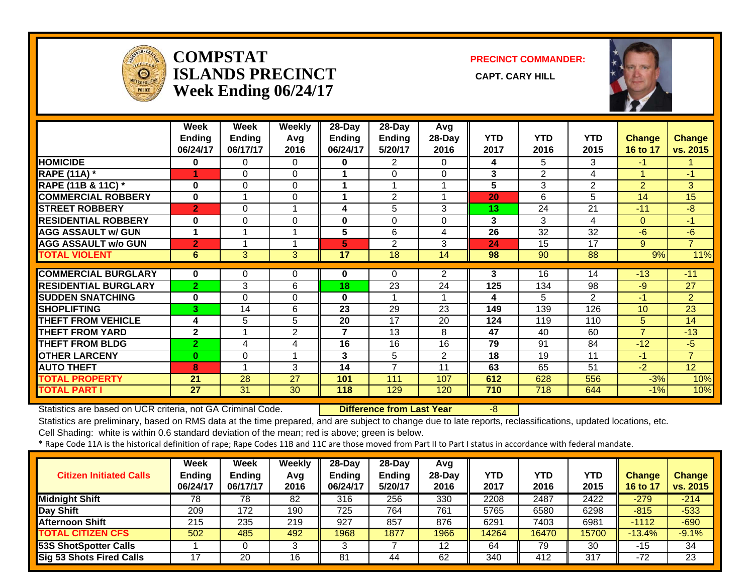# COMPSTAT
# ISLANDS PRECINCT
# Week Ending 06/24/17

**PRECINCT COMMANDER:**

**CAPT. CARY HILL**

| | Week Ending 06/24/17 | Week Ending 06/17/17 | Weekly Avg 2016 | 28-Day Ending 06/24/17 | 28-Day Ending 5/20/17 | Avg 28-Day 2016 | YTD 2017 | YTD 2016 | YTD 2015 | Change 16 to 17 | Change vs. 2015 |
|---|---|---|---|---|---|---|---|---|---|---|---|
| HOMICIDE | 0 | 0 | 0 | 0 | 2 | 0 | 4 | 5 | 3 | -1 | 1 |
| RAPE (11A) * | 1 | 0 | 0 | 1 | 0 | 0 | 3 | 2 | 4 | 1 | -1 |
| RAPE (11B & 11C) * | 0 | 0 | 0 | 1 | 1 | 1 | 5 | 3 | 2 | 2 | 3 |
| COMMERCIAL ROBBERY | 0 | 1 | 0 | 1 | 2 | 1 | 20 | 6 | 5 | 14 | 15 |
| STREET ROBBERY | 2 | 0 | 1 | 4 | 5 | 3 | 13 | 24 | 21 | -11 | -8 |
| RESIDENTIAL ROBBERY | 0 | 0 | 0 | 0 | 0 | 0 | 3 | 3 | 4 | 0 | -1 |
| AGG ASSAULT w/ GUN | 1 | 1 | 1 | 5 | 6 | 4 | 26 | 32 | 32 | -6 | -6 |
| AGG ASSAULT w/o GUN | 2 | 1 | 1 | 5 | 2 | 3 | 24 | 15 | 17 | 9 | 7 |
| TOTAL VIOLENT | 6 | 3 | 3 | 17 | 18 | 14 | 98 | 90 | 88 | 9% | 11% |
| COMMERCIAL BURGLARY | 0 | 0 | 0 | 0 | 0 | 2 | 3 | 16 | 14 | -13 | -11 |
| RESIDENTIAL BURGLARY | 2 | 3 | 6 | 18 | 23 | 24 | 125 | 134 | 98 | -9 | 27 |
| SUDDEN SNATCHING | 0 | 0 | 0 | 0 | 1 | 1 | 4 | 5 | 2 | -1 | 2 |
| SHOPLIFTING | 3 | 14 | 6 | 23 | 29 | 23 | 149 | 139 | 126 | 10 | 23 |
| THEFT FROM VEHICLE | 4 | 5 | 5 | 20 | 17 | 20 | 124 | 119 | 110 | 5 | 14 |
| THEFT FROM YARD | 2 | 1 | 2 | 7 | 13 | 8 | 47 | 40 | 60 | 7 | -13 |
| THEFT FROM BLDG | 2 | 4 | 4 | 16 | 16 | 16 | 79 | 91 | 84 | -12 | -5 |
| OTHER LARCENY | 0 | 0 | 1 | 3 | 5 | 2 | 18 | 19 | 11 | -1 | 7 |
| AUTO THEFT | 8 | 1 | 3 | 14 | 7 | 11 | 63 | 65 | 51 | -2 | 12 |
| TOTAL PROPERTY | 21 | 28 | 27 | 101 | 111 | 107 | 612 | 628 | 556 | -3% | 10% |
| TOTAL PART I | 27 | 31 | 30 | 118 | 129 | 120 | 710 | 718 | 644 | -1% | 10% |

Statistics are based on UCR criteria, not GA Criminal Code. **Difference from Last Year** -8

Statistics are preliminary, based on RMS data at the time prepared, and are subject to change due to late reports, reclassifications, updated locations, etc.

Cell Shading: white is within 0.6 standard deviation of the mean; red is above; green is below.

* Rape Code 11A is the historical definition of rape; Rape Codes 11B and 11C are those moved from Part II to Part I status in accordance with federal mandate.

| Citizen Initiated Calls | Week Ending 06/24/17 | Week Ending 06/17/17 | Weekly Avg 2016 | 28-Day Ending 06/24/17 | 28-Day Ending 5/20/17 | Avg 28-Day 2016 | YTD 2017 | YTD 2016 | YTD 2015 | Change 16 to 17 | Change vs. 2015 |
|---|---|---|---|---|---|---|---|---|---|---|---|
| Midnight Shift | 78 | 78 | 82 | 316 | 256 | 330 | 2208 | 2487 | 2422 | -279 | -214 |
| Day Shift | 209 | 172 | 190 | 725 | 764 | 761 | 5765 | 6580 | 6298 | -815 | -533 |
| Afternoon Shift | 215 | 235 | 219 | 927 | 857 | 876 | 6291 | 7403 | 6981 | -1112 | -690 |
| TOTAL CITIZEN CFS | 502 | 485 | 492 | 1968 | 1877 | 1966 | 14264 | 16470 | 15700 | -13.4% | -9.1% |
| 53S ShotSpotter Calls | 1 | 0 | 3 | 3 | 7 | 12 | 64 | 79 | 30 | -15 | 34 |
| Sig 53 Shots Fired Calls | 17 | 20 | 16 | 81 | 44 | 62 | 340 | 412 | 317 | -72 | 23 |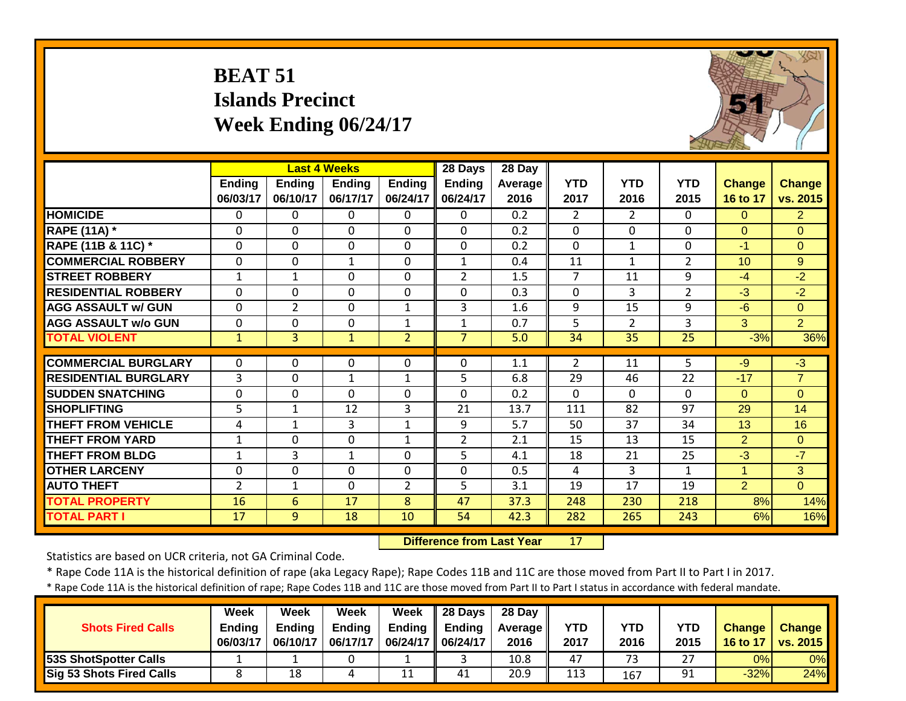# BEAT 51
## Islands Precinct
## Week Ending 06/24/17

| | Last 4 Weeks | | | | 28 Days | 28 Day | | | | | |
|---|---|---|---|---|---|---|---|---|---|---|---|
| | Ending 06/03/17 | Ending 06/10/17 | Ending 06/17/17 | Ending 06/24/17 | Ending 06/24/17 | Average 2016 | YTD 2017 | YTD 2016 | YTD 2015 | Change 16 to 17 | Change vs. 2015 |
| HOMICIDE | 0 | 0 | 0 | 0 | 0 | 0.2 | 2 | 2 | 0 | 0 | 2 |
| RAPE (11A) * | 0 | 0 | 0 | 0 | 0 | 0.2 | 0 | 0 | 0 | 0 | 0 |
| RAPE (11B & 11C) * | 0 | 0 | 0 | 0 | 0 | 0.2 | 0 | 1 | 0 | -1 | 0 |
| COMMERCIAL ROBBERY | 0 | 0 | 1 | 0 | 1 | 0.4 | 11 | 1 | 2 | 10 | 9 |
| STREET ROBBERY | 1 | 1 | 0 | 0 | 2 | 1.5 | 7 | 11 | 9 | -4 | -2 |
| RESIDENTIAL ROBBERY | 0 | 0 | 0 | 0 | 0 | 0.3 | 0 | 3 | 2 | -3 | -2 |
| AGG ASSAULT w/ GUN | 0 | 2 | 0 | 1 | 3 | 1.6 | 9 | 15 | 9 | -6 | 0 |
| AGG ASSAULT w/o GUN | 0 | 0 | 0 | 1 | 1 | 0.7 | 5 | 2 | 3 | 3 | 2 |
| TOTAL VIOLENT | 1 | 3 | 1 | 2 | 7 | 5.0 | 34 | 35 | 25 | -3% | 36% |
| COMMERCIAL BURGLARY | 0 | 0 | 0 | 0 | 0 | 1.1 | 2 | 11 | 5 | -9 | -3 |
| RESIDENTIAL BURGLARY | 3 | 0 | 1 | 1 | 5 | 6.8 | 29 | 46 | 22 | -17 | 7 |
| SUDDEN SNATCHING | 0 | 0 | 0 | 0 | 0 | 0.2 | 0 | 0 | 0 | 0 | 0 |
| SHOPLIFTING | 5 | 1 | 12 | 3 | 21 | 13.7 | 111 | 82 | 97 | 29 | 14 |
| THEFT FROM VEHICLE | 4 | 1 | 3 | 1 | 9 | 5.7 | 50 | 37 | 34 | 13 | 16 |
| THEFT FROM YARD | 1 | 0 | 0 | 1 | 2 | 2.1 | 15 | 13 | 15 | 2 | 0 |
| THEFT FROM BLDG | 1 | 3 | 1 | 0 | 5 | 4.1 | 18 | 21 | 25 | -3 | -7 |
| OTHER LARCENY | 0 | 0 | 0 | 0 | 0 | 0.5 | 4 | 3 | 1 | 1 | 3 |
| AUTO THEFT | 2 | 1 | 0 | 2 | 5 | 3.1 | 19 | 17 | 19 | 2 | 0 |
| TOTAL PROPERTY | 16 | 6 | 17 | 8 | 47 | 37.3 | 248 | 230 | 218 | 8% | 14% |
| TOTAL PART I | 17 | 9 | 18 | 10 | 54 | 42.3 | 282 | 265 | 243 | 6% | 16% |

**Difference from Last Year** 17

Statistics are based on UCR criteria, not GA Criminal Code.

* Rape Code 11A is the historical definition of rape (aka Legacy Rape); Rape Codes 11B and 11C are those moved from Part II to Part I in 2017.

* Rape Code 11A is the historical definition of rape; Rape Codes 11B and 11C are those moved from Part II to Part I status in accordance with federal mandate.

| Shots Fired Calls | Week Ending 06/03/17 | Week Ending 06/10/17 | Week Ending 06/17/17 | Week Ending 06/24/17 | 28 Days Ending 06/24/17 | 28 Day Average 2016 | YTD 2017 | YTD 2016 | YTD 2015 | Change 16 to 17 | Change vs. 2015 |
|---|---|---|---|---|---|---|---|---|---|---|---|
| 53S ShotSpotter Calls | 1 | 1 | 0 | 1 | 3 | 10.8 | 47 | 73 | 27 | 0% | 0% |
| Sig 53 Shots Fired Calls | 8 | 18 | 4 | 11 | 41 | 20.9 | 113 | 167 | 91 | -32% | 24% |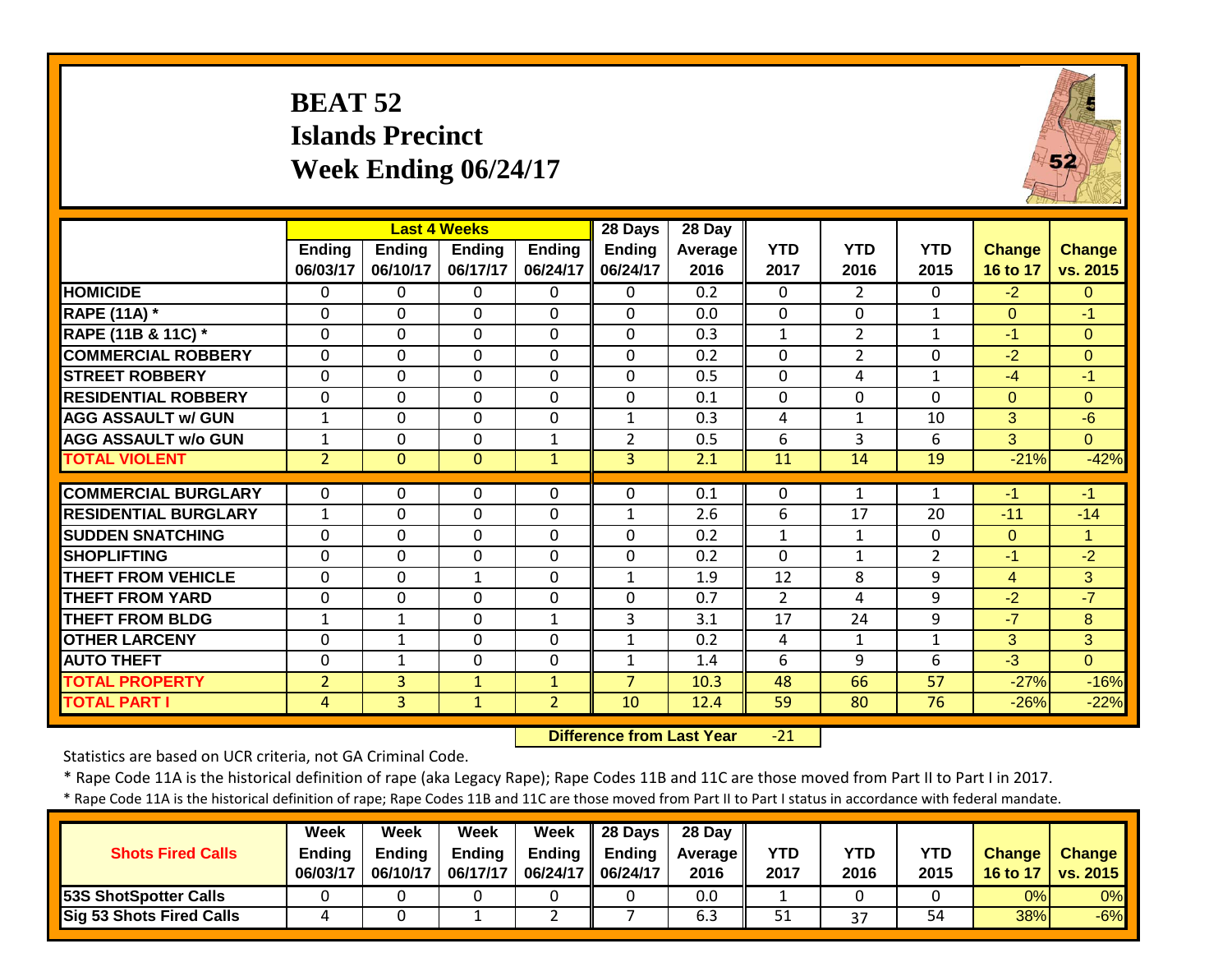# BEAT 52
## Islands Precinct
## Week Ending 06/24/17

| | Last 4 Weeks | | | | 28 Days | 28 Day | YTD | YTD | YTD | Change | Change |
|---|---|---|---|---|---|---|---|---|---|---|---|
| | Ending 06/03/17 | Ending 06/10/17 | Ending 06/17/17 | Ending 06/24/17 | Ending 06/24/17 | Average 2016 | 2017 | 2016 | 2015 | 16 to 17 | vs. 2015 |
| HOMICIDE | 0 | 0 | 0 | 0 | 0 | 0.2 | 0 | 2 | 0 | -2 | 0 |
| RAPE (11A) * | 0 | 0 | 0 | 0 | 0 | 0.0 | 0 | 0 | 1 | 0 | -1 |
| RAPE (11B & 11C) * | 0 | 0 | 0 | 0 | 0 | 0.3 | 1 | 2 | 1 | -1 | 0 |
| COMMERCIAL ROBBERY | 0 | 0 | 0 | 0 | 0 | 0.2 | 0 | 2 | 0 | -2 | 0 |
| STREET ROBBERY | 0 | 0 | 0 | 0 | 0 | 0.5 | 0 | 4 | 1 | -4 | -1 |
| RESIDENTIAL ROBBERY | 0 | 0 | 0 | 0 | 0 | 0.1 | 0 | 0 | 0 | 0 | 0 |
| AGG ASSAULT w/ GUN | 1 | 0 | 0 | 0 | 1 | 0.3 | 4 | 1 | 10 | 3 | -6 |
| AGG ASSAULT w/o GUN | 1 | 0 | 0 | 1 | 2 | 0.5 | 6 | 3 | 6 | 3 | 0 |
| TOTAL VIOLENT | 2 | 0 | 0 | 1 | 3 | 2.1 | 11 | 14 | 19 | -21% | -42% |
| COMMERCIAL BURGLARY | 0 | 0 | 0 | 0 | 0 | 0.1 | 0 | 1 | 1 | -1 | -1 |
| RESIDENTIAL BURGLARY | 1 | 0 | 0 | 0 | 1 | 2.6 | 6 | 17 | 20 | -11 | -14 |
| SUDDEN SNATCHING | 0 | 0 | 0 | 0 | 0 | 0.2 | 1 | 1 | 0 | 0 | 1 |
| SHOPLIFTING | 0 | 0 | 0 | 0 | 0 | 0.2 | 0 | 1 | 2 | -1 | -2 |
| THEFT FROM VEHICLE | 0 | 0 | 1 | 0 | 1 | 1.9 | 12 | 8 | 9 | 4 | 3 |
| THEFT FROM YARD | 0 | 0 | 0 | 0 | 0 | 0.7 | 2 | 4 | 9 | -2 | -7 |
| THEFT FROM BLDG | 1 | 1 | 0 | 1 | 3 | 3.1 | 17 | 24 | 9 | -7 | 8 |
| OTHER LARCENY | 0 | 1 | 0 | 0 | 1 | 0.2 | 4 | 1 | 1 | 3 | 3 |
| AUTO THEFT | 0 | 1 | 0 | 0 | 1 | 1.4 | 6 | 9 | 6 | -3 | 0 |
| TOTAL PROPERTY | 2 | 3 | 1 | 1 | 7 | 10.3 | 48 | 66 | 57 | -27% | -16% |
| TOTAL PART I | 4 | 3 | 1 | 2 | 10 | 12.4 | 59 | 80 | 76 | -26% | -22% |

**Difference from Last Year** -21

Statistics are based on UCR criteria, not GA Criminal Code.

\* Rape Code 11A is the historical definition of rape (aka Legacy Rape); Rape Codes 11B and 11C are those moved from Part II to Part I in 2017.

\* Rape Code 11A is the historical definition of rape; Rape Codes 11B and 11C are those moved from Part II to Part I status in accordance with federal mandate.

| Shots Fired Calls | Week Ending 06/03/17 | Week Ending 06/10/17 | Week Ending 06/17/17 | Week Ending 06/24/17 | 28 Days Ending 06/24/17 | 28 Day Average 2016 | YTD 2017 | YTD 2016 | YTD 2015 | Change 16 to 17 | Change vs. 2015 |
|---|---|---|---|---|---|---|---|---|---|---|---|
| 53S ShotSpotter Calls | 0 | 0 | 0 | 0 | 0 | 0.0 | 1 | 0 | 0 | 0% | 0% |
| Sig 53 Shots Fired Calls | 4 | 0 | 1 | 2 | 7 | 6.3 | 51 | 37 | 54 | 38% | -6% |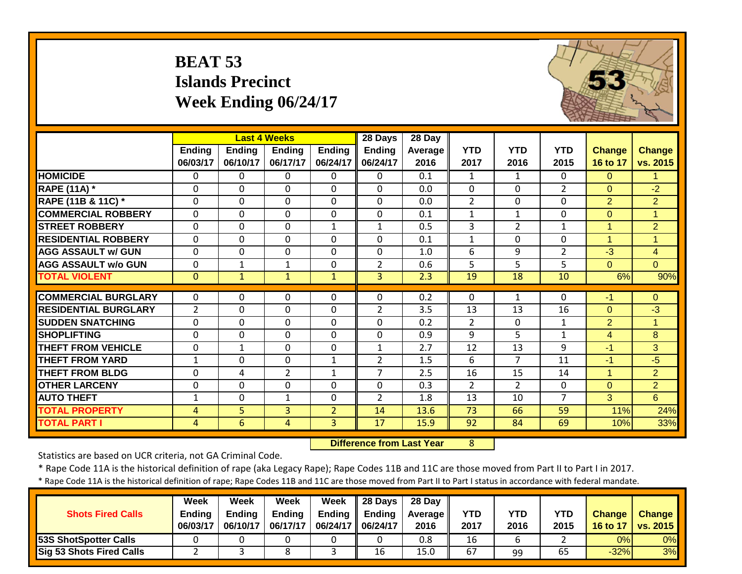# BEAT 53
## Islands Precinct
## Week Ending 06/24/17

| | Last 4 Weeks | | | | 28 Days | 28 Day | | | | | |
|---|---|---|---|---|---|---|---|---|---|---|---|
| | Ending 06/03/17 | Ending 06/10/17 | Ending 06/17/17 | Ending 06/24/17 | Ending 06/24/17 | Average 2016 | YTD 2017 | YTD 2016 | YTD 2015 | Change 16 to 17 | Change vs. 2015 |
| HOMICIDE | 0 | 0 | 0 | 0 | 0 | 0.1 | 1 | 1 | 0 | 0 | 1 |
| RAPE (11A) * | 0 | 0 | 0 | 0 | 0 | 0.0 | 0 | 0 | 2 | 0 | -2 |
| RAPE (11B & 11C) * | 0 | 0 | 0 | 0 | 0 | 0.0 | 2 | 0 | 0 | 2 | 2 |
| COMMERCIAL ROBBERY | 0 | 0 | 0 | 0 | 0 | 0.1 | 1 | 1 | 0 | 0 | 1 |
| STREET ROBBERY | 0 | 0 | 0 | 1 | 1 | 0.5 | 3 | 2 | 1 | 1 | 2 |
| RESIDENTIAL ROBBERY | 0 | 0 | 0 | 0 | 0 | 0.1 | 1 | 0 | 0 | 1 | 1 |
| AGG ASSAULT w/ GUN | 0 | 0 | 0 | 0 | 0 | 1.0 | 6 | 9 | 2 | -3 | 4 |
| AGG ASSAULT w/o GUN | 0 | 1 | 1 | 0 | 2 | 0.6 | 5 | 5 | 5 | 0 | 0 |
| TOTAL VIOLENT | 0 | 1 | 1 | 1 | 3 | 2.3 | 19 | 18 | 10 | 6% | 90% |
| COMMERCIAL BURGLARY | 0 | 0 | 0 | 0 | 0 | 0.2 | 0 | 1 | 0 | -1 | 0 |
| RESIDENTIAL BURGLARY | 2 | 0 | 0 | 0 | 2 | 3.5 | 13 | 13 | 16 | 0 | -3 |
| SUDDEN SNATCHING | 0 | 0 | 0 | 0 | 0 | 0.2 | 2 | 0 | 1 | 2 | 1 |
| SHOPLIFTING | 0 | 0 | 0 | 0 | 0 | 0.9 | 9 | 5 | 1 | 4 | 8 |
| THEFT FROM VEHICLE | 0 | 1 | 0 | 0 | 1 | 2.7 | 12 | 13 | 9 | -1 | 3 |
| THEFT FROM YARD | 1 | 0 | 0 | 1 | 2 | 1.5 | 6 | 7 | 11 | -1 | -5 |
| THEFT FROM BLDG | 0 | 4 | 2 | 1 | 7 | 2.5 | 16 | 15 | 14 | 1 | 2 |
| OTHER LARCENY | 0 | 0 | 0 | 0 | 0 | 0.3 | 2 | 2 | 0 | 0 | 2 |
| AUTO THEFT | 1 | 0 | 1 | 0 | 2 | 1.8 | 13 | 10 | 7 | 3 | 6 |
| TOTAL PROPERTY | 4 | 5 | 3 | 2 | 14 | 13.6 | 73 | 66 | 59 | 11% | 24% |
| TOTAL PART I | 4 | 6 | 4 | 3 | 17 | 15.9 | 92 | 84 | 69 | 10% | 33% |

**Difference from Last Year** 8

Statistics are based on UCR criteria, not GA Criminal Code.

\* Rape Code 11A is the historical definition of rape (aka Legacy Rape); Rape Codes 11B and 11C are those moved from Part II to Part I in 2017.

\* Rape Code 11A is the historical definition of rape; Rape Codes 11B and 11C are those moved from Part II to Part I status in accordance with federal mandate.

| Shots Fired Calls | Week Ending 06/03/17 | Week Ending 06/10/17 | Week Ending 06/17/17 | Week Ending 06/24/17 | 28 Days Ending 06/24/17 | 28 Day Average 2016 | YTD 2017 | YTD 2016 | YTD 2015 | Change 16 to 17 | Change vs. 2015 |
|---|---|---|---|---|---|---|---|---|---|---|---|
| 53S ShotSpotter Calls | 0 | 0 | 0 | 0 | 0 | 0.8 | 16 | 6 | 2 | 0% | 0% |
| Sig 53 Shots Fired Calls | 2 | 3 | 8 | 3 | 16 | 15.0 | 67 | 99 | 65 | -32% | 3% |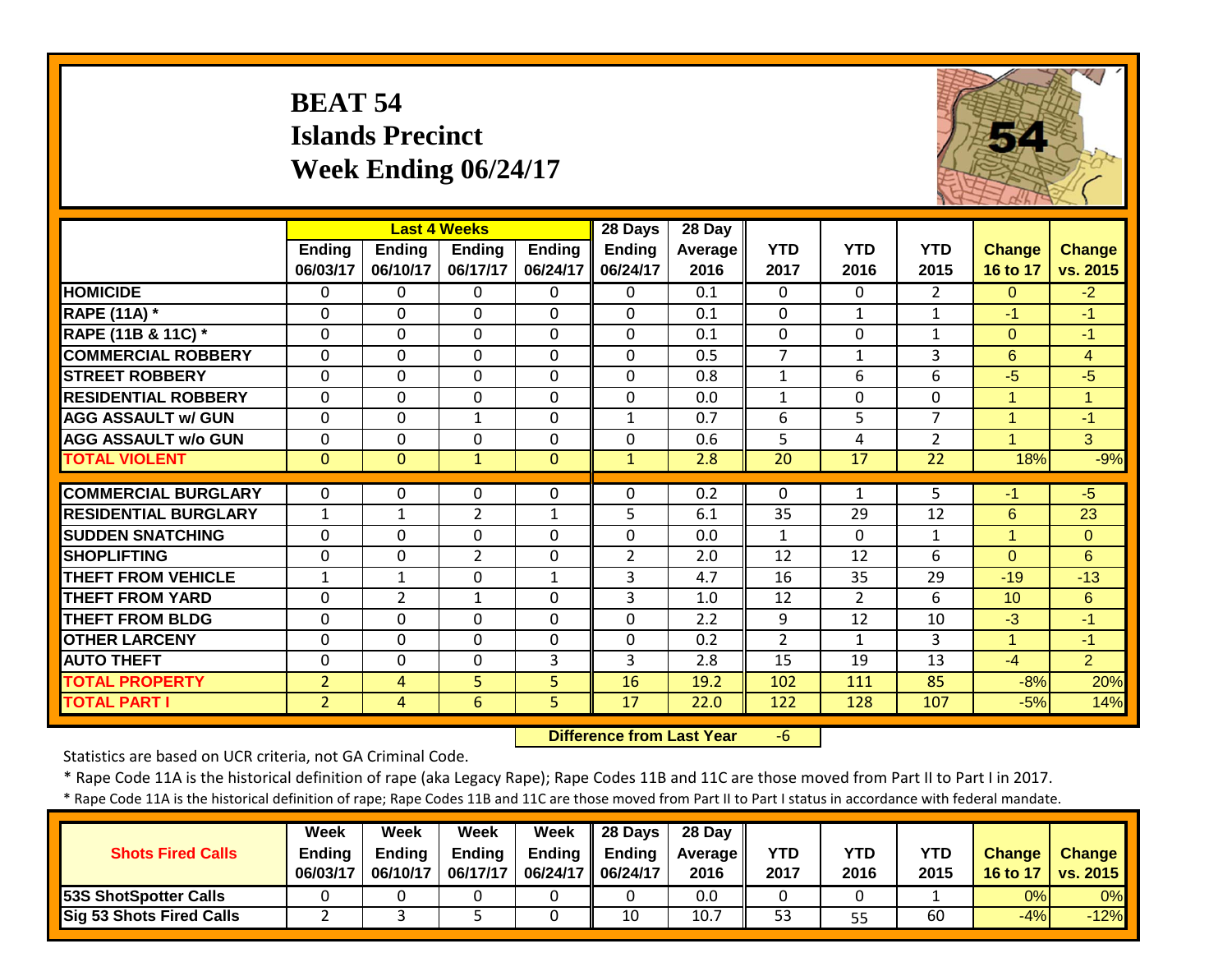# BEAT 54
## Islands Precinct
## Week Ending 06/24/17

| | Last 4 Weeks | | | | 28 Days | 28 Day | | | | | |
|---|---|---|---|---|---|---|---|---|---|---|---|
| | Ending 06/03/17 | Ending 06/10/17 | Ending 06/17/17 | Ending 06/24/17 | Ending 06/24/17 | Average 2016 | YTD 2017 | YTD 2016 | YTD 2015 | Change 16 to 17 | Change vs. 2015 |
| HOMICIDE | 0 | 0 | 0 | 0 | 0 | 0.1 | 0 | 0 | 2 | 0 | -2 |
| RAPE (11A) * | 0 | 0 | 0 | 0 | 0 | 0.1 | 0 | 1 | 1 | -1 | -1 |
| RAPE (11B & 11C) * | 0 | 0 | 0 | 0 | 0 | 0.1 | 0 | 0 | 1 | 0 | -1 |
| COMMERCIAL ROBBERY | 0 | 0 | 0 | 0 | 0 | 0.5 | 7 | 1 | 3 | 6 | 4 |
| STREET ROBBERY | 0 | 0 | 0 | 0 | 0 | 0.8 | 1 | 6 | 6 | -5 | -5 |
| RESIDENTIAL ROBBERY | 0 | 0 | 0 | 0 | 0 | 0.0 | 1 | 0 | 0 | 1 | 1 |
| AGG ASSAULT w/ GUN | 0 | 0 | 1 | 0 | 1 | 0.7 | 6 | 5 | 7 | 1 | -1 |
| AGG ASSAULT w/o GUN | 0 | 0 | 0 | 0 | 0 | 0.6 | 5 | 4 | 2 | 1 | 3 |
| TOTAL VIOLENT | 0 | 0 | 1 | 0 | 1 | 2.8 | 20 | 17 | 22 | 18% | -9% |
| COMMERCIAL BURGLARY | 0 | 0 | 0 | 0 | 0 | 0.2 | 0 | 1 | 5 | -1 | -5 |
| RESIDENTIAL BURGLARY | 1 | 1 | 2 | 1 | 5 | 6.1 | 35 | 29 | 12 | 6 | 23 |
| SUDDEN SNATCHING | 0 | 0 | 0 | 0 | 0 | 0.0 | 1 | 0 | 1 | 1 | 0 |
| SHOPLIFTING | 0 | 0 | 2 | 0 | 2 | 2.0 | 12 | 12 | 6 | 0 | 6 |
| THEFT FROM VEHICLE | 1 | 1 | 0 | 1 | 3 | 4.7 | 16 | 35 | 29 | -19 | -13 |
| THEFT FROM YARD | 0 | 2 | 1 | 0 | 3 | 1.0 | 12 | 2 | 6 | 10 | 6 |
| THEFT FROM BLDG | 0 | 0 | 0 | 0 | 0 | 2.2 | 9 | 12 | 10 | -3 | -1 |
| OTHER LARCENY | 0 | 0 | 0 | 0 | 0 | 0.2 | 2 | 1 | 3 | 1 | -1 |
| AUTO THEFT | 0 | 0 | 0 | 3 | 3 | 2.8 | 15 | 19 | 13 | -4 | 2 |
| TOTAL PROPERTY | 2 | 4 | 5 | 5 | 16 | 19.2 | 102 | 111 | 85 | -8% | 20% |
| TOTAL PART I | 2 | 4 | 6 | 5 | 17 | 22.0 | 122 | 128 | 107 | -5% | 14% |

**Difference from Last Year** -6

Statistics are based on UCR criteria, not GA Criminal Code.

* Rape Code 11A is the historical definition of rape (aka Legacy Rape); Rape Codes 11B and 11C are those moved from Part II to Part I in 2017.

* Rape Code 11A is the historical definition of rape; Rape Codes 11B and 11C are those moved from Part II to Part I status in accordance with federal mandate.

| Shots Fired Calls | Week Ending 06/03/17 | Week Ending 06/10/17 | Week Ending 06/17/17 | Week Ending 06/24/17 | 28 Days Ending 06/24/17 | 28 Day Average 2016 | YTD 2017 | YTD 2016 | YTD 2015 | Change 16 to 17 | Change vs. 2015 |
|---|---|---|---|---|---|---|---|---|---|---|---|
| 53S ShotSpotter Calls | 0 | 0 | 0 | 0 | 0 | 0.0 | 0 | 0 | 1 | 0% | 0% |
| Sig 53 Shots Fired Calls | 2 | 3 | 5 | 0 | 10 | 10.7 | 53 | 55 | 60 | -4% | -12% |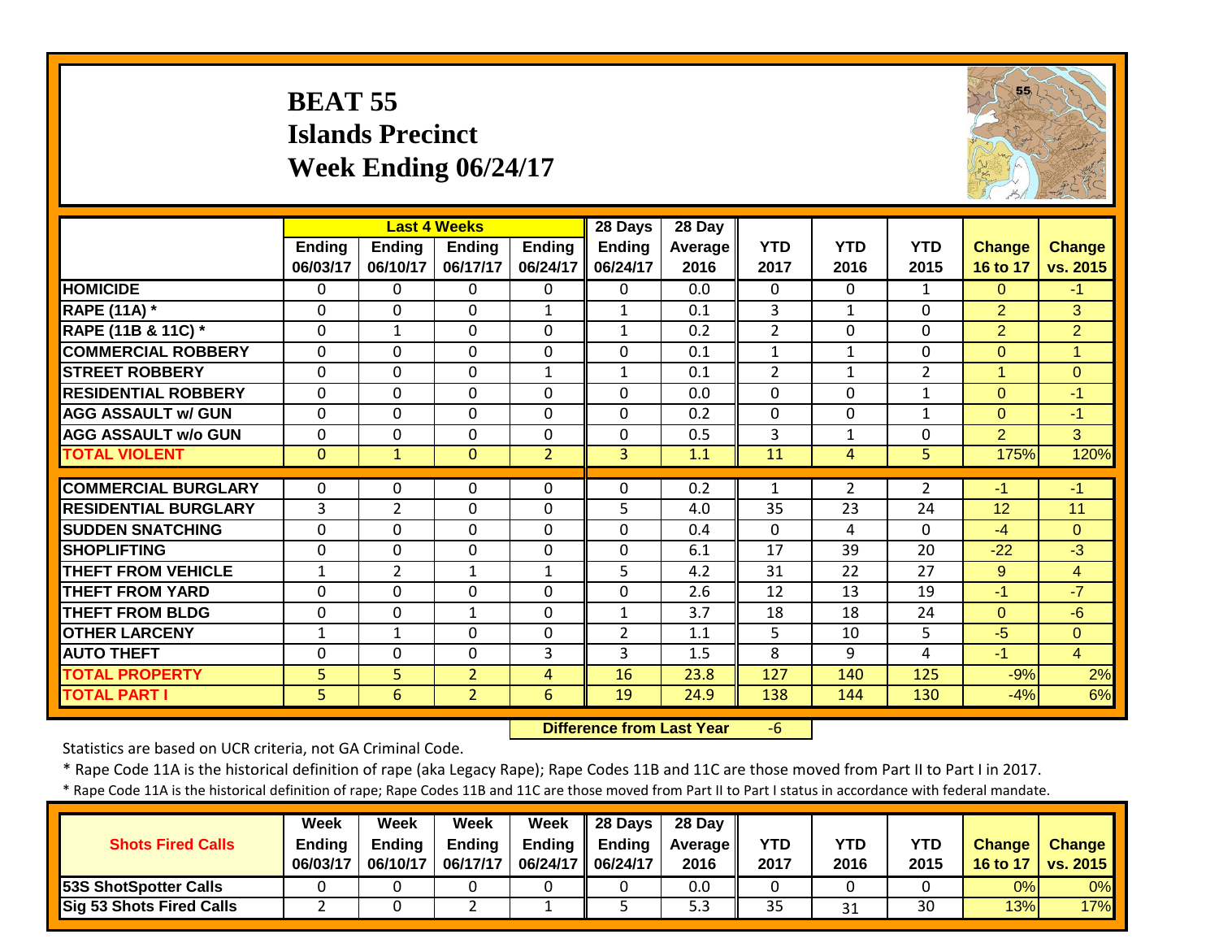# BEAT 55
# Islands Precinct
# Week Ending 06/24/17

| | Last 4 Weeks | | | | 28 Days | 28 Day | | | | | |
|---|---|---|---|---|---|---|---|---|---|---|---|
| | Ending 06/03/17 | Ending 06/10/17 | Ending 06/17/17 | Ending 06/24/17 | Ending 06/24/17 | Average 2016 | YTD 2017 | YTD 2016 | YTD 2015 | Change 16 to 17 | Change vs. 2015 |
| HOMICIDE | 0 | 0 | 0 | 0 | 0 | 0.0 | 0 | 0 | 1 | 0 | -1 |
| RAPE (11A) * | 0 | 0 | 0 | 1 | 1 | 0.1 | 3 | 1 | 0 | 2 | 3 |
| RAPE (11B & 11C) * | 0 | 1 | 0 | 0 | 1 | 0.2 | 2 | 0 | 0 | 2 | 2 |
| COMMERCIAL ROBBERY | 0 | 0 | 0 | 0 | 0 | 0.1 | 1 | 1 | 0 | 0 | 1 |
| STREET ROBBERY | 0 | 0 | 0 | 1 | 1 | 0.1 | 2 | 1 | 2 | 1 | 0 |
| RESIDENTIAL ROBBERY | 0 | 0 | 0 | 0 | 0 | 0.0 | 0 | 0 | 1 | 0 | -1 |
| AGG ASSAULT w/ GUN | 0 | 0 | 0 | 0 | 0 | 0.2 | 0 | 0 | 1 | 0 | -1 |
| AGG ASSAULT w/o GUN | 0 | 0 | 0 | 0 | 0 | 0.5 | 3 | 1 | 0 | 2 | 3 |
| TOTAL VIOLENT | 0 | 1 | 0 | 2 | 3 | 1.1 | 11 | 4 | 5 | 175% | 120% |
| COMMERCIAL BURGLARY | 0 | 0 | 0 | 0 | 0 | 0.2 | 1 | 2 | 2 | -1 | -1 |
| RESIDENTIAL BURGLARY | 3 | 2 | 0 | 0 | 5 | 4.0 | 35 | 23 | 24 | 12 | 11 |
| SUDDEN SNATCHING | 0 | 0 | 0 | 0 | 0 | 0.4 | 0 | 4 | 0 | -4 | 0 |
| SHOPLIFTING | 0 | 0 | 0 | 0 | 0 | 6.1 | 17 | 39 | 20 | -22 | -3 |
| THEFT FROM VEHICLE | 1 | 2 | 1 | 1 | 5 | 4.2 | 31 | 22 | 27 | 9 | 4 |
| THEFT FROM YARD | 0 | 0 | 0 | 0 | 0 | 2.6 | 12 | 13 | 19 | -1 | -7 |
| THEFT FROM BLDG | 0 | 0 | 1 | 0 | 1 | 3.7 | 18 | 18 | 24 | 0 | -6 |
| OTHER LARCENY | 1 | 1 | 0 | 0 | 2 | 1.1 | 5 | 10 | 5 | -5 | 0 |
| AUTO THEFT | 0 | 0 | 0 | 3 | 3 | 1.5 | 8 | 9 | 4 | -1 | 4 |
| TOTAL PROPERTY | 5 | 5 | 2 | 4 | 16 | 23.8 | 127 | 140 | 125 | -9% | 2% |
| TOTAL PART I | 5 | 6 | 2 | 6 | 19 | 24.9 | 138 | 144 | 130 | -4% | 6% |

**Difference from Last Year** -6

Statistics are based on UCR criteria, not GA Criminal Code.

* Rape Code 11A is the historical definition of rape (aka Legacy Rape); Rape Codes 11B and 11C are those moved from Part II to Part I in 2017.

* Rape Code 11A is the historical definition of rape; Rape Codes 11B and 11C are those moved from Part II to Part I status in accordance with federal mandate.

| Shots Fired Calls | Week Ending 06/03/17 | Week Ending 06/10/17 | Week Ending 06/17/17 | Week Ending 06/24/17 | 28 Days Ending 06/24/17 | 28 Day Average 2016 | YTD 2017 | YTD 2016 | YTD 2015 | Change 16 to 17 | Change vs. 2015 |
|---|---|---|---|---|---|---|---|---|---|---|---|
| 53S ShotSpotter Calls | 0 | 0 | 0 | 0 | 0 | 0.0 | 0 | 0 | 0 | 0% | 0% |
| Sig 53 Shots Fired Calls | 2 | 0 | 2 | 1 | 5 | 5.3 | 35 | 31 | 30 | 13% | 17% |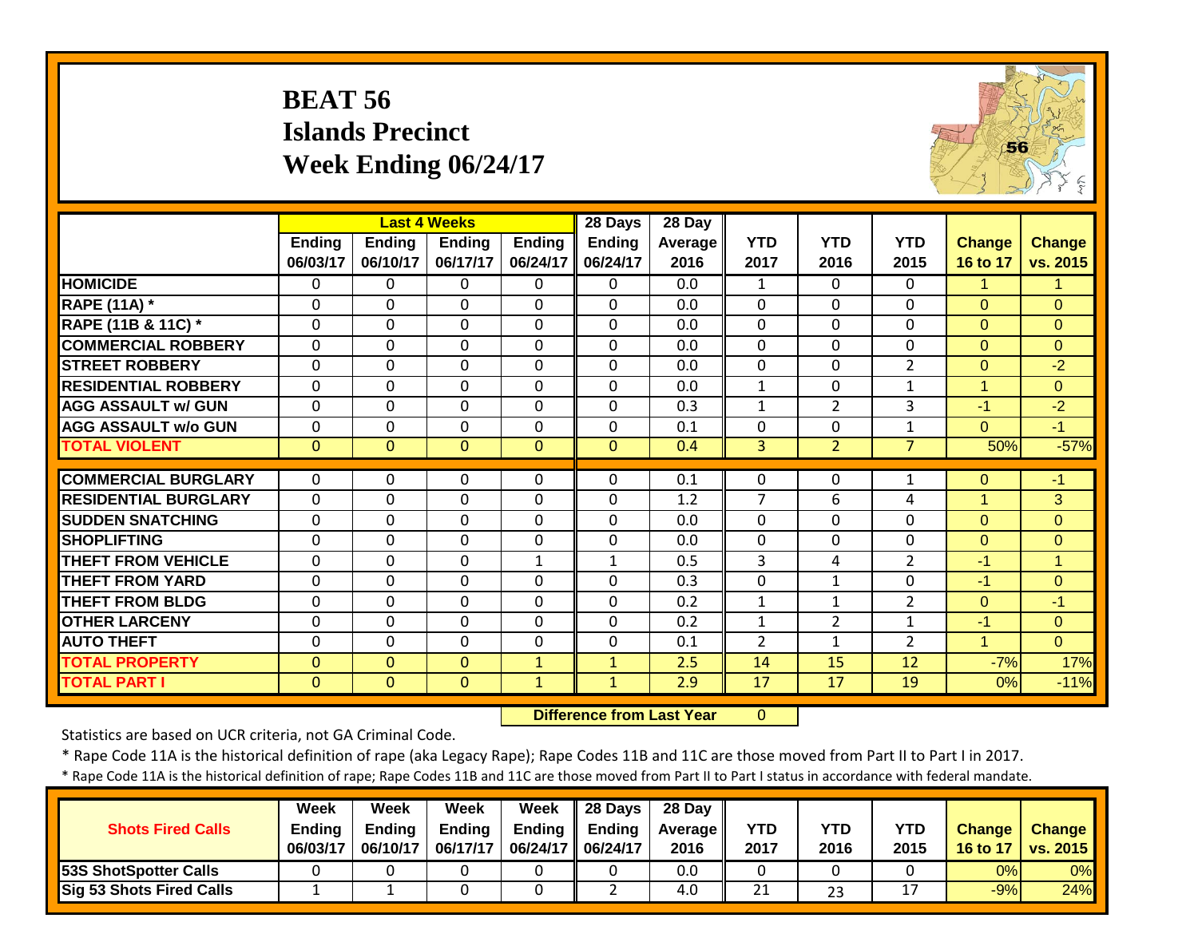# BEAT 56
## Islands Precinct
## Week Ending 06/24/17

| | Last 4 Weeks | | | | 28 Days | 28 Day | | | | | |
|---|---|---|---|---|---|---|---|---|---|---|---|
| | Ending 06/03/17 | Ending 06/10/17 | Ending 06/17/17 | Ending 06/24/17 | Ending 06/24/17 | Average 2016 | YTD 2017 | YTD 2016 | YTD 2015 | Change 16 to 17 | Change vs. 2015 |
| HOMICIDE | 0 | 0 | 0 | 0 | 0 | 0.0 | 1 | 0 | 0 | 1 | 1 |
| RAPE (11A) * | 0 | 0 | 0 | 0 | 0 | 0.0 | 0 | 0 | 0 | 0 | 0 |
| RAPE (11B & 11C) * | 0 | 0 | 0 | 0 | 0 | 0.0 | 0 | 0 | 0 | 0 | 0 |
| COMMERCIAL ROBBERY | 0 | 0 | 0 | 0 | 0 | 0.0 | 0 | 0 | 0 | 0 | 0 |
| STREET ROBBERY | 0 | 0 | 0 | 0 | 0 | 0.0 | 0 | 0 | 2 | 0 | -2 |
| RESIDENTIAL ROBBERY | 0 | 0 | 0 | 0 | 0 | 0.0 | 1 | 0 | 1 | 1 | 0 |
| AGG ASSAULT w/ GUN | 0 | 0 | 0 | 0 | 0 | 0.3 | 1 | 2 | 3 | -1 | -2 |
| AGG ASSAULT w/o GUN | 0 | 0 | 0 | 0 | 0 | 0.1 | 0 | 0 | 1 | 0 | -1 |
| TOTAL VIOLENT | 0 | 0 | 0 | 0 | 0 | 0.4 | 3 | 2 | 7 | 50% | -57% |
| COMMERCIAL BURGLARY | 0 | 0 | 0 | 0 | 0 | 0.1 | 0 | 0 | 1 | 0 | -1 |
| RESIDENTIAL BURGLARY | 0 | 0 | 0 | 0 | 0 | 1.2 | 7 | 6 | 4 | 1 | 3 |
| SUDDEN SNATCHING | 0 | 0 | 0 | 0 | 0 | 0.0 | 0 | 0 | 0 | 0 | 0 |
| SHOPLIFTING | 0 | 0 | 0 | 0 | 0 | 0.0 | 0 | 0 | 0 | 0 | 0 |
| THEFT FROM VEHICLE | 0 | 0 | 0 | 1 | 1 | 0.5 | 3 | 4 | 2 | -1 | 1 |
| THEFT FROM YARD | 0 | 0 | 0 | 0 | 0 | 0.3 | 0 | 1 | 0 | -1 | 0 |
| THEFT FROM BLDG | 0 | 0 | 0 | 0 | 0 | 0.2 | 1 | 1 | 2 | 0 | -1 |
| OTHER LARCENY | 0 | 0 | 0 | 0 | 0 | 0.2 | 1 | 2 | 1 | -1 | 0 |
| AUTO THEFT | 0 | 0 | 0 | 0 | 0 | 0.1 | 2 | 1 | 2 | 1 | 0 |
| TOTAL PROPERTY | 0 | 0 | 0 | 1 | 1 | 2.5 | 14 | 15 | 12 | -7% | 17% |
| TOTAL PART I | 0 | 0 | 0 | 1 | 1 | 2.9 | 17 | 17 | 19 | 0% | -11% |

**Difference from Last Year** 0

Statistics are based on UCR criteria, not GA Criminal Code.

* Rape Code 11A is the historical definition of rape (aka Legacy Rape); Rape Codes 11B and 11C are those moved from Part II to Part I in 2017.

* Rape Code 11A is the historical definition of rape; Rape Codes 11B and 11C are those moved from Part II to Part I status in accordance with federal mandate.

| Shots Fired Calls | Week Ending 06/03/17 | Week Ending 06/10/17 | Week Ending 06/17/17 | Week Ending 06/24/17 | 28 Days Ending 06/24/17 | 28 Day Average 2016 | YTD 2017 | YTD 2016 | YTD 2015 | Change 16 to 17 | Change vs. 2015 |
|---|---|---|---|---|---|---|---|---|---|---|---|
| 53S ShotSpotter Calls | 0 | 0 | 0 | 0 | 0 | 0.0 | 0 | 0 | 0 | 0% | 0% |
| Sig 53 Shots Fired Calls | 1 | 1 | 0 | 0 | 2 | 4.0 | 21 | 23 | 17 | -9% | 24% |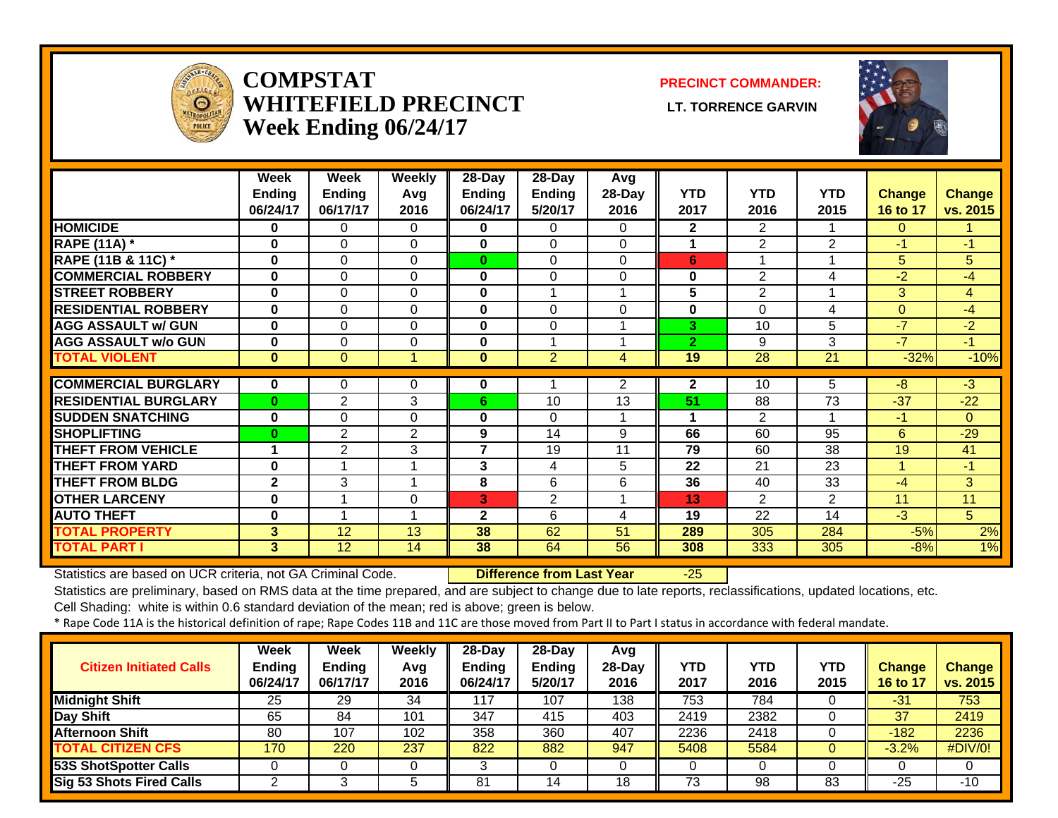# COMPSTAT
# WHITEFIELD PRECINCT
# Week Ending 06/24/17

**PRECINCT COMMANDER:**

**LT. TORRENCE GARVIN**

| | Week Ending 06/24/17 | Week Ending 06/17/17 | Weekly Avg 2016 | 28-Day Ending 06/24/17 | 28-Day Ending 5/20/17 | Avg 28-Day 2016 | YTD 2017 | YTD 2016 | YTD 2015 | Change 16 to 17 | Change vs. 2015 |
|---|---|---|---|---|---|---|---|---|---|---|---|
| HOMICIDE | 0 | 0 | 0 | 0 | 0 | 0 | 2 | 2 | 1 | 0 | 1 |
| RAPE (11A) * | 0 | 0 | 0 | 0 | 0 | 0 | 1 | 2 | 2 | -1 | -1 |
| RAPE (11B & 11C) * | 0 | 0 | 0 | 0 | 0 | 0 | 6 | 1 | 1 | 5 | 5 |
| COMMERCIAL ROBBERY | 0 | 0 | 0 | 0 | 0 | 0 | 0 | 2 | 4 | -2 | -4 |
| STREET ROBBERY | 0 | 0 | 0 | 0 | 1 | 1 | 5 | 2 | 1 | 3 | 4 |
| RESIDENTIAL ROBBERY | 0 | 0 | 0 | 0 | 0 | 0 | 0 | 0 | 4 | 0 | -4 |
| AGG ASSAULT w/ GUN | 0 | 0 | 0 | 0 | 0 | 1 | 3 | 10 | 5 | -7 | -2 |
| AGG ASSAULT w/o GUN | 0 | 0 | 0 | 0 | 1 | 1 | 2 | 9 | 3 | -7 | -1 |
| TOTAL VIOLENT | 0 | 0 | 1 | 0 | 2 | 4 | 19 | 28 | 21 | -32% | -10% |
| COMMERCIAL BURGLARY | 0 | 0 | 0 | 0 | 1 | 2 | 2 | 10 | 5 | -8 | -3 |
| RESIDENTIAL BURGLARY | 0 | 2 | 3 | 6 | 10 | 13 | 51 | 88 | 73 | -37 | -22 |
| SUDDEN SNATCHING | 0 | 0 | 0 | 0 | 0 | 1 | 1 | 2 | 1 | -1 | 0 |
| SHOPLIFTING | 0 | 2 | 2 | 9 | 14 | 9 | 66 | 60 | 95 | 6 | -29 |
| THEFT FROM VEHICLE | 1 | 2 | 3 | 7 | 19 | 11 | 79 | 60 | 38 | 19 | 41 |
| THEFT FROM YARD | 0 | 1 | 1 | 3 | 4 | 5 | 22 | 21 | 23 | 1 | -1 |
| THEFT FROM BLDG | 2 | 3 | 1 | 8 | 6 | 6 | 36 | 40 | 33 | -4 | 3 |
| OTHER LARCENY | 0 | 1 | 0 | 3 | 2 | 1 | 13 | 2 | 2 | 11 | 11 |
| AUTO THEFT | 0 | 1 | 1 | 2 | 6 | 4 | 19 | 22 | 14 | -3 | 5 |
| TOTAL PROPERTY | 3 | 12 | 13 | 38 | 62 | 51 | 289 | 305 | 284 | -5% | 2% |
| TOTAL PART I | 3 | 12 | 14 | 38 | 64 | 56 | 308 | 333 | 305 | -8% | 1% |

Statistics are based on UCR criteria, not GA Criminal Code. **Difference from Last Year** -25

Statistics are preliminary, based on RMS data at the time prepared, and are subject to change due to late reports, reclassifications, updated locations, etc.

Cell Shading: white is within 0.6 standard deviation of the mean; red is above; green is below.

* Rape Code 11A is the historical definition of rape; Rape Codes 11B and 11C are those moved from Part II to Part I status in accordance with federal mandate.

| Citizen Initiated Calls | Week Ending 06/24/17 | Week Ending 06/17/17 | Weekly Avg 2016 | 28-Day Ending 06/24/17 | 28-Day Ending 5/20/17 | Avg 28-Day 2016 | YTD 2017 | YTD 2016 | YTD 2015 | Change 16 to 17 | Change vs. 2015 |
|---|---|---|---|---|---|---|---|---|---|---|---|
| Midnight Shift | 25 | 29 | 34 | 117 | 107 | 138 | 753 | 784 | 0 | -31 | 753 |
| Day Shift | 65 | 84 | 101 | 347 | 415 | 403 | 2419 | 2382 | 0 | 37 | 2419 |
| Afternoon Shift | 80 | 107 | 102 | 358 | 360 | 407 | 2236 | 2418 | 0 | -182 | 2236 |
| TOTAL CITIZEN CFS | 170 | 220 | 237 | 822 | 882 | 947 | 5408 | 5584 | 0 | -3.2% | #DIV/0! |
| 53S ShotSpotter Calls | 0 | 0 | 0 | 3 | 0 | 0 | 0 | 0 | 0 | 0 | 0 |
| Sig 53 Shots Fired Calls | 2 | 3 | 5 | 81 | 14 | 18 | 73 | 98 | 83 | -25 | -10 |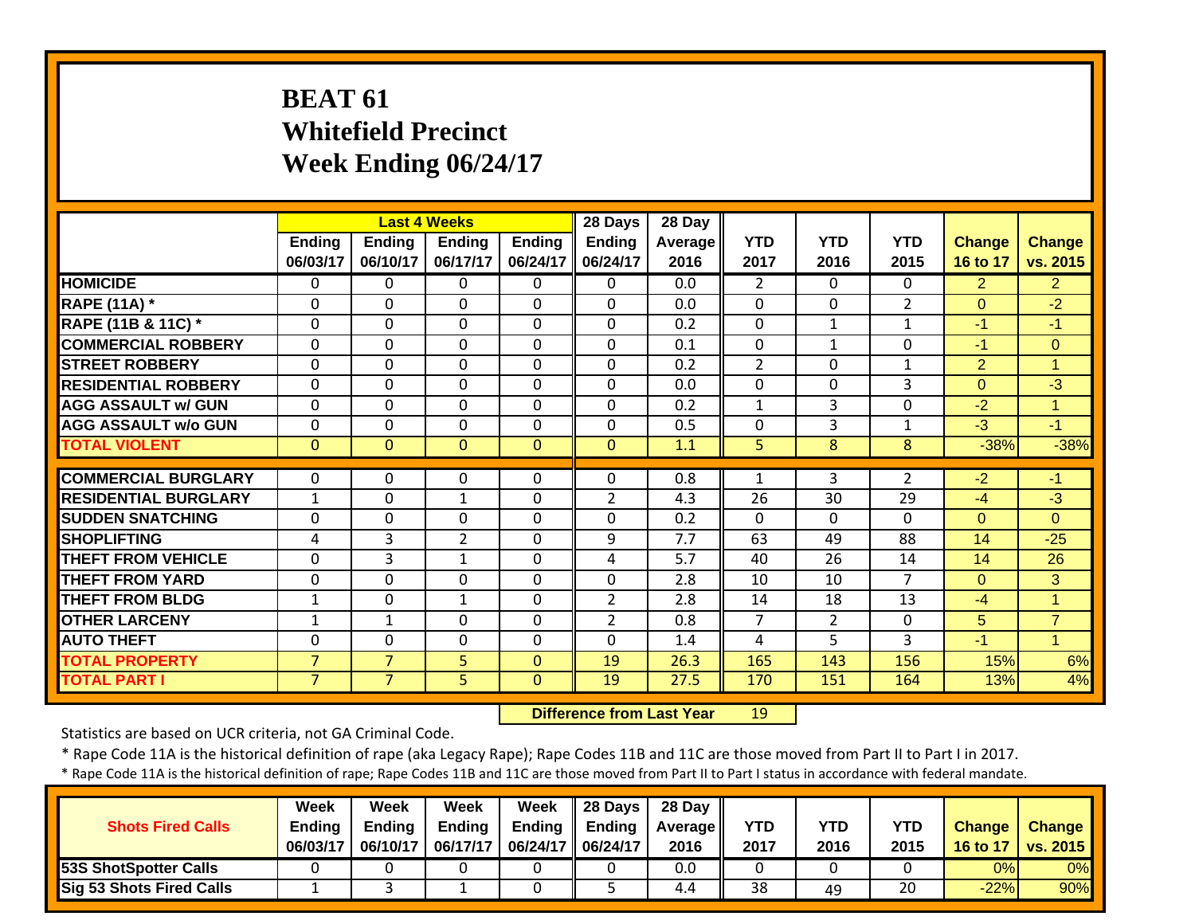# BEAT 61
# Whitefield Precinct
# Week Ending 06/24/17

| | Last 4 Weeks | | | | 28 Days | 28 Day | | | | | |
|---|---|---|---|---|---|---|---|---|---|---|---|
| | Ending 06/03/17 | Ending 06/10/17 | Ending 06/17/17 | Ending 06/24/17 | Ending 06/24/17 | Average 2016 | YTD 2017 | YTD 2016 | YTD 2015 | Change 16 to 17 | Change vs. 2015 |
| HOMICIDE | 0 | 0 | 0 | 0 | 0 | 0.0 | 2 | 0 | 0 | 2 | 2 |
| RAPE (11A) * | 0 | 0 | 0 | 0 | 0 | 0.0 | 0 | 0 | 2 | 0 | -2 |
| RAPE (11B & 11C) * | 0 | 0 | 0 | 0 | 0 | 0.2 | 0 | 1 | 1 | -1 | -1 |
| COMMERCIAL ROBBERY | 0 | 0 | 0 | 0 | 0 | 0.1 | 0 | 1 | 0 | -1 | 0 |
| STREET ROBBERY | 0 | 0 | 0 | 0 | 0 | 0.2 | 2 | 0 | 1 | 2 | 1 |
| RESIDENTIAL ROBBERY | 0 | 0 | 0 | 0 | 0 | 0.0 | 0 | 0 | 3 | 0 | -3 |
| AGG ASSAULT w/ GUN | 0 | 0 | 0 | 0 | 0 | 0.2 | 1 | 3 | 0 | -2 | 1 |
| AGG ASSAULT w/o GUN | 0 | 0 | 0 | 0 | 0 | 0.5 | 0 | 3 | 1 | -3 | -1 |
| TOTAL VIOLENT | 0 | 0 | 0 | 0 | 0 | 1.1 | 5 | 8 | 8 | -38% | -38% |
| COMMERCIAL BURGLARY | 0 | 0 | 0 | 0 | 0 | 0.8 | 1 | 3 | 2 | -2 | -1 |
| RESIDENTIAL BURGLARY | 1 | 0 | 1 | 0 | 2 | 4.3 | 26 | 30 | 29 | -4 | -3 |
| SUDDEN SNATCHING | 0 | 0 | 0 | 0 | 0 | 0.2 | 0 | 0 | 0 | 0 | 0 |
| SHOPLIFTING | 4 | 3 | 2 | 0 | 9 | 7.7 | 63 | 49 | 88 | 14 | -25 |
| THEFT FROM VEHICLE | 0 | 3 | 1 | 0 | 4 | 5.7 | 40 | 26 | 14 | 14 | 26 |
| THEFT FROM YARD | 0 | 0 | 0 | 0 | 0 | 2.8 | 10 | 10 | 7 | 0 | 3 |
| THEFT FROM BLDG | 1 | 0 | 1 | 0 | 2 | 2.8 | 14 | 18 | 13 | -4 | 1 |
| OTHER LARCENY | 1 | 1 | 0 | 0 | 2 | 0.8 | 7 | 2 | 0 | 5 | 7 |
| AUTO THEFT | 0 | 0 | 0 | 0 | 0 | 1.4 | 4 | 5 | 3 | -1 | 1 |
| TOTAL PROPERTY | 7 | 7 | 5 | 0 | 19 | 26.3 | 165 | 143 | 156 | 15% | 6% |
| TOTAL PART I | 7 | 7 | 5 | 0 | 19 | 27.5 | 170 | 151 | 164 | 13% | 4% |

**Difference from Last Year** 19

Statistics are based on UCR criteria, not GA Criminal Code.

* Rape Code 11A is the historical definition of rape (aka Legacy Rape); Rape Codes 11B and 11C are those moved from Part II to Part I in 2017.

* Rape Code 11A is the historical definition of rape; Rape Codes 11B and 11C are those moved from Part II to Part I status in accordance with federal mandate.

| Shots Fired Calls | Week Ending 06/03/17 | Week Ending 06/10/17 | Week Ending 06/17/17 | Week Ending 06/24/17 | 28 Days Ending 06/24/17 | 28 Day Average 2016 | YTD 2017 | YTD 2016 | YTD 2015 | Change 16 to 17 | Change vs. 2015 |
|---|---|---|---|---|---|---|---|---|---|---|---|
| 53S ShotSpotter Calls | 0 | 0 | 0 | 0 | 0 | 0.0 | 0 | 0 | 0 | 0% | 0% |
| Sig 53 Shots Fired Calls | 1 | 3 | 1 | 0 | 5 | 4.4 | 38 | 49 | 20 | -22% | 90% |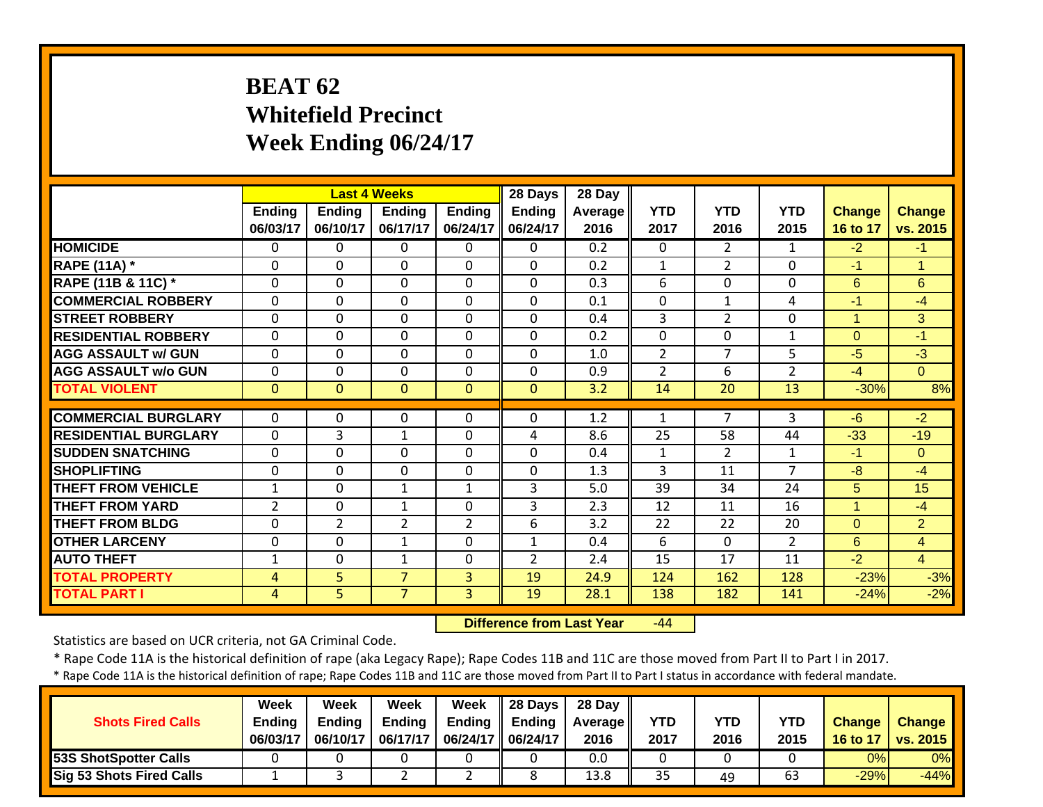# BEAT 62
# Whitefield Precinct
# Week Ending 06/24/17

| | Last 4 Weeks | | | | 28 Days | 28 Day | | | | | |
|---|---|---|---|---|---|---|---|---|---|---|---|
| | Ending 06/03/17 | Ending 06/10/17 | Ending 06/17/17 | Ending 06/24/17 | Ending 06/24/17 | Average 2016 | YTD 2017 | YTD 2016 | YTD 2015 | Change 16 to 17 | Change vs. 2015 |
| HOMICIDE | 0 | 0 | 0 | 0 | 0 | 0.2 | 0 | 2 | 1 | -2 | -1 |
| RAPE (11A) * | 0 | 0 | 0 | 0 | 0 | 0.2 | 1 | 2 | 0 | -1 | 1 |
| RAPE (11B & 11C) * | 0 | 0 | 0 | 0 | 0 | 0.3 | 6 | 0 | 0 | 6 | 6 |
| COMMERCIAL ROBBERY | 0 | 0 | 0 | 0 | 0 | 0.1 | 0 | 1 | 4 | -1 | -4 |
| STREET ROBBERY | 0 | 0 | 0 | 0 | 0 | 0.4 | 3 | 2 | 0 | 1 | 3 |
| RESIDENTIAL ROBBERY | 0 | 0 | 0 | 0 | 0 | 0.2 | 0 | 0 | 1 | 0 | -1 |
| AGG ASSAULT w/ GUN | 0 | 0 | 0 | 0 | 0 | 1.0 | 2 | 7 | 5 | -5 | -3 |
| AGG ASSAULT w/o GUN | 0 | 0 | 0 | 0 | 0 | 0.9 | 2 | 6 | 2 | -4 | 0 |
| TOTAL VIOLENT | 0 | 0 | 0 | 0 | 0 | 3.2 | 14 | 20 | 13 | -30% | 8% |
| COMMERCIAL BURGLARY | 0 | 0 | 0 | 0 | 0 | 1.2 | 1 | 7 | 3 | -6 | -2 |
| RESIDENTIAL BURGLARY | 0 | 3 | 1 | 0 | 4 | 8.6 | 25 | 58 | 44 | -33 | -19 |
| SUDDEN SNATCHING | 0 | 0 | 0 | 0 | 0 | 0.4 | 1 | 2 | 1 | -1 | 0 |
| SHOPLIFTING | 0 | 0 | 0 | 0 | 0 | 1.3 | 3 | 11 | 7 | -8 | -4 |
| THEFT FROM VEHICLE | 1 | 0 | 1 | 1 | 3 | 5.0 | 39 | 34 | 24 | 5 | 15 |
| THEFT FROM YARD | 2 | 0 | 1 | 0 | 3 | 2.3 | 12 | 11 | 16 | 1 | -4 |
| THEFT FROM BLDG | 0 | 2 | 2 | 2 | 6 | 3.2 | 22 | 22 | 20 | 0 | 2 |
| OTHER LARCENY | 0 | 0 | 1 | 0 | 1 | 0.4 | 6 | 0 | 2 | 6 | 4 |
| AUTO THEFT | 1 | 0 | 1 | 0 | 2 | 2.4 | 15 | 17 | 11 | -2 | 4 |
| TOTAL PROPERTY | 4 | 5 | 7 | 3 | 19 | 24.9 | 124 | 162 | 128 | -23% | -3% |
| TOTAL PART I | 4 | 5 | 7 | 3 | 19 | 28.1 | 138 | 182 | 141 | -24% | -2% |

**Difference from Last Year** -44

Statistics are based on UCR criteria, not GA Criminal Code.

* Rape Code 11A is the historical definition of rape (aka Legacy Rape); Rape Codes 11B and 11C are those moved from Part II to Part I in 2017.

* Rape Code 11A is the historical definition of rape; Rape Codes 11B and 11C are those moved from Part II to Part I status in accordance with federal mandate.

| Shots Fired Calls | Week Ending 06/03/17 | Week Ending 06/10/17 | Week Ending 06/17/17 | Week Ending 06/24/17 | 28 Days Ending 06/24/17 | 28 Day Average 2016 | YTD 2017 | YTD 2016 | YTD 2015 | Change 16 to 17 | Change vs. 2015 |
|---|---|---|---|---|---|---|---|---|---|---|---|
| 53S ShotSpotter Calls | 0 | 0 | 0 | 0 | 0 | 0.0 | 0 | 0 | 0 | 0% | 0% |
| Sig 53 Shots Fired Calls | 1 | 3 | 2 | 2 | 8 | 13.8 | 35 | 49 | 63 | -29% | -44% |